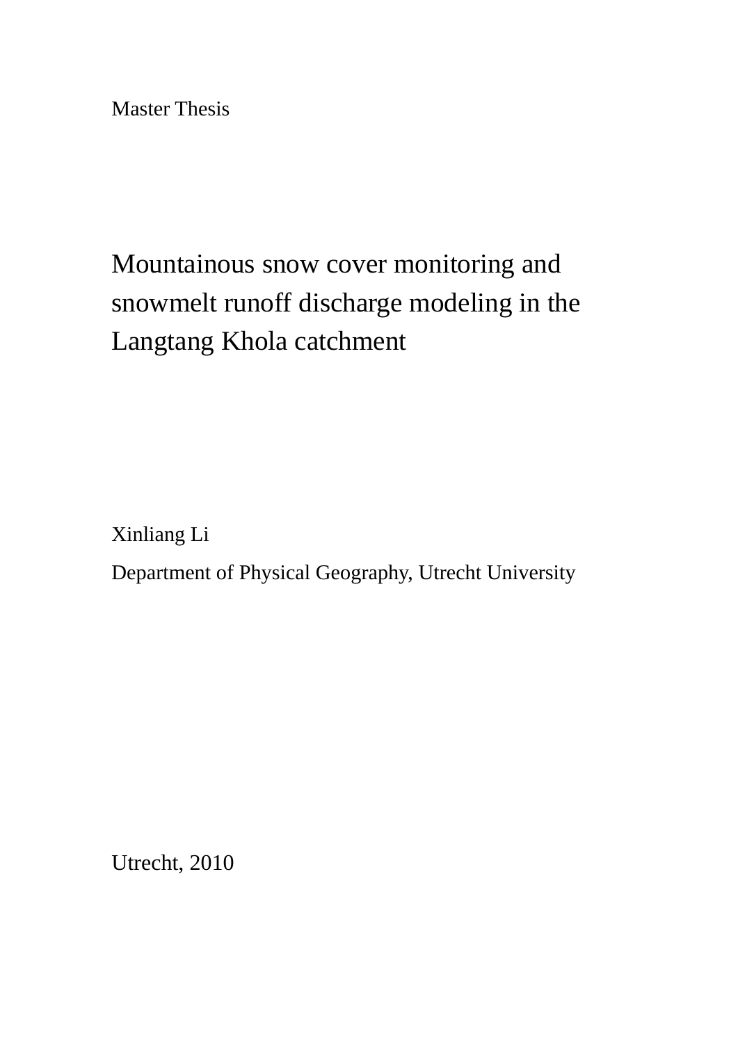Master Thesis

# Mountainous snow cover monitoring and snowmelt runoff discharge modeling in the Langtang Khola catchment

Xinliang Li

Department of Physical Geography, Utrecht University

Utrecht, 2010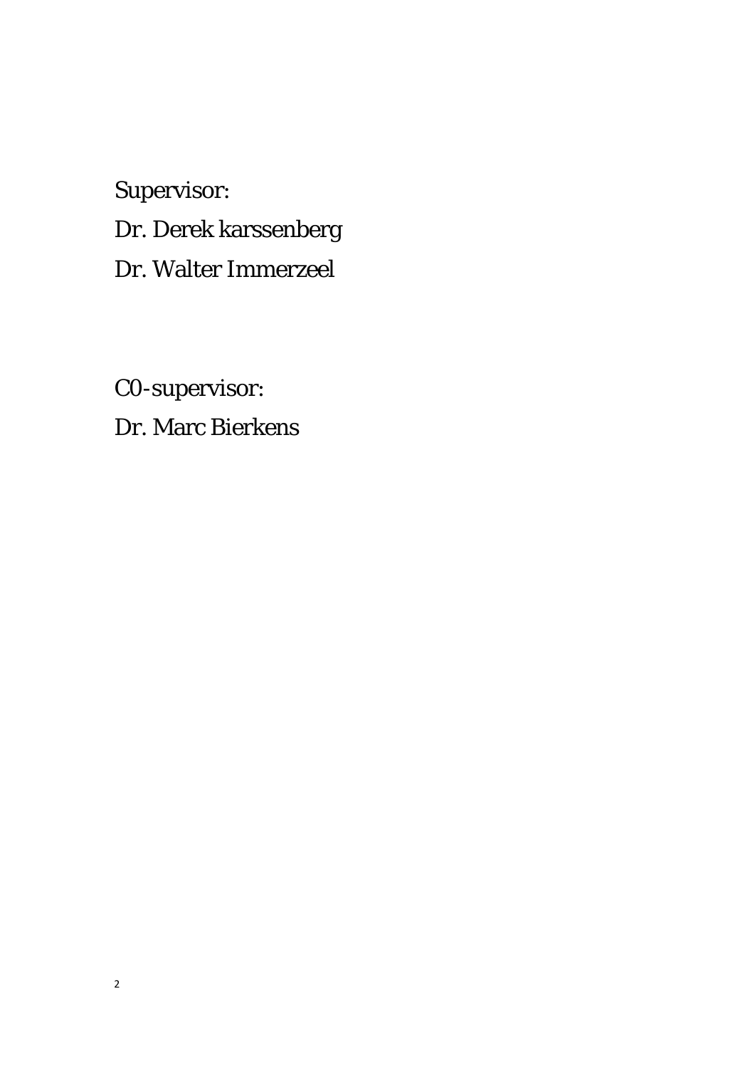Supervisor:

Dr. Derek karssenberg

Dr. Walter Immerzeel

C0-supervisor:

Dr. Marc Bierkens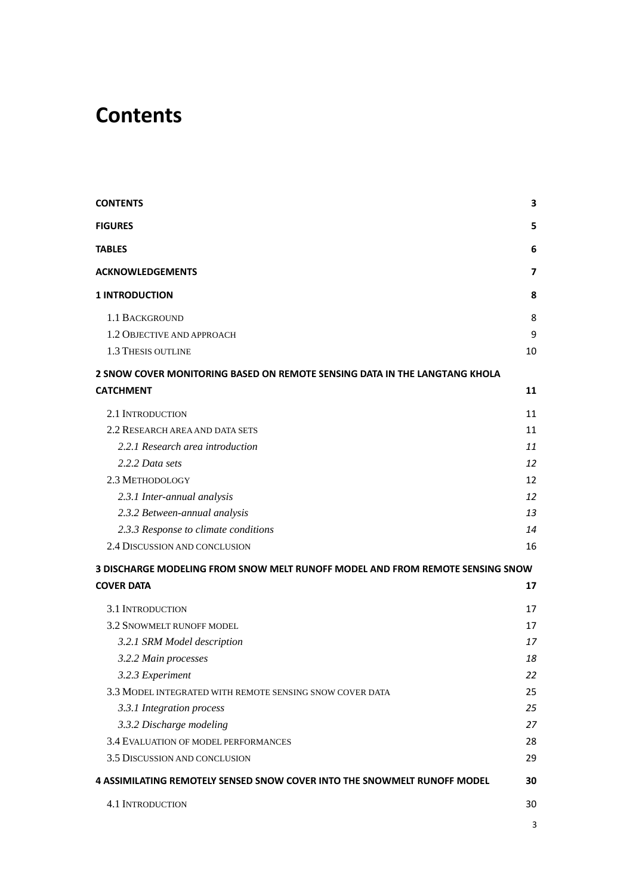# Contents

| | |
|---|---|
| **CONTENTS** | **3** |
| **FIGURES** | **5** |
| **TABLES** | **6** |
| **ACKNOWLEDGEMENTS** | **7** |
| **1 INTRODUCTION** | **8** |
| 1.1 BACKGROUND | 8 |
| 1.2 OBJECTIVE AND APPROACH | 9 |
| 1.3 THESIS OUTLINE | 10 |
| **2 SNOW COVER MONITORING BASED ON REMOTE SENSING DATA IN THE LANGTANG KHOLA CATCHMENT** | **11** |
| 2.1 INTRODUCTION | 11 |
| 2.2 RESEARCH AREA AND DATA SETS | 11 |
| *2.2.1 Research area introduction* | *11* |
| *2.2.2 Data sets* | *12* |
| 2.3 METHODOLOGY | 12 |
| *2.3.1 Inter-annual analysis* | *12* |
| *2.3.2 Between-annual analysis* | *13* |
| *2.3.3 Response to climate conditions* | *14* |
| 2.4 DISCUSSION AND CONCLUSION | 16 |
| **3 DISCHARGE MODELING FROM SNOW MELT RUNOFF MODEL AND FROM REMOTE SENSING SNOW COVER DATA** | **17** |
| 3.1 INTRODUCTION | 17 |
| 3.2 SNOWMELT RUNOFF MODEL | 17 |
| *3.2.1 SRM Model description* | *17* |
| *3.2.2 Main processes* | *18* |
| *3.2.3 Experiment* | *22* |
| 3.3 MODEL INTEGRATED WITH REMOTE SENSING SNOW COVER DATA | 25 |
| *3.3.1 Integration process* | *25* |
| *3.3.2 Discharge modeling* | *27* |
| 3.4 EVALUATION OF MODEL PERFORMANCES | 28 |
| 3.5 DISCUSSION AND CONCLUSION | 29 |
| **4 ASSIMILATING REMOTELY SENSED SNOW COVER INTO THE SNOWMELT RUNOFF MODEL** | **30** |
| 4.1 INTRODUCTION | 30 |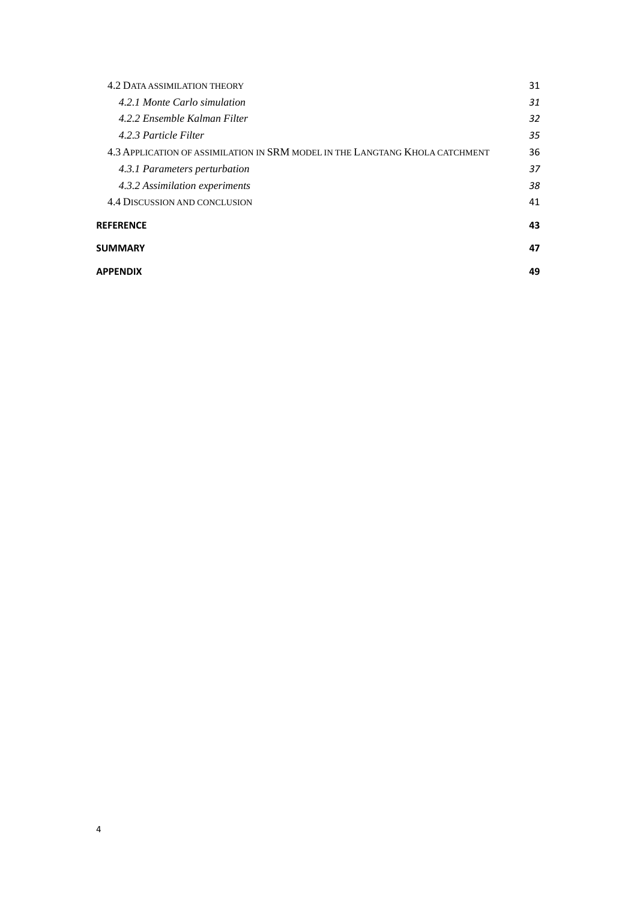| | |
|---|---|
| 4.2 DATA ASSIMILATION THEORY | 31 |
| *4.2.1 Monte Carlo simulation* | *31* |
| *4.2.2 Ensemble Kalman Filter* | *32* |
| *4.2.3 Particle Filter* | *35* |
| 4.3 APPLICATION OF ASSIMILATION IN SRM MODEL IN THE LANGTANG KHOLA CATCHMENT | 36 |
| *4.3.1 Parameters perturbation* | *37* |
| *4.3.2 Assimilation experiments* | *38* |
| 4.4 DISCUSSION AND CONCLUSION | 41 |
| **REFERENCE** | **43** |
| **SUMMARY** | **47** |
| **APPENDIX** | **49** |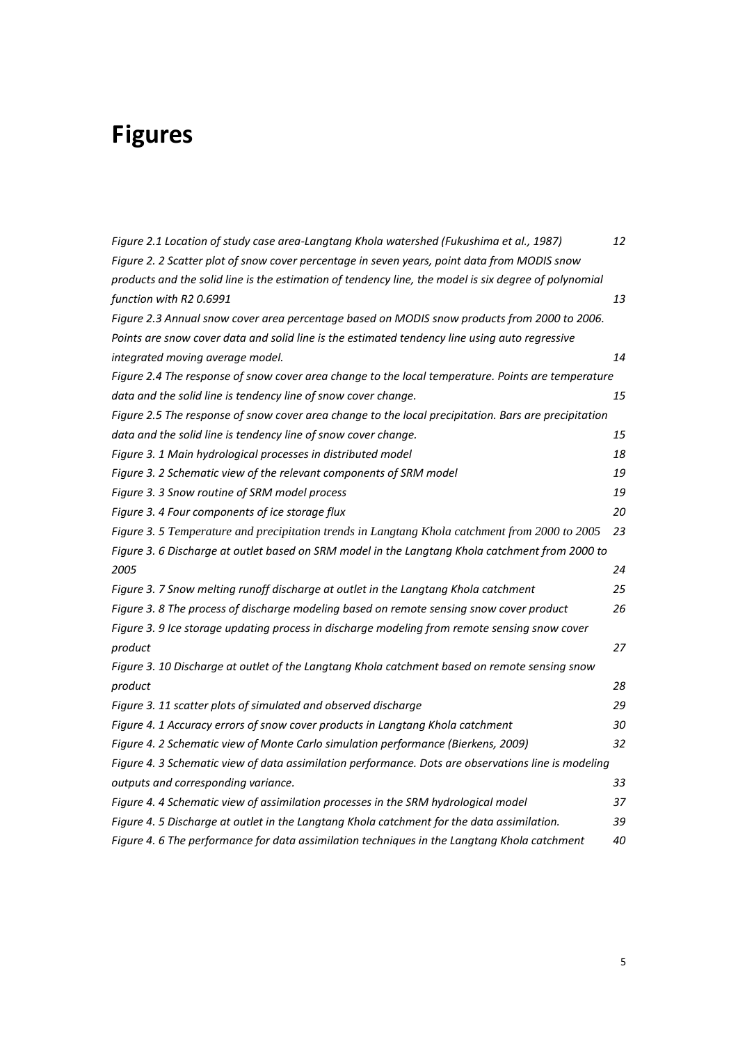# Figures

*Figure 2.1 Location of study case area-Langtang Khola watershed (Fukushima et al., 1987)* 12
*Figure 2. 2 Scatter plot of snow cover percentage in seven years, point data from MODIS snow products and the solid line is the estimation of tendency line, the model is six degree of polynomial function with R2 0.6991* 13
*Figure 2.3 Annual snow cover area percentage based on MODIS snow products from 2000 to 2006. Points are snow cover data and solid line is the estimated tendency line using auto regressive integrated moving average model.* 14
*Figure 2.4 The response of snow cover area change to the local temperature. Points are temperature data and the solid line is tendency line of snow cover change.* 15
*Figure 2.5 The response of snow cover area change to the local precipitation. Bars are precipitation data and the solid line is tendency line of snow cover change.* 15
*Figure 3. 1 Main hydrological processes in distributed model* 18
*Figure 3. 2 Schematic view of the relevant components of SRM model* 19
*Figure 3. 3 Snow routine of SRM model process* 19
*Figure 3. 4 Four components of ice storage flux* 20
*Figure 3. 5 Temperature and precipitation trends in Langtang Khola catchment from 2000 to 2005* 23
*Figure 3. 6 Discharge at outlet based on SRM model in the Langtang Khola catchment from 2000 to 2005* 24
*Figure 3. 7 Snow melting runoff discharge at outlet in the Langtang Khola catchment* 25
*Figure 3. 8 The process of discharge modeling based on remote sensing snow cover product* 26
*Figure 3. 9 Ice storage updating process in discharge modeling from remote sensing snow cover product* 27
*Figure 3. 10 Discharge at outlet of the Langtang Khola catchment based on remote sensing snow product* 28
*Figure 3. 11 scatter plots of simulated and observed discharge* 29
*Figure 4. 1 Accuracy errors of snow cover products in Langtang Khola catchment* 30
*Figure 4. 2 Schematic view of Monte Carlo simulation performance (Bierkens, 2009)* 32
*Figure 4. 3 Schematic view of data assimilation performance. Dots are observations line is modeling outputs and corresponding variance.* 33
*Figure 4. 4 Schematic view of assimilation processes in the SRM hydrological model* 37
*Figure 4. 5 Discharge at outlet in the Langtang Khola catchment for the data assimilation.* 39
*Figure 4. 6 The performance for data assimilation techniques in the Langtang Khola catchment* 40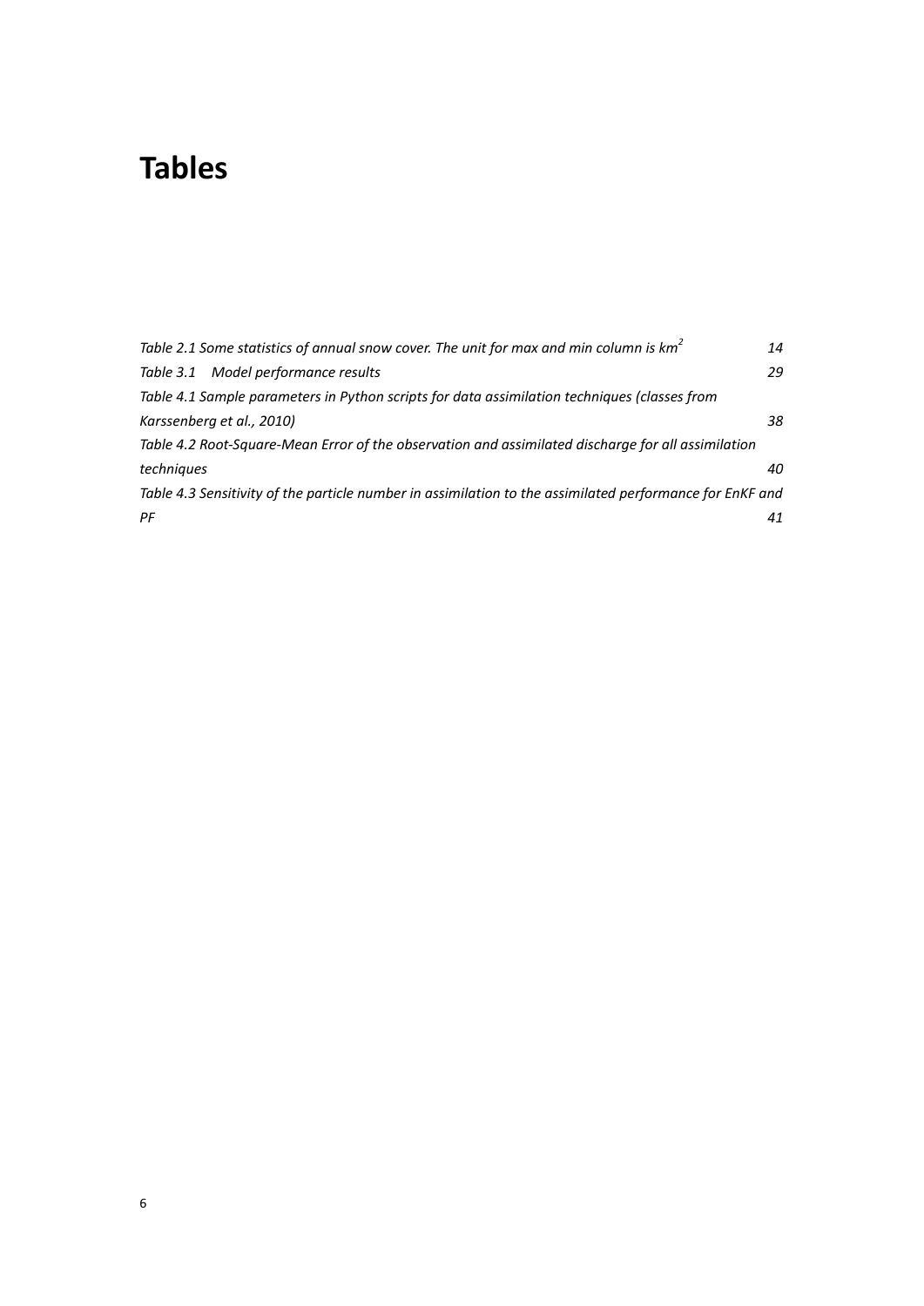# Tables

*Table 2.1 Some statistics of annual snow cover. The unit for max and min column is km$^2$* 14

*Table 3.1 Model performance results* 29

*Table 4.1 Sample parameters in Python scripts for data assimilation techniques (classes from Karssenberg et al., 2010)* 38

*Table 4.2 Root-Square-Mean Error of the observation and assimilated discharge for all assimilation techniques* 40

*Table 4.3 Sensitivity of the particle number in assimilation to the assimilated performance for EnKF and PF* 41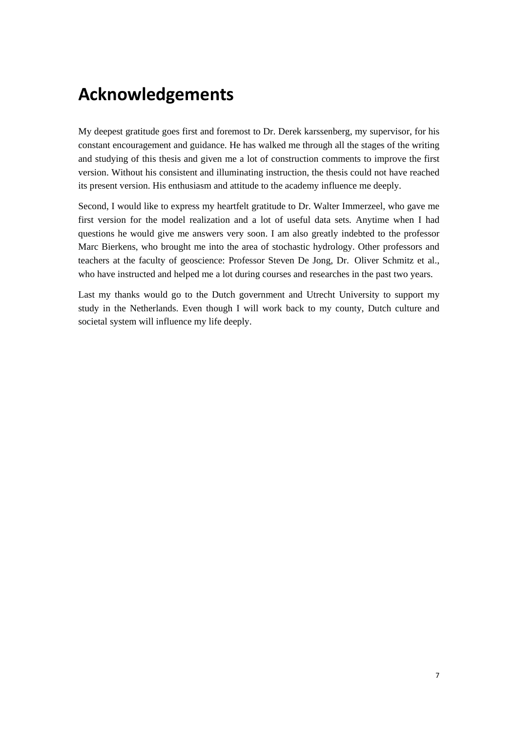# Acknowledgements

My deepest gratitude goes first and foremost to Dr. Derek karssenberg, my supervisor, for his constant encouragement and guidance. He has walked me through all the stages of the writing and studying of this thesis and given me a lot of construction comments to improve the first version. Without his consistent and illuminating instruction, the thesis could not have reached its present version. His enthusiasm and attitude to the academy influence me deeply.

Second, I would like to express my heartfelt gratitude to Dr. Walter Immerzeel, who gave me first version for the model realization and a lot of useful data sets. Anytime when I had questions he would give me answers very soon. I am also greatly indebted to the professor Marc Bierkens, who brought me into the area of stochastic hydrology. Other professors and teachers at the faculty of geoscience: Professor Steven De Jong, Dr. Oliver Schmitz et al., who have instructed and helped me a lot during courses and researches in the past two years.

Last my thanks would go to the Dutch government and Utrecht University to support my study in the Netherlands. Even though I will work back to my county, Dutch culture and societal system will influence my life deeply.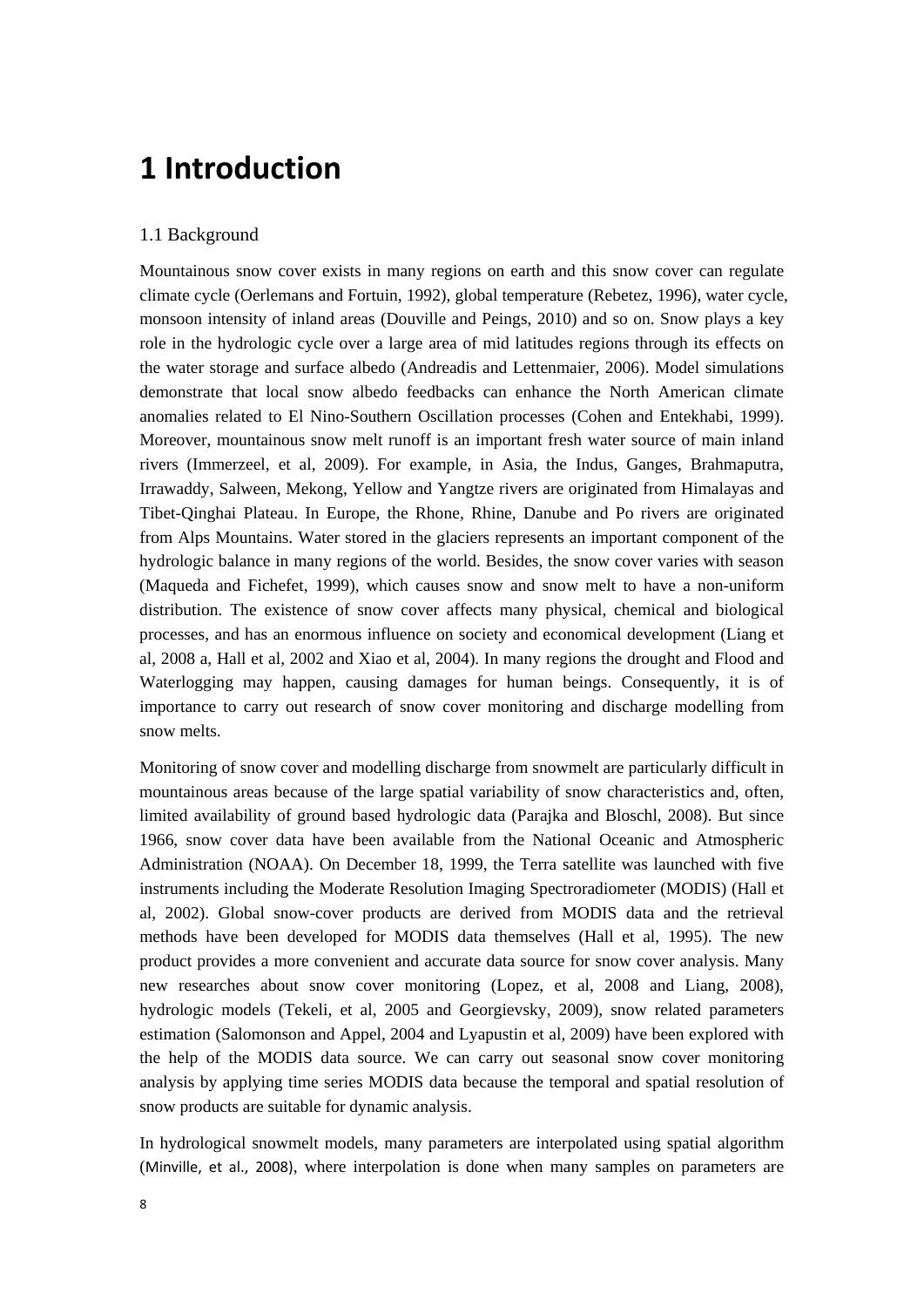# 1 Introduction

## 1.1 Background

Mountainous snow cover exists in many regions on earth and this snow cover can regulate climate cycle (Oerlemans and Fortuin, 1992), global temperature (Rebetez, 1996), water cycle, monsoon intensity of inland areas (Douville and Peings, 2010) and so on. Snow plays a key role in the hydrologic cycle over a large area of mid latitudes regions through its effects on the water storage and surface albedo (Andreadis and Lettenmaier, 2006). Model simulations demonstrate that local snow albedo feedbacks can enhance the North American climate anomalies related to El Nino-Southern Oscillation processes (Cohen and Entekhabi, 1999). Moreover, mountainous snow melt runoff is an important fresh water source of main inland rivers (Immerzeel, et al, 2009). For example, in Asia, the Indus, Ganges, Brahmaputra, Irrawaddy, Salween, Mekong, Yellow and Yangtze rivers are originated from Himalayas and Tibet-Qinghai Plateau. In Europe, the Rhone, Rhine, Danube and Po rivers are originated from Alps Mountains. Water stored in the glaciers represents an important component of the hydrologic balance in many regions of the world. Besides, the snow cover varies with season (Maqueda and Fichefet, 1999), which causes snow and snow melt to have a non-uniform distribution. The existence of snow cover affects many physical, chemical and biological processes, and has an enormous influence on society and economical development (Liang et al, 2008 a, Hall et al, 2002 and Xiao et al, 2004). In many regions the drought and Flood and Waterlogging may happen, causing damages for human beings. Consequently, it is of importance to carry out research of snow cover monitoring and discharge modelling from snow melts.

Monitoring of snow cover and modelling discharge from snowmelt are particularly difficult in mountainous areas because of the large spatial variability of snow characteristics and, often, limited availability of ground based hydrologic data (Parajka and Bloschl, 2008). But since 1966, snow cover data have been available from the National Oceanic and Atmospheric Administration (NOAA). On December 18, 1999, the Terra satellite was launched with five instruments including the Moderate Resolution Imaging Spectroradiometer (MODIS) (Hall et al, 2002). Global snow-cover products are derived from MODIS data and the retrieval methods have been developed for MODIS data themselves (Hall et al, 1995). The new product provides a more convenient and accurate data source for snow cover analysis. Many new researches about snow cover monitoring (Lopez, et al, 2008 and Liang, 2008), hydrologic models (Tekeli, et al, 2005 and Georgievsky, 2009), snow related parameters estimation (Salomonson and Appel, 2004 and Lyapustin et al, 2009) have been explored with the help of the MODIS data source. We can carry out seasonal snow cover monitoring analysis by applying time series MODIS data because the temporal and spatial resolution of snow products are suitable for dynamic analysis.

In hydrological snowmelt models, many parameters are interpolated using spatial algorithm (Minville, et al., 2008), where interpolation is done when many samples on parameters are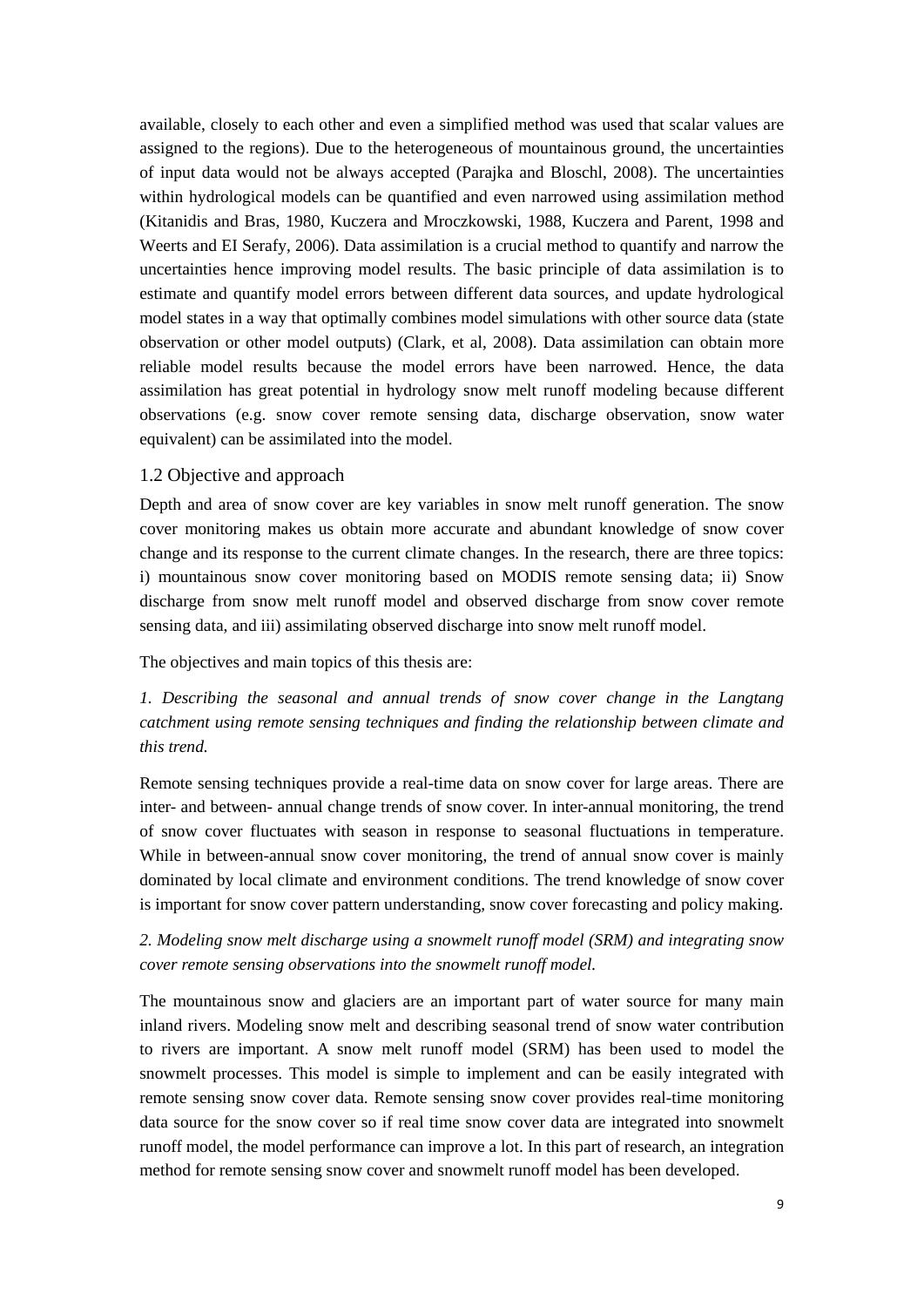available, closely to each other and even a simplified method was used that scalar values are assigned to the regions). Due to the heterogeneous of mountainous ground, the uncertainties of input data would not be always accepted (Parajka and Bloschl, 2008). The uncertainties within hydrological models can be quantified and even narrowed using assimilation method (Kitanidis and Bras, 1980, Kuczera and Mroczkowski, 1988, Kuczera and Parent, 1998 and Weerts and EI Serafy, 2006). Data assimilation is a crucial method to quantify and narrow the uncertainties hence improving model results. The basic principle of data assimilation is to estimate and quantify model errors between different data sources, and update hydrological model states in a way that optimally combines model simulations with other source data (state observation or other model outputs) (Clark, et al, 2008). Data assimilation can obtain more reliable model results because the model errors have been narrowed. Hence, the data assimilation has great potential in hydrology snow melt runoff modeling because different observations (e.g. snow cover remote sensing data, discharge observation, snow water equivalent) can be assimilated into the model.

## 1.2 Objective and approach

Depth and area of snow cover are key variables in snow melt runoff generation. The snow cover monitoring makes us obtain more accurate and abundant knowledge of snow cover change and its response to the current climate changes. In the research, there are three topics: i) mountainous snow cover monitoring based on MODIS remote sensing data; ii) Snow discharge from snow melt runoff model and observed discharge from snow cover remote sensing data, and iii) assimilating observed discharge into snow melt runoff model.

The objectives and main topics of this thesis are:

*1. Describing the seasonal and annual trends of snow cover change in the Langtang catchment using remote sensing techniques and finding the relationship between climate and this trend.*

Remote sensing techniques provide a real-time data on snow cover for large areas. There are inter- and between- annual change trends of snow cover. In inter-annual monitoring, the trend of snow cover fluctuates with season in response to seasonal fluctuations in temperature. While in between-annual snow cover monitoring, the trend of annual snow cover is mainly dominated by local climate and environment conditions. The trend knowledge of snow cover is important for snow cover pattern understanding, snow cover forecasting and policy making.

*2. Modeling snow melt discharge using a snowmelt runoff model (SRM) and integrating snow cover remote sensing observations into the snowmelt runoff model.*

The mountainous snow and glaciers are an important part of water source for many main inland rivers. Modeling snow melt and describing seasonal trend of snow water contribution to rivers are important. A snow melt runoff model (SRM) has been used to model the snowmelt processes. This model is simple to implement and can be easily integrated with remote sensing snow cover data. Remote sensing snow cover provides real-time monitoring data source for the snow cover so if real time snow cover data are integrated into snowmelt runoff model, the model performance can improve a lot. In this part of research, an integration method for remote sensing snow cover and snowmelt runoff model has been developed.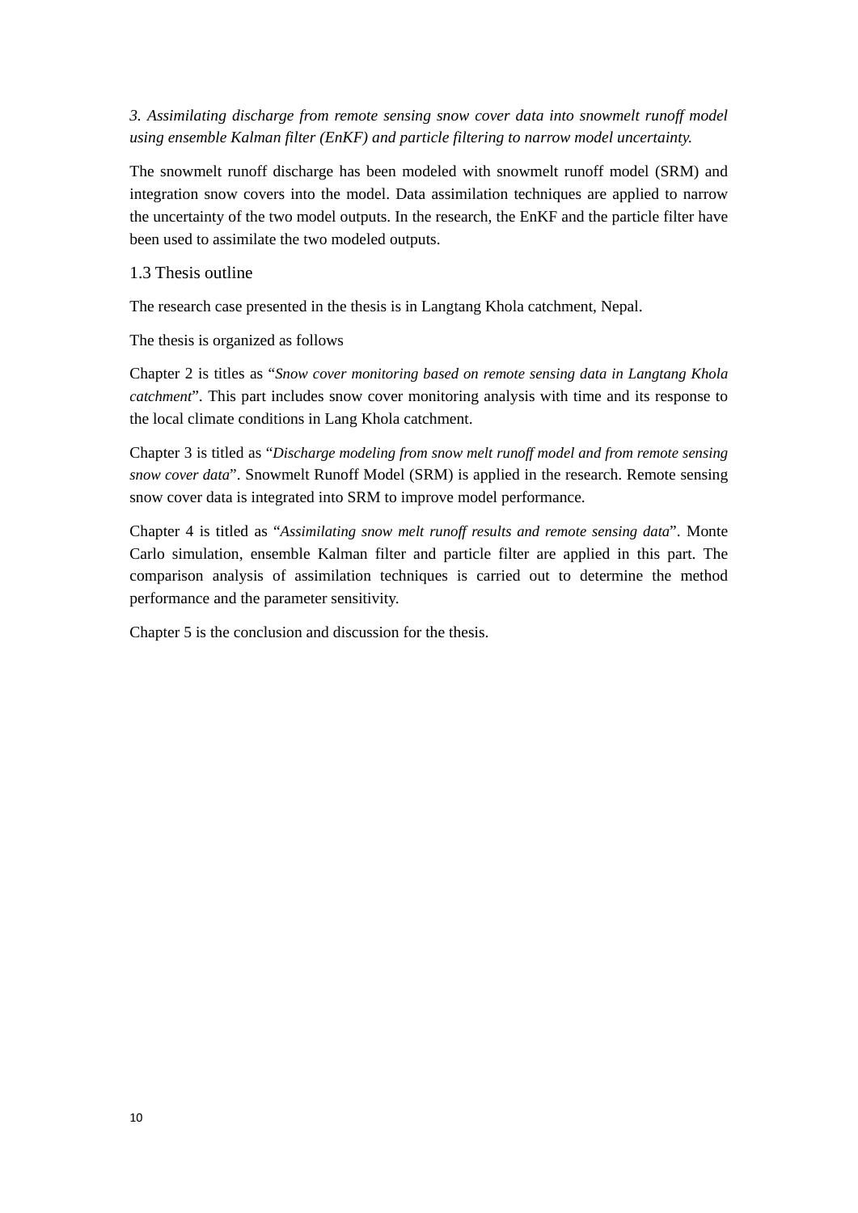*3. Assimilating discharge from remote sensing snow cover data into snowmelt runoff model using ensemble Kalman filter (EnKF) and particle filtering to narrow model uncertainty.*

The snowmelt runoff discharge has been modeled with snowmelt runoff model (SRM) and integration snow covers into the model. Data assimilation techniques are applied to narrow the uncertainty of the two model outputs. In the research, the EnKF and the particle filter have been used to assimilate the two modeled outputs.

## 1.3 Thesis outline

The research case presented in the thesis is in Langtang Khola catchment, Nepal.

The thesis is organized as follows

Chapter 2 is titles as "*Snow cover monitoring based on remote sensing data in Langtang Khola catchment*". This part includes snow cover monitoring analysis with time and its response to the local climate conditions in Lang Khola catchment.

Chapter 3 is titled as "*Discharge modeling from snow melt runoff model and from remote sensing snow cover data*". Snowmelt Runoff Model (SRM) is applied in the research. Remote sensing snow cover data is integrated into SRM to improve model performance.

Chapter 4 is titled as "*Assimilating snow melt runoff results and remote sensing data*". Monte Carlo simulation, ensemble Kalman filter and particle filter are applied in this part. The comparison analysis of assimilation techniques is carried out to determine the method performance and the parameter sensitivity.

Chapter 5 is the conclusion and discussion for the thesis.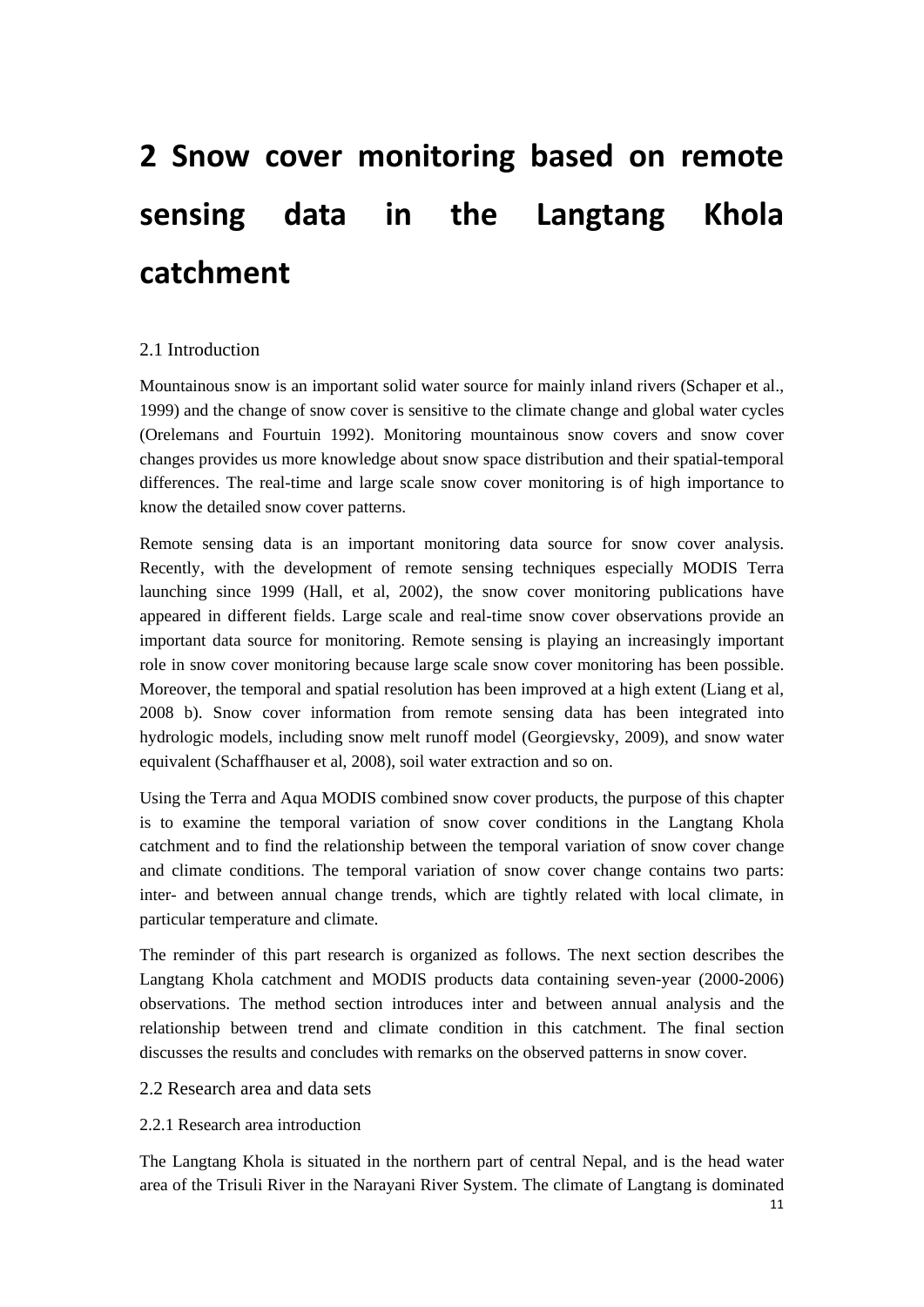# 2 Snow cover monitoring based on remote sensing data in the Langtang Khola catchment

## 2.1 Introduction

Mountainous snow is an important solid water source for mainly inland rivers (Schaper et al., 1999) and the change of snow cover is sensitive to the climate change and global water cycles (Orelemans and Fourtuin 1992). Monitoring mountainous snow covers and snow cover changes provides us more knowledge about snow space distribution and their spatial-temporal differences. The real-time and large scale snow cover monitoring is of high importance to know the detailed snow cover patterns.

Remote sensing data is an important monitoring data source for snow cover analysis. Recently, with the development of remote sensing techniques especially MODIS Terra launching since 1999 (Hall, et al, 2002), the snow cover monitoring publications have appeared in different fields. Large scale and real-time snow cover observations provide an important data source for monitoring. Remote sensing is playing an increasingly important role in snow cover monitoring because large scale snow cover monitoring has been possible. Moreover, the temporal and spatial resolution has been improved at a high extent (Liang et al, 2008 b). Snow cover information from remote sensing data has been integrated into hydrologic models, including snow melt runoff model (Georgievsky, 2009), and snow water equivalent (Schaffhauser et al, 2008), soil water extraction and so on.

Using the Terra and Aqua MODIS combined snow cover products, the purpose of this chapter is to examine the temporal variation of snow cover conditions in the Langtang Khola catchment and to find the relationship between the temporal variation of snow cover change and climate conditions. The temporal variation of snow cover change contains two parts: inter- and between annual change trends, which are tightly related with local climate, in particular temperature and climate.

The reminder of this part research is organized as follows. The next section describes the Langtang Khola catchment and MODIS products data containing seven-year (2000-2006) observations. The method section introduces inter and between annual analysis and the relationship between trend and climate condition in this catchment. The final section discusses the results and concludes with remarks on the observed patterns in snow cover.

## 2.2 Research area and data sets

### 2.2.1 Research area introduction

The Langtang Khola is situated in the northern part of central Nepal, and is the head water area of the Trisuli River in the Narayani River System. The climate of Langtang is dominated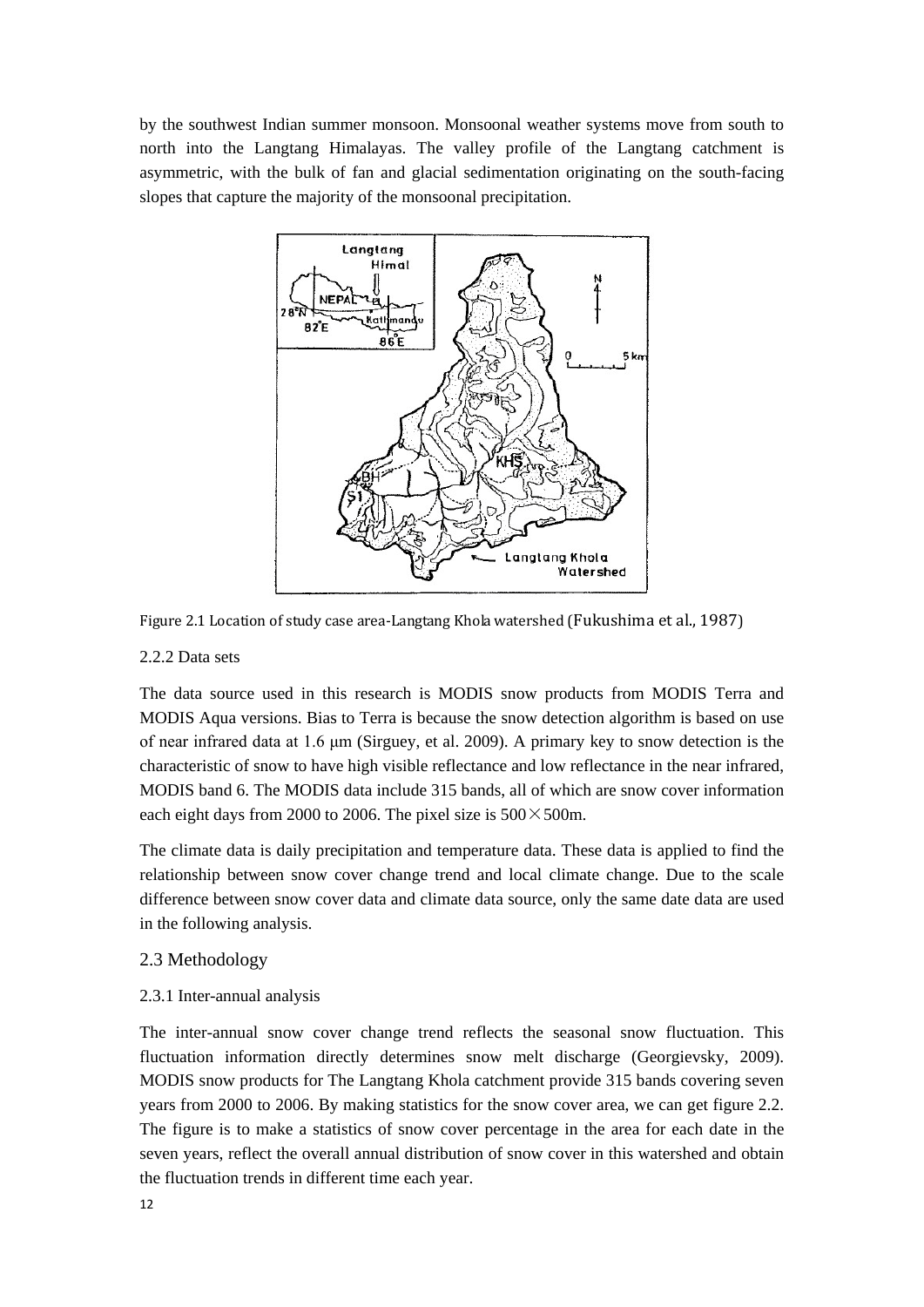by the southwest Indian summer monsoon. Monsoonal weather systems move from south to north into the Langtang Himalayas. The valley profile of the Langtang catchment is asymmetric, with the bulk of fan and glacial sedimentation originating on the south-facing slopes that capture the majority of the monsoonal precipitation.

Figure 2.1 Location of study case area-Langtang Khola watershed (Fukushima et al., 1987)

2.2.2 Data sets

The data source used in this research is MODIS snow products from MODIS Terra and MODIS Aqua versions. Bias to Terra is because the snow detection algorithm is based on use of near infrared data at 1.6 μm (Sirguey, et al. 2009). A primary key to snow detection is the characteristic of snow to have high visible reflectance and low reflectance in the near infrared, MODIS band 6. The MODIS data include 315 bands, all of which are snow cover information each eight days from 2000 to 2006. The pixel size is $500 \times 500$m.

The climate data is daily precipitation and temperature data. These data is applied to find the relationship between snow cover change trend and local climate change. Due to the scale difference between snow cover data and climate data source, only the same date data are used in the following analysis.

## 2.3 Methodology

2.3.1 Inter-annual analysis

The inter-annual snow cover change trend reflects the seasonal snow fluctuation. This fluctuation information directly determines snow melt discharge (Georgievsky, 2009). MODIS snow products for The Langtang Khola catchment provide 315 bands covering seven years from 2000 to 2006. By making statistics for the snow cover area, we can get figure 2.2. The figure is to make a statistics of snow cover percentage in the area for each date in the seven years, reflect the overall annual distribution of snow cover in this watershed and obtain the fluctuation trends in different time each year.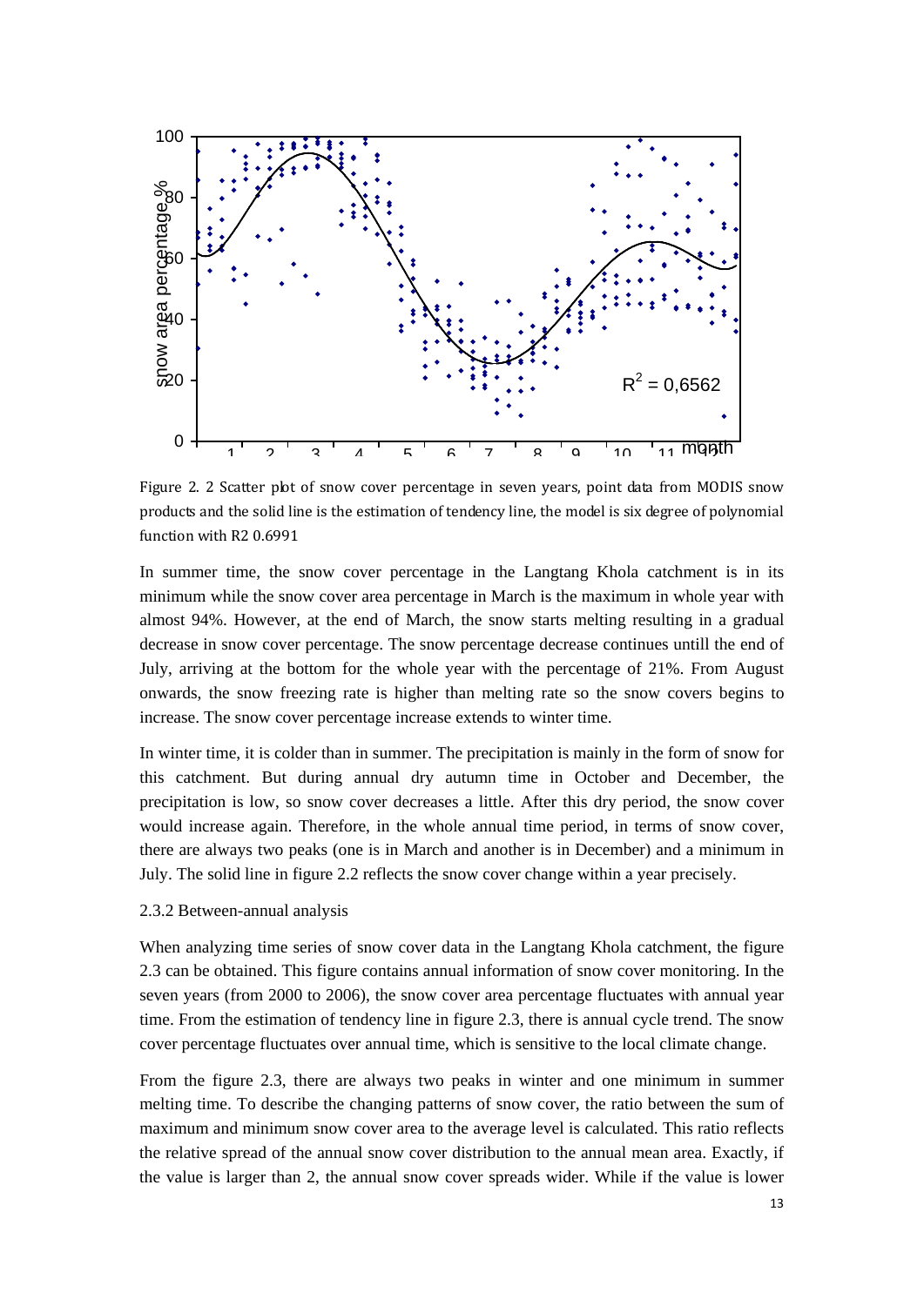Figure 2. 2 Scatter plot of snow cover percentage in seven years, point data from MODIS snow products and the solid line is the estimation of tendency line, the model is six degree of polynomial function with R2 0.6991

In summer time, the snow cover percentage in the Langtang Khola catchment is in its minimum while the snow cover area percentage in March is the maximum in whole year with almost 94%. However, at the end of March, the snow starts melting resulting in a gradual decrease in snow cover percentage. The snow percentage decrease continues untill the end of July, arriving at the bottom for the whole year with the percentage of 21%. From August onwards, the snow freezing rate is higher than melting rate so the snow covers begins to increase. The snow cover percentage increase extends to winter time.

In winter time, it is colder than in summer. The precipitation is mainly in the form of snow for this catchment. But during annual dry autumn time in October and December, the precipitation is low, so snow cover decreases a little. After this dry period, the snow cover would increase again. Therefore, in the whole annual time period, in terms of snow cover, there are always two peaks (one is in March and another is in December) and a minimum in July. The solid line in figure 2.2 reflects the snow cover change within a year precisely.

2.3.2 Between-annual analysis

When analyzing time series of snow cover data in the Langtang Khola catchment, the figure 2.3 can be obtained. This figure contains annual information of snow cover monitoring. In the seven years (from 2000 to 2006), the snow cover area percentage fluctuates with annual year time. From the estimation of tendency line in figure 2.3, there is annual cycle trend. The snow cover percentage fluctuates over annual time, which is sensitive to the local climate change.

From the figure 2.3, there are always two peaks in winter and one minimum in summer melting time. To describe the changing patterns of snow cover, the ratio between the sum of maximum and minimum snow cover area to the average level is calculated. This ratio reflects the relative spread of the annual snow cover distribution to the annual mean area. Exactly, if the value is larger than 2, the annual snow cover spreads wider. While if the value is lower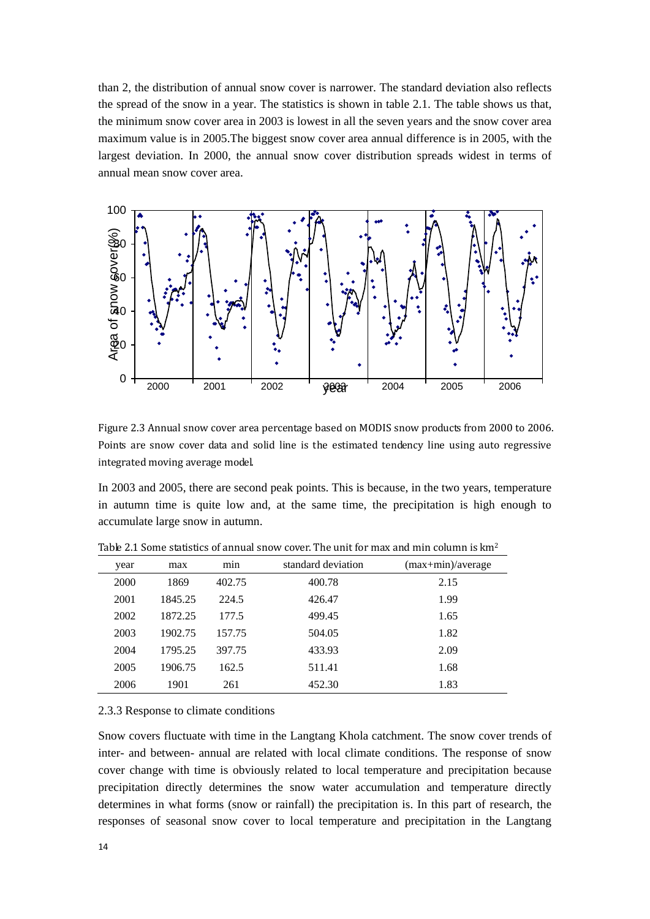than 2, the distribution of annual snow cover is narrower. The standard deviation also reflects the spread of the snow in a year. The statistics is shown in table 2.1. The table shows us that, the minimum snow cover area in 2003 is lowest in all the seven years and the snow cover area maximum value is in 2005.The biggest snow cover area annual difference is in 2005, with the largest deviation. In 2000, the annual snow cover distribution spreads widest in terms of annual mean snow cover area.

Figure 2.3 Annual snow cover area percentage based on MODIS snow products from 2000 to 2006. Points are snow cover data and solid line is the estimated tendency line using auto regressive integrated moving average model.

In 2003 and 2005, there are second peak points. This is because, in the two years, temperature in autumn time is quite low and, at the same time, the precipitation is high enough to accumulate large snow in autumn.

Table 2.1 Some statistics of annual snow cover. The unit for max and min column is km$^2$

| year | max | min | standard deviation | (max+min)/average |
|---|---|---|---|---|
| 2000 | 1869 | 402.75 | 400.78 | 2.15 |
| 2001 | 1845.25 | 224.5 | 426.47 | 1.99 |
| 2002 | 1872.25 | 177.5 | 499.45 | 1.65 |
| 2003 | 1902.75 | 157.75 | 504.05 | 1.82 |
| 2004 | 1795.25 | 397.75 | 433.93 | 2.09 |
| 2005 | 1906.75 | 162.5 | 511.41 | 1.68 |
| 2006 | 1901 | 261 | 452.30 | 1.83 |

2.3.3 Response to climate conditions

Snow covers fluctuate with time in the Langtang Khola catchment. The snow cover trends of inter- and between- annual are related with local climate conditions. The response of snow cover change with time is obviously related to local temperature and precipitation because precipitation directly determines the snow water accumulation and temperature directly determines in what forms (snow or rainfall) the precipitation is. In this part of research, the responses of seasonal snow cover to local temperature and precipitation in the Langtang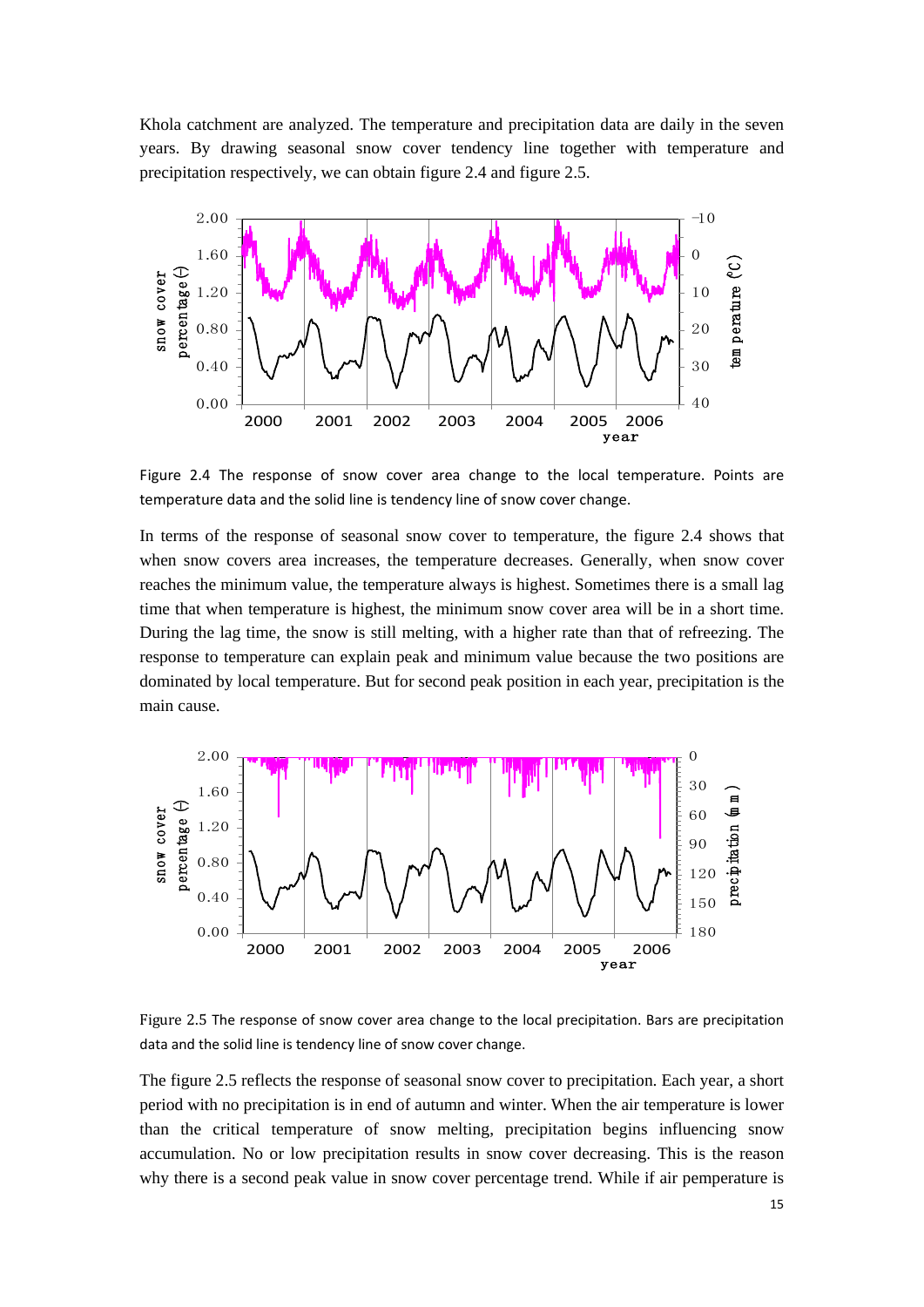Khola catchment are analyzed. The temperature and precipitation data are daily in the seven years. By drawing seasonal snow cover tendency line together with temperature and precipitation respectively, we can obtain figure 2.4 and figure 2.5.

Figure 2.4 The response of snow cover area change to the local temperature. Points are temperature data and the solid line is tendency line of snow cover change.

In terms of the response of seasonal snow cover to temperature, the figure 2.4 shows that when snow covers area increases, the temperature decreases. Generally, when snow cover reaches the minimum value, the temperature always is highest. Sometimes there is a small lag time that when temperature is highest, the minimum snow cover area will be in a short time. During the lag time, the snow is still melting, with a higher rate than that of refreezing. The response to temperature can explain peak and minimum value because the two positions are dominated by local temperature. But for second peak position in each year, precipitation is the main cause.

Figure 2.5 The response of snow cover area change to the local precipitation. Bars are precipitation data and the solid line is tendency line of snow cover change.

The figure 2.5 reflects the response of seasonal snow cover to precipitation. Each year, a short period with no precipitation is in end of autumn and winter. When the air temperature is lower than the critical temperature of snow melting, precipitation begins influencing snow accumulation. No or low precipitation results in snow cover decreasing. This is the reason why there is a second peak value in snow cover percentage trend. While if air pemperature is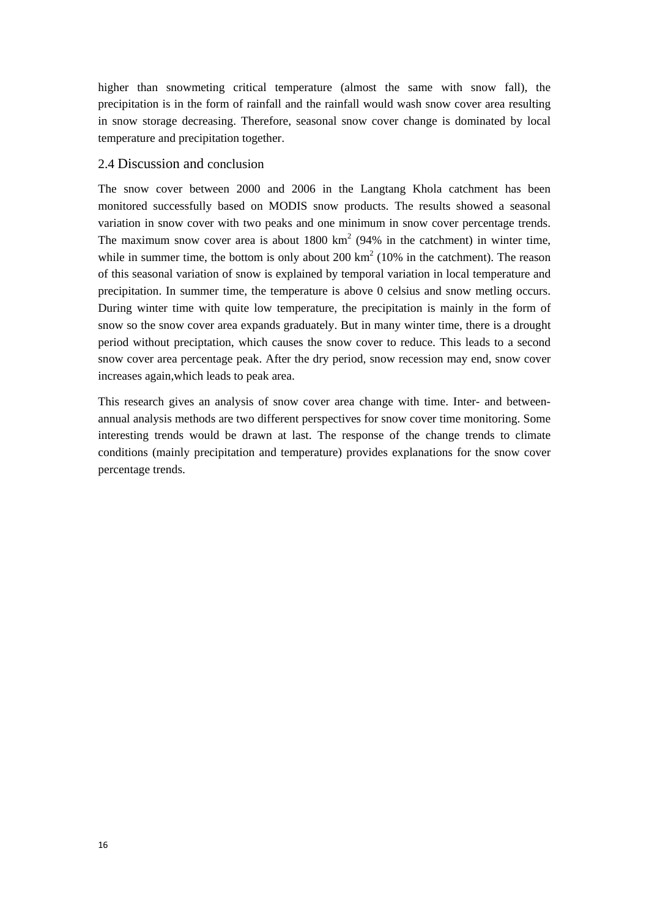higher than snowmeting critical temperature (almost the same with snow fall), the precipitation is in the form of rainfall and the rainfall would wash snow cover area resulting in snow storage decreasing. Therefore, seasonal snow cover change is dominated by local temperature and precipitation together.

## 2.4 Discussion and conclusion

The snow cover between 2000 and 2006 in the Langtang Khola catchment has been monitored successfully based on MODIS snow products. The results showed a seasonal variation in snow cover with two peaks and one minimum in snow cover percentage trends. The maximum snow cover area is about 1800 $km^2$ (94% in the catchment) in winter time, while in summer time, the bottom is only about 200 $km^2$ (10% in the catchment). The reason of this seasonal variation of snow is explained by temporal variation in local temperature and precipitation. In summer time, the temperature is above 0 celsius and snow metling occurs. During winter time with quite low temperature, the precipitation is mainly in the form of snow so the snow cover area expands graduately. But in many winter time, there is a drought period without preciptation, which causes the snow cover to reduce. This leads to a second snow cover area percentage peak. After the dry period, snow recession may end, snow cover increases again,which leads to peak area.

This research gives an analysis of snow cover area change with time. Inter- and between-annual analysis methods are two different perspectives for snow cover time monitoring. Some interesting trends would be drawn at last. The response of the change trends to climate conditions (mainly precipitation and temperature) provides explanations for the snow cover percentage trends.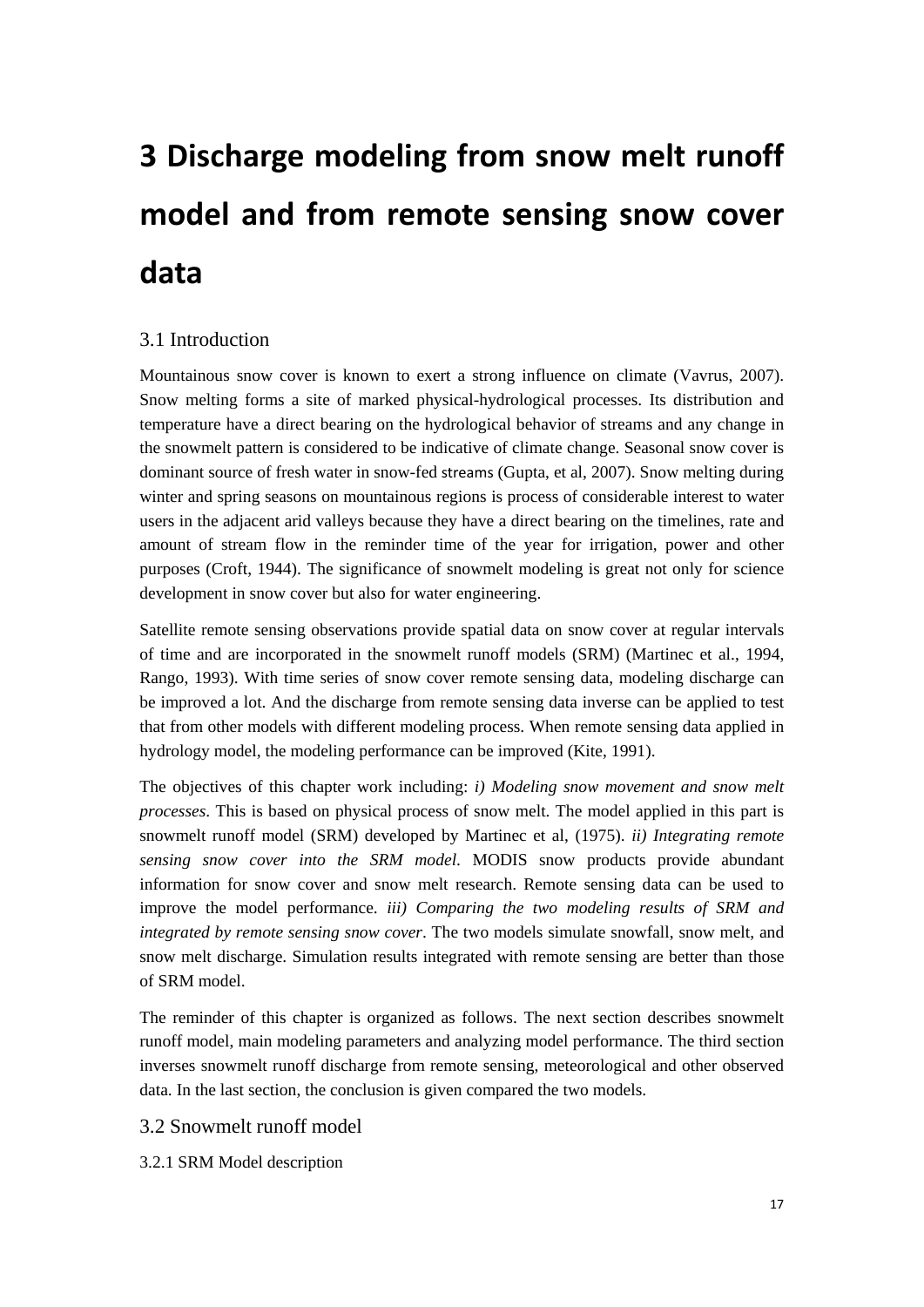# 3 Discharge modeling from snow melt runoff model and from remote sensing snow cover data

## 3.1 Introduction

Mountainous snow cover is known to exert a strong influence on climate (Vavrus, 2007). Snow melting forms a site of marked physical-hydrological processes. Its distribution and temperature have a direct bearing on the hydrological behavior of streams and any change in the snowmelt pattern is considered to be indicative of climate change. Seasonal snow cover is dominant source of fresh water in snow-fed streams (Gupta, et al, 2007). Snow melting during winter and spring seasons on mountainous regions is process of considerable interest to water users in the adjacent arid valleys because they have a direct bearing on the timelines, rate and amount of stream flow in the reminder time of the year for irrigation, power and other purposes (Croft, 1944). The significance of snowmelt modeling is great not only for science development in snow cover but also for water engineering.

Satellite remote sensing observations provide spatial data on snow cover at regular intervals of time and are incorporated in the snowmelt runoff models (SRM) (Martinec et al., 1994, Rango, 1993). With time series of snow cover remote sensing data, modeling discharge can be improved a lot. And the discharge from remote sensing data inverse can be applied to test that from other models with different modeling process. When remote sensing data applied in hydrology model, the modeling performance can be improved (Kite, 1991).

The objectives of this chapter work including: *i) Modeling snow movement and snow melt processes*. This is based on physical process of snow melt. The model applied in this part is snowmelt runoff model (SRM) developed by Martinec et al, (1975). *ii) Integrating remote sensing snow cover into the SRM model*. MODIS snow products provide abundant information for snow cover and snow melt research. Remote sensing data can be used to improve the model performance. *iii) Comparing the two modeling results of SRM and integrated by remote sensing snow cover*. The two models simulate snowfall, snow melt, and snow melt discharge. Simulation results integrated with remote sensing are better than those of SRM model.

The reminder of this chapter is organized as follows. The next section describes snowmelt runoff model, main modeling parameters and analyzing model performance. The third section inverses snowmelt runoff discharge from remote sensing, meteorological and other observed data. In the last section, the conclusion is given compared the two models.

## 3.2 Snowmelt runoff model

### 3.2.1 SRM Model description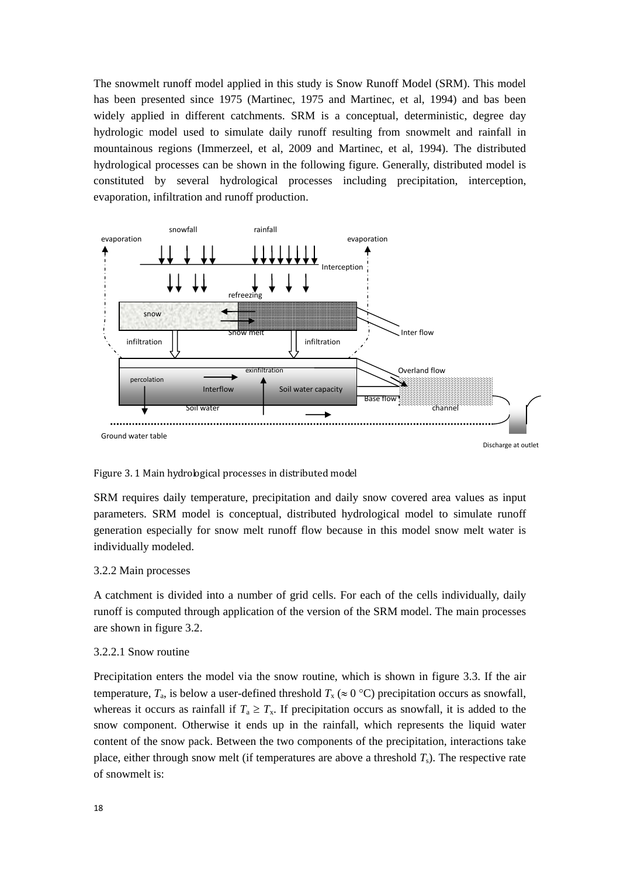The snowmelt runoff model applied in this study is Snow Runoff Model (SRM). This model has been presented since 1975 (Martinec, 1975 and Martinec, et al, 1994) and bas been widely applied in different catchments. SRM is a conceptual, deterministic, degree day hydrologic model used to simulate daily runoff resulting from snowmelt and rainfall in mountainous regions (Immerzeel, et al, 2009 and Martinec, et al, 1994). The distributed hydrological processes can be shown in the following figure. Generally, distributed model is constituted by several hydrological processes including precipitation, interception, evaporation, infiltration and runoff production.

Figure 3. 1 Main hydrological processes in distributed model

SRM requires daily temperature, precipitation and daily snow covered area values as input parameters. SRM model is conceptual, distributed hydrological model to simulate runoff generation especially for snow melt runoff flow because in this model snow melt water is individually modeled.

### 3.2.2 Main processes

A catchment is divided into a number of grid cells. For each of the cells individually, daily runoff is computed through application of the version of the SRM model. The main processes are shown in figure 3.2.

#### 3.2.2.1 Snow routine

Precipitation enters the model via the snow routine, which is shown in figure 3.3. If the air temperature, $T_a$, is below a user-defined threshold $T_x$ ($\approx 0$ °C) precipitation occurs as snowfall, whereas it occurs as rainfall if $T_a \geq T_x$. If precipitation occurs as snowfall, it is added to the snow component. Otherwise it ends up in the rainfall, which represents the liquid water content of the snow pack. Between the two components of the precipitation, interactions take place, either through snow melt (if temperatures are above a threshold $T_s$). The respective rate of snowmelt is: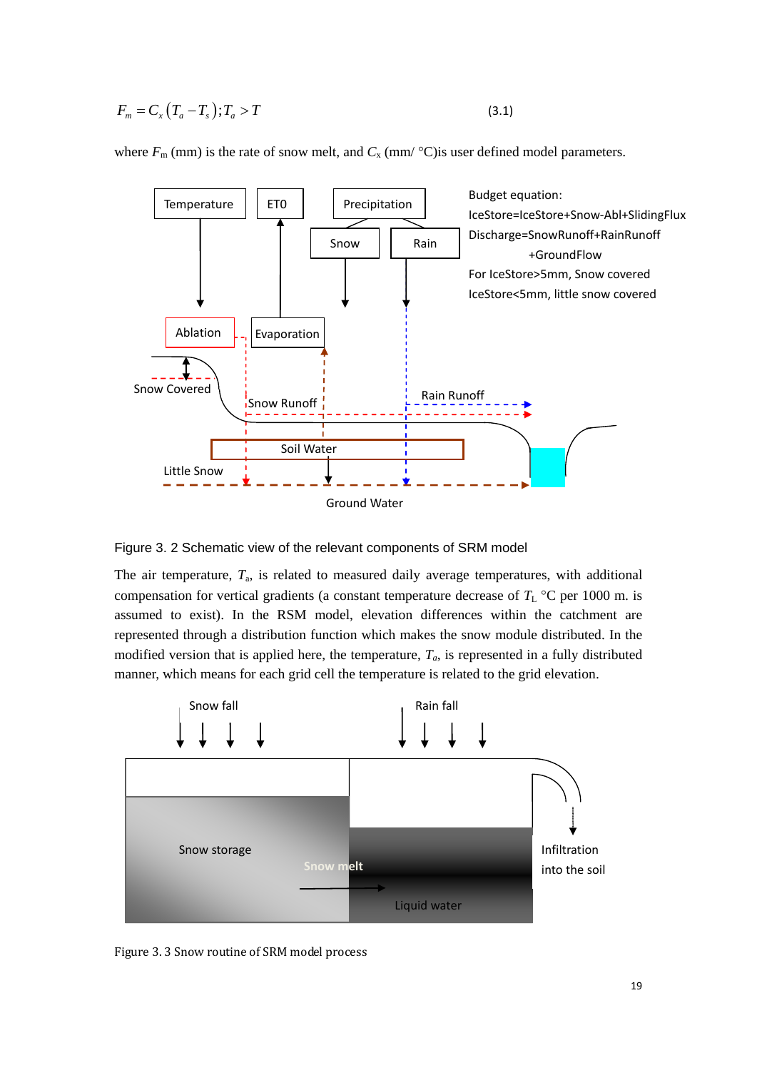$$F_m = C_x\left(T_a - T_s\right); T_a > T \tag{3.1}$$

where $F_m$ (mm) is the rate of snow melt, and $C_x$ (mm/ °C)is user defined model parameters.

Figure 3. 2 Schematic view of the relevant components of SRM model

The air temperature, $T_a$, is related to measured daily average temperatures, with additional compensation for vertical gradients (a constant temperature decrease of $T_L$ °C per 1000 m. is assumed to exist). In the RSM model, elevation differences within the catchment are represented through a distribution function which makes the snow module distributed. In the modified version that is applied here, the temperature, $T_a$, is represented in a fully distributed manner, which means for each grid cell the temperature is related to the grid elevation.

Figure 3. 3 Snow routine of SRM model process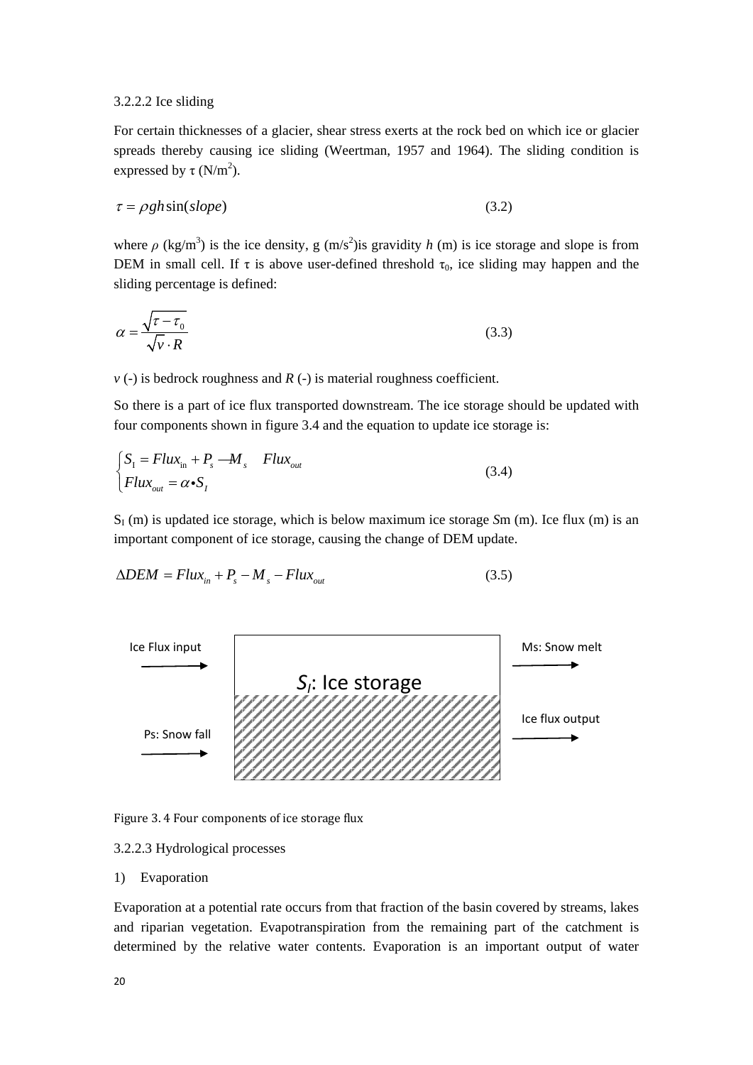3.2.2.2 Ice sliding

For certain thicknesses of a glacier, shear stress exerts at the rock bed on which ice or glacier spreads thereby causing ice sliding (Weertman, 1957 and 1964). The sliding condition is expressed by τ ($N/m^2$).

$$\tau = \rho g h \sin(slope) \tag{3.2}$$

where $\rho$ ($kg/m^3$) is the ice density, g ($m/s^2$)is gravidity $h$ (m) is ice storage and slope is from DEM in small cell. If τ is above user-defined threshold $\tau_0$, ice sliding may happen and the sliding percentage is defined:

$$\alpha = \frac{\sqrt{\tau - \tau_0}}{\sqrt{v} \cdot R} \tag{3.3}$$

$v$ (-) is bedrock roughness and $R$ (-) is material roughness coefficient.

So there is a part of ice flux transported downstream. The ice storage should be updated with four components shown in figure 3.4 and the equation to update ice storage is:

$$\begin{cases} S_1 = Flux_{in} + P_s - M_s \quad Flux_{out} \\ Flux_{out} = \alpha \bullet S_I \end{cases} \tag{3.4}$$

$S_I$ (m) is updated ice storage, which is below maximum ice storage $S$m (m). Ice flux (m) is an important component of ice storage, causing the change of DEM update.

$$\Delta DEM = Flux_{in} + P_s - M_s - Flux_{out} \tag{3.5}$$

| Inputs | Storage | Outputs |
| --- | --- | --- |
| Ice Flux input → | $S_I$: Ice storage | → Ms: Snow melt |
| Ps: Snow fall → | | → Ice flux output |

Figure 3. 4 Four components of ice storage flux

3.2.2.3 Hydrological processes

1) Evaporation

Evaporation at a potential rate occurs from that fraction of the basin covered by streams, lakes and riparian vegetation. Evapotranspiration from the remaining part of the catchment is determined by the relative water contents. Evaporation is an important output of water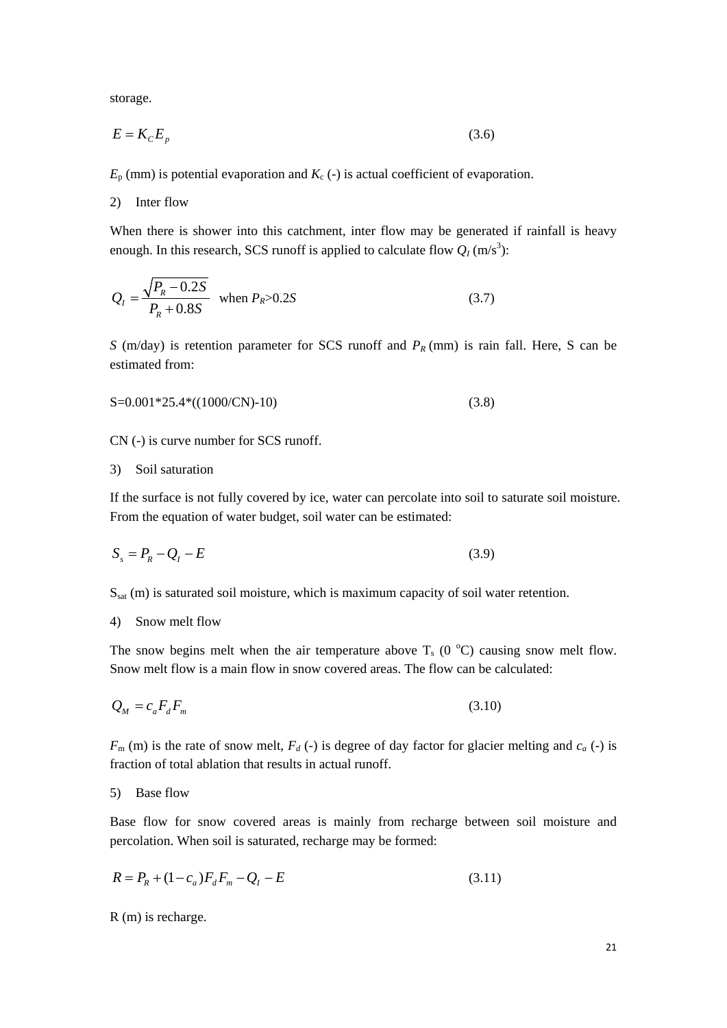storage.

$$E = K_C E_p \tag{3.6}$$

$E_p$ (mm) is potential evaporation and $K_c$ (-) is actual coefficient of evaporation.

2) Inter flow

When there is shower into this catchment, inter flow may be generated if rainfall is heavy enough. In this research, SCS runoff is applied to calculate flow $Q_I$ (m/s$^3$):

$$Q_I = \frac{\sqrt{P_R - 0.2S}}{P_R + 0.8S} \quad \text{when } P_R > 0.2S \tag{3.7}$$

$S$ (m/day) is retention parameter for SCS runoff and $P_R$ (mm) is rain fall. Here, S can be estimated from:

$$S = 0.001 * 25.4 * ((1000/CN) - 10) \tag{3.8}$$

CN (-) is curve number for SCS runoff.

3) Soil saturation

If the surface is not fully covered by ice, water can percolate into soil to saturate soil moisture. From the equation of water budget, soil water can be estimated:

$$S_s = P_R - Q_I - E \tag{3.9}$$

$S_{sat}$ (m) is saturated soil moisture, which is maximum capacity of soil water retention.

4) Snow melt flow

The snow begins melt when the air temperature above $T_s$ (0 $^o$C) causing snow melt flow. Snow melt flow is a main flow in snow covered areas. The flow can be calculated:

$$Q_M = c_a F_d F_m \tag{3.10}$$

$F_m$ (m) is the rate of snow melt, $F_d$ (-) is degree of day factor for glacier melting and $c_a$ (-) is fraction of total ablation that results in actual runoff.

5) Base flow

Base flow for snow covered areas is mainly from recharge between soil moisture and percolation. When soil is saturated, recharge may be formed:

$$R = P_R + (1 - c_a) F_d F_m - Q_I - E \tag{3.11}$$

R (m) is recharge.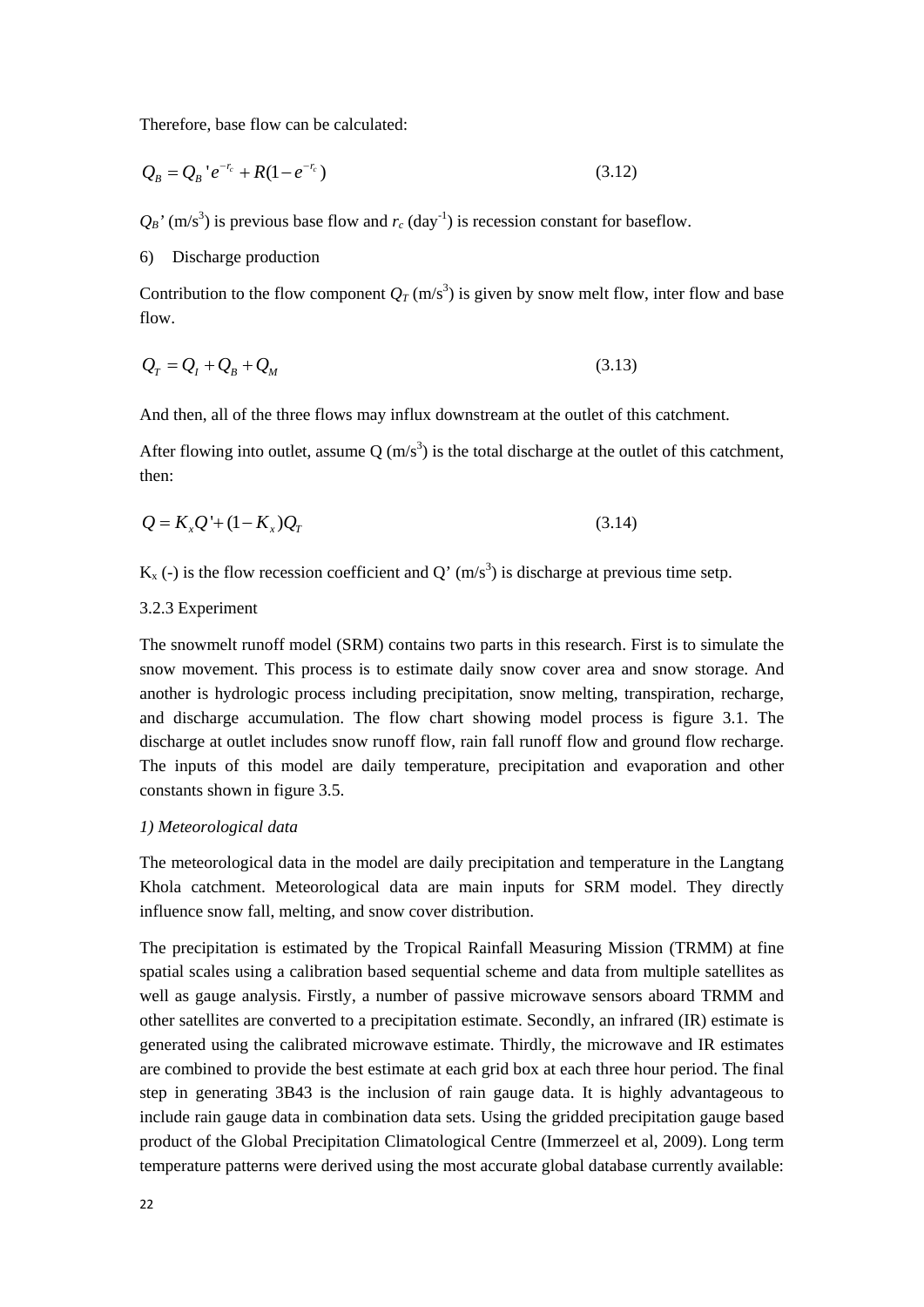Therefore, base flow can be calculated:

$$Q_B = Q_B' e^{-r_c} + R(1 - e^{-r_c}) \tag{3.12}$$

$Q_B$' (m/s$^3$) is previous base flow and $r_c$ (day$^{-1}$) is recession constant for baseflow.

6) Discharge production

Contribution to the flow component $Q_T$ (m/s$^3$) is given by snow melt flow, inter flow and base flow.

$$Q_T = Q_I + Q_B + Q_M \tag{3.13}$$

And then, all of the three flows may influx downstream at the outlet of this catchment.

After flowing into outlet, assume Q (m/s$^3$) is the total discharge at the outlet of this catchment, then:

$$Q = K_x Q' + (1 - K_x) Q_T \tag{3.14}$$

$K_x$ (-) is the flow recession coefficient and Q' (m/s$^3$) is discharge at previous time setp.

### 3.2.3 Experiment

The snowmelt runoff model (SRM) contains two parts in this research. First is to simulate the snow movement. This process is to estimate daily snow cover area and snow storage. And another is hydrologic process including precipitation, snow melting, transpiration, recharge, and discharge accumulation. The flow chart showing model process is figure 3.1. The discharge at outlet includes snow runoff flow, rain fall runoff flow and ground flow recharge. The inputs of this model are daily temperature, precipitation and evaporation and other constants shown in figure 3.5.

*1) Meteorological data*

The meteorological data in the model are daily precipitation and temperature in the Langtang Khola catchment. Meteorological data are main inputs for SRM model. They directly influence snow fall, melting, and snow cover distribution.

The precipitation is estimated by the Tropical Rainfall Measuring Mission (TRMM) at fine spatial scales using a calibration based sequential scheme and data from multiple satellites as well as gauge analysis. Firstly, a number of passive microwave sensors aboard TRMM and other satellites are converted to a precipitation estimate. Secondly, an infrared (IR) estimate is generated using the calibrated microwave estimate. Thirdly, the microwave and IR estimates are combined to provide the best estimate at each grid box at each three hour period. The final step in generating 3B43 is the inclusion of rain gauge data. It is highly advantageous to include rain gauge data in combination data sets. Using the gridded precipitation gauge based product of the Global Precipitation Climatological Centre (Immerzeel et al, 2009). Long term temperature patterns were derived using the most accurate global database currently available: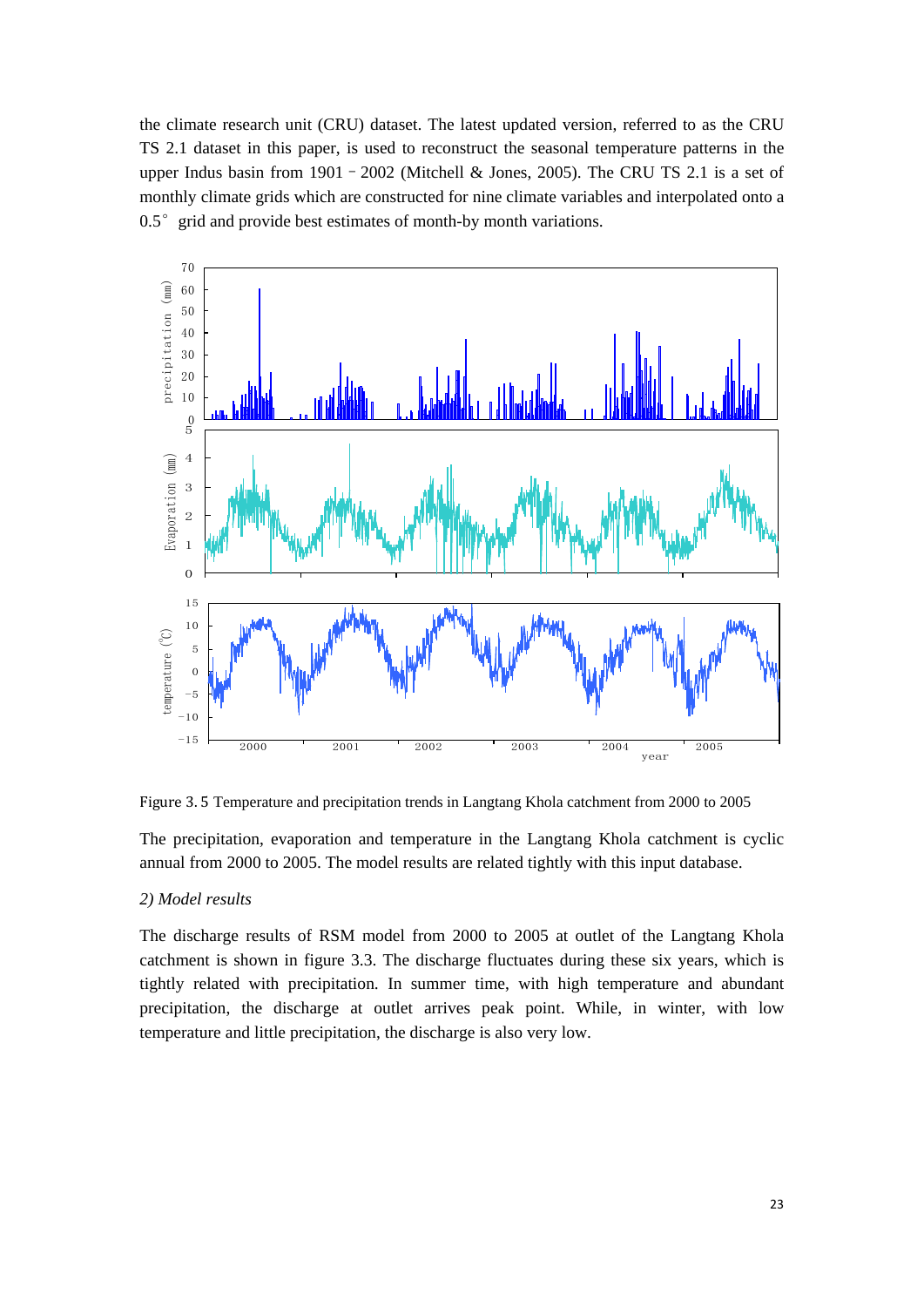the climate research unit (CRU) dataset. The latest updated version, referred to as the CRU TS 2.1 dataset in this paper, is used to reconstruct the seasonal temperature patterns in the upper Indus basin from 1901–2002 (Mitchell & Jones, 2005). The CRU TS 2.1 is a set of monthly climate grids which are constructed for nine climate variables and interpolated onto a 0.5° grid and provide best estimates of month-by month variations.

Figure 3. 5 Temperature and precipitation trends in Langtang Khola catchment from 2000 to 2005

The precipitation, evaporation and temperature in the Langtang Khola catchment is cyclic annual from 2000 to 2005. The model results are related tightly with this input database.

*2) Model results*

The discharge results of RSM model from 2000 to 2005 at outlet of the Langtang Khola catchment is shown in figure 3.3. The discharge fluctuates during these six years, which is tightly related with precipitation. In summer time, with high temperature and abundant precipitation, the discharge at outlet arrives peak point. While, in winter, with low temperature and little precipitation, the discharge is also very low.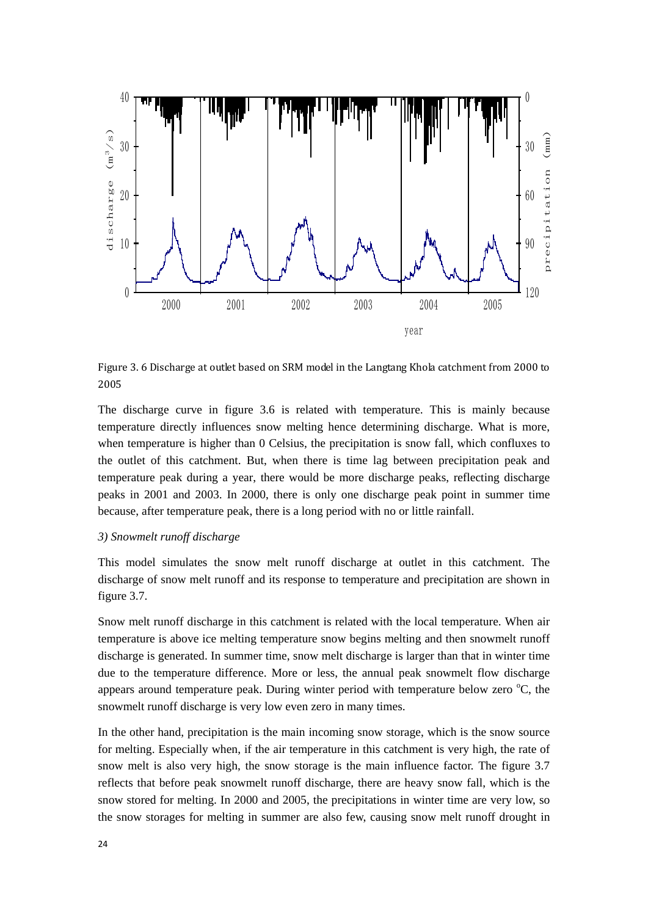Figure 3. 6 Discharge at outlet based on SRM model in the Langtang Khola catchment from 2000 to 2005

The discharge curve in figure 3.6 is related with temperature. This is mainly because temperature directly influences snow melting hence determining discharge. What is more, when temperature is higher than 0 Celsius, the precipitation is snow fall, which confluxes to the outlet of this catchment. But, when there is time lag between precipitation peak and temperature peak during a year, there would be more discharge peaks, reflecting discharge peaks in 2001 and 2003. In 2000, there is only one discharge peak point in summer time because, after temperature peak, there is a long period with no or little rainfall.

*3) Snowmelt runoff discharge*

This model simulates the snow melt runoff discharge at outlet in this catchment. The discharge of snow melt runoff and its response to temperature and precipitation are shown in figure 3.7.

Snow melt runoff discharge in this catchment is related with the local temperature. When air temperature is above ice melting temperature snow begins melting and then snowmelt runoff discharge is generated. In summer time, snow melt discharge is larger than that in winter time due to the temperature difference. More or less, the annual peak snowmelt flow discharge appears around temperature peak. During winter period with temperature below zero $^{o}$C, the snowmelt runoff discharge is very low even zero in many times.

In the other hand, precipitation is the main incoming snow storage, which is the snow source for melting. Especially when, if the air temperature in this catchment is very high, the rate of snow melt is also very high, the snow storage is the main influence factor. The figure 3.7 reflects that before peak snowmelt runoff discharge, there are heavy snow fall, which is the snow stored for melting. In 2000 and 2005, the precipitations in winter time are very low, so the snow storages for melting in summer are also few, causing snow melt runoff drought in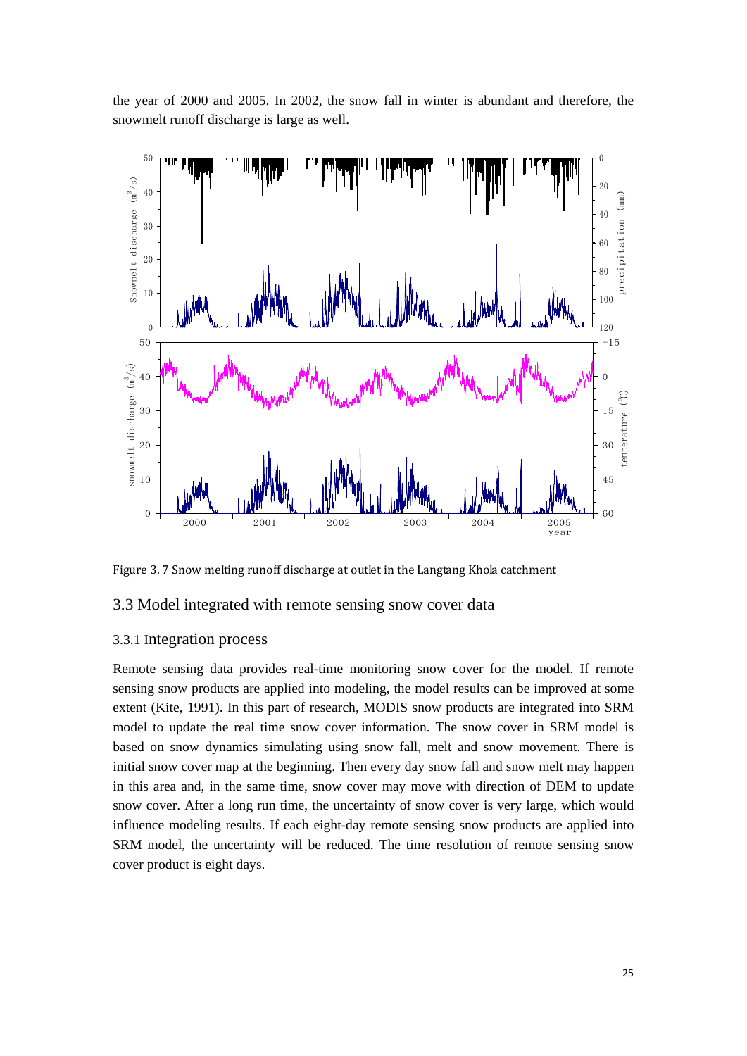the year of 2000 and 2005. In 2002, the snow fall in winter is abundant and therefore, the snowmelt runoff discharge is large as well.

Figure 3. 7 Snow melting runoff discharge at outlet in the Langtang Khola catchment

## 3.3 Model integrated with remote sensing snow cover data

### 3.3.1 Integration process

Remote sensing data provides real-time monitoring snow cover for the model. If remote sensing snow products are applied into modeling, the model results can be improved at some extent (Kite, 1991). In this part of research, MODIS snow products are integrated into SRM model to update the real time snow cover information. The snow cover in SRM model is based on snow dynamics simulating using snow fall, melt and snow movement. There is initial snow cover map at the beginning. Then every day snow fall and snow melt may happen in this area and, in the same time, snow cover may move with direction of DEM to update snow cover. After a long run time, the uncertainty of snow cover is very large, which would influence modeling results. If each eight-day remote sensing snow products are applied into SRM model, the uncertainty will be reduced. The time resolution of remote sensing snow cover product is eight days.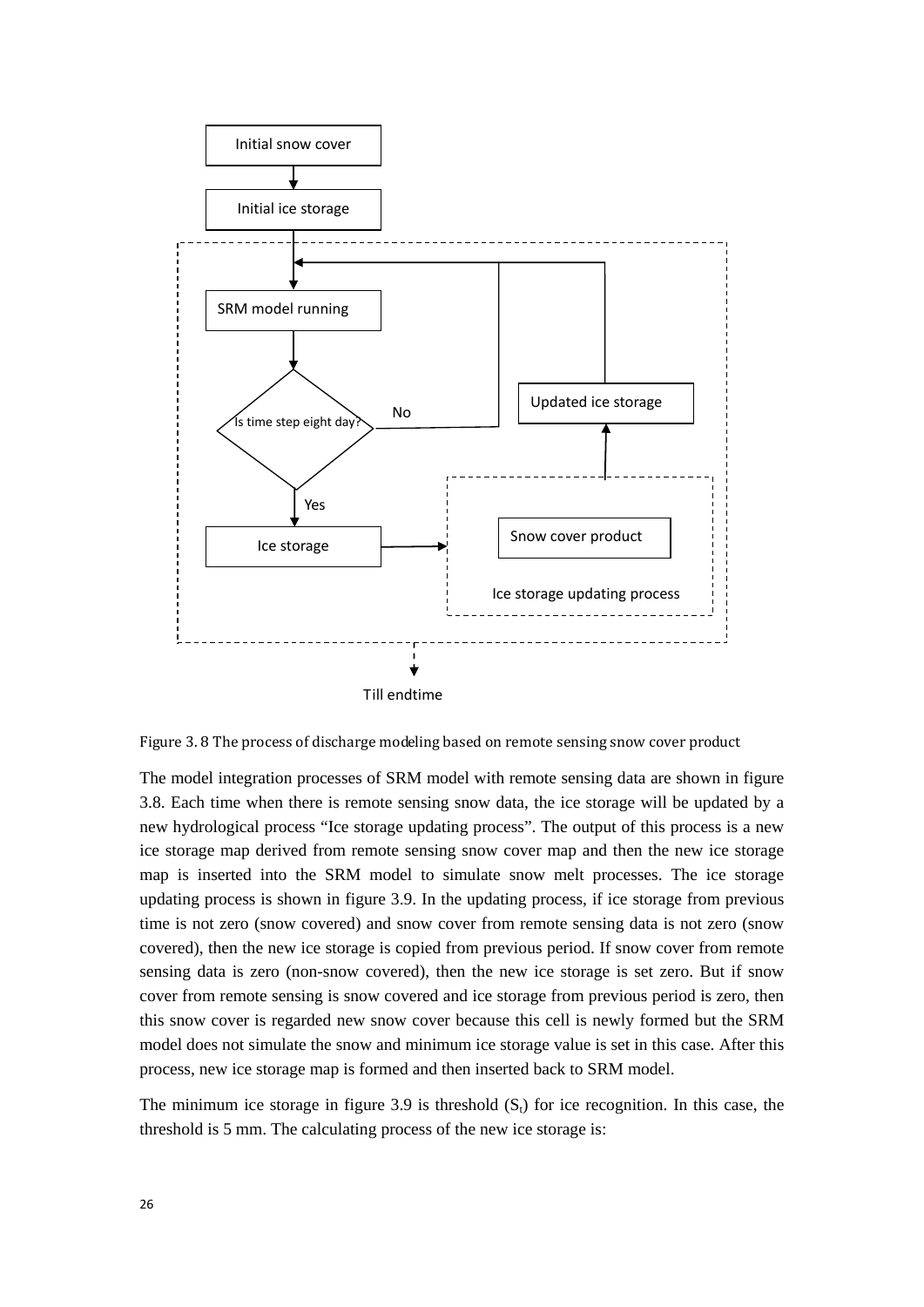Initial snow cover

Initial ice storage

SRM model running

Is time step eight day?

No

Yes

Updated ice storage

Ice storage

Snow cover product

Ice storage updating process

Till endtime

Figure 3. 8 The process of discharge modeling based on remote sensing snow cover product

The model integration processes of SRM model with remote sensing data are shown in figure 3.8. Each time when there is remote sensing snow data, the ice storage will be updated by a new hydrological process "Ice storage updating process". The output of this process is a new ice storage map derived from remote sensing snow cover map and then the new ice storage map is inserted into the SRM model to simulate snow melt processes. The ice storage updating process is shown in figure 3.9. In the updating process, if ice storage from previous time is not zero (snow covered) and snow cover from remote sensing data is not zero (snow covered), then the new ice storage is copied from previous period. If snow cover from remote sensing data is zero (non-snow covered), then the new ice storage is set zero. But if snow cover from remote sensing is snow covered and ice storage from previous period is zero, then this snow cover is regarded new snow cover because this cell is newly formed but the SRM model does not simulate the snow and minimum ice storage value is set in this case. After this process, new ice storage map is formed and then inserted back to SRM model.

The minimum ice storage in figure 3.9 is threshold ($S_t$) for ice recognition. In this case, the threshold is 5 mm. The calculating process of the new ice storage is: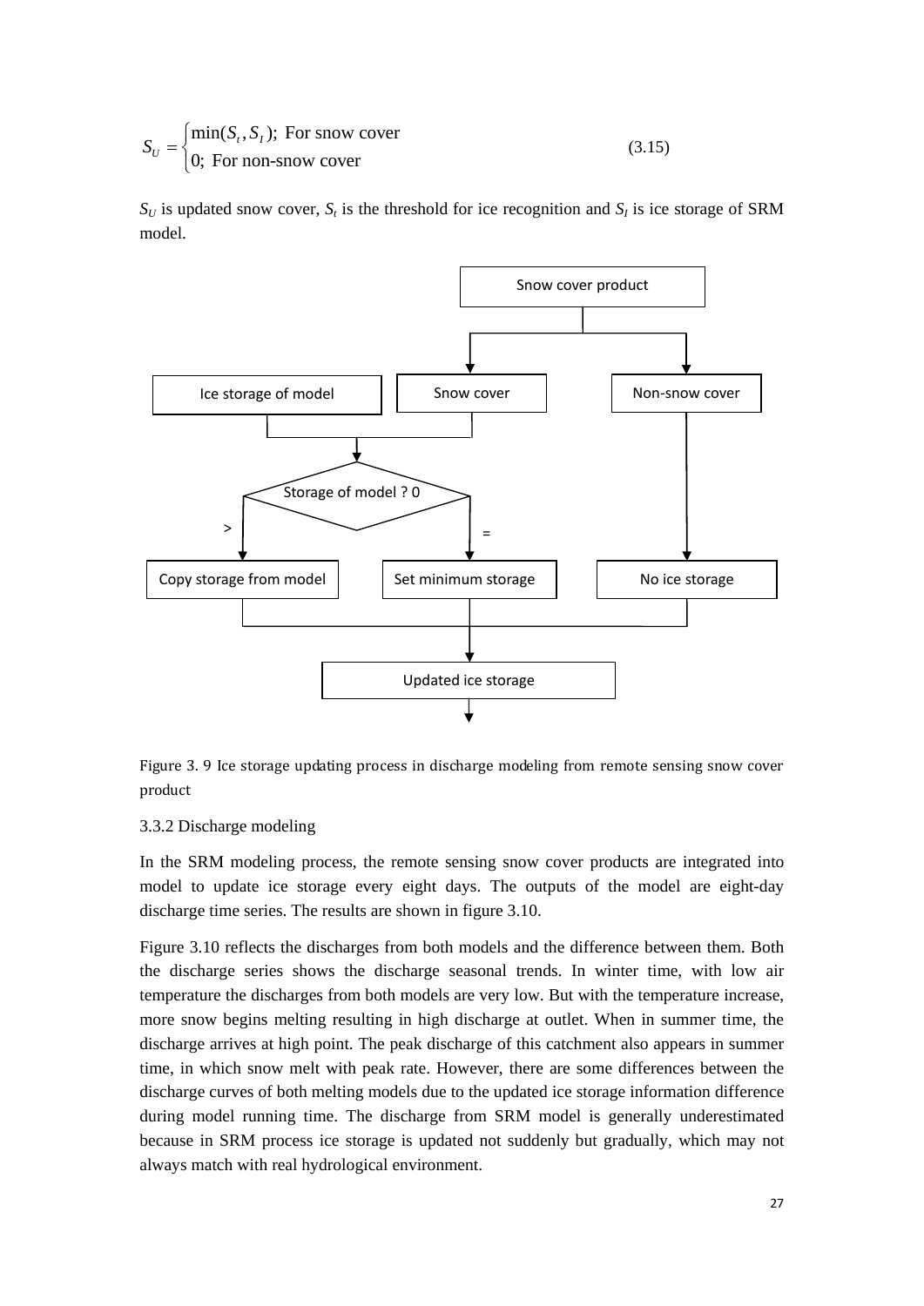$$S_U = \begin{cases} \min(S_t, S_I); \text{ For snow cover} \\ 0; \text{ For non-snow cover} \end{cases} \tag{3.15}$$

$S_U$ is updated snow cover, $S_t$ is the threshold for ice recognition and $S_I$ is ice storage of SRM model.

Figure 3. 9 Ice storage updating process in discharge modeling from remote sensing snow cover product

3.3.2 Discharge modeling

In the SRM modeling process, the remote sensing snow cover products are integrated into model to update ice storage every eight days. The outputs of the model are eight-day discharge time series. The results are shown in figure 3.10.

Figure 3.10 reflects the discharges from both models and the difference between them. Both the discharge series shows the discharge seasonal trends. In winter time, with low air temperature the discharges from both models are very low. But with the temperature increase, more snow begins melting resulting in high discharge at outlet. When in summer time, the discharge arrives at high point. The peak discharge of this catchment also appears in summer time, in which snow melt with peak rate. However, there are some differences between the discharge curves of both melting models due to the updated ice storage information difference during model running time. The discharge from SRM model is generally underestimated because in SRM process ice storage is updated not suddenly but gradually, which may not always match with real hydrological environment.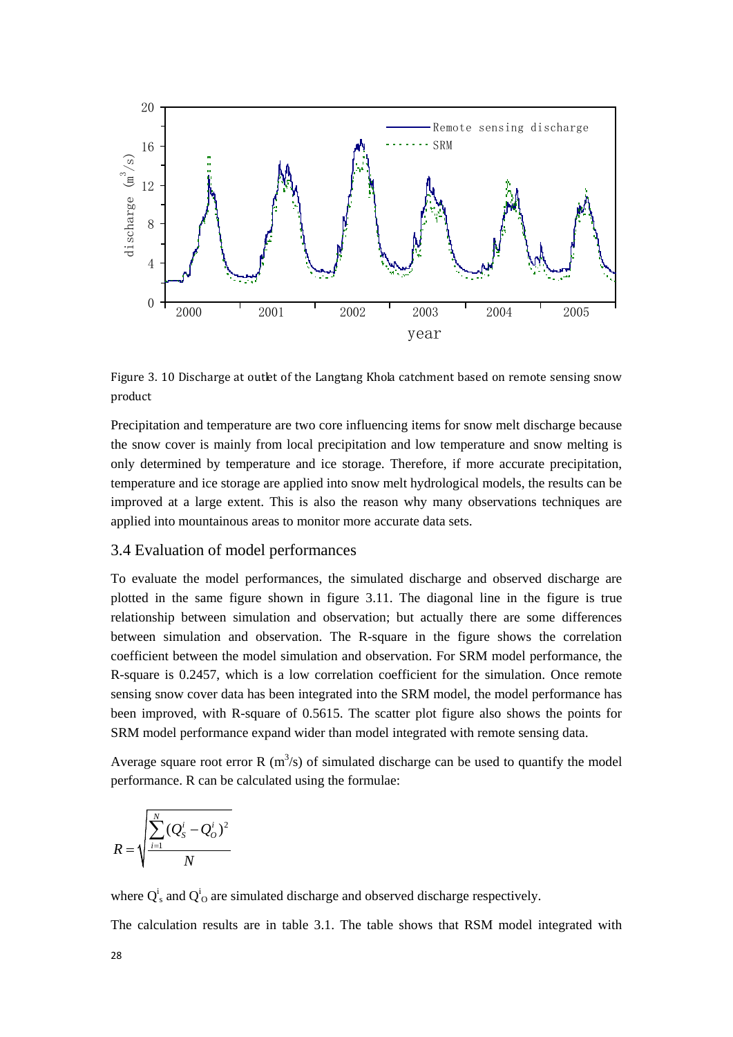Figure 3. 10 Discharge at outlet of the Langtang Khola catchment based on remote sensing snow product

Precipitation and temperature are two core influencing items for snow melt discharge because the snow cover is mainly from local precipitation and low temperature and snow melting is only determined by temperature and ice storage. Therefore, if more accurate precipitation, temperature and ice storage are applied into snow melt hydrological models, the results can be improved at a large extent. This is also the reason why many observations techniques are applied into mountainous areas to monitor more accurate data sets.

## 3.4 Evaluation of model performances

To evaluate the model performances, the simulated discharge and observed discharge are plotted in the same figure shown in figure 3.11. The diagonal line in the figure is true relationship between simulation and observation; but actually there are some differences between simulation and observation. The R-square in the figure shows the correlation coefficient between the model simulation and observation. For SRM model performance, the R-square is 0.2457, which is a low correlation coefficient for the simulation. Once remote sensing snow cover data has been integrated into the SRM model, the model performance has been improved, with R-square of 0.5615. The scatter plot figure also shows the points for SRM model performance expand wider than model integrated with remote sensing data.

Average square root error R ($m^3/s$) of simulated discharge can be used to quantify the model performance. R can be calculated using the formulae:

$$R = \sqrt{\frac{\sum_{i=1}^{N}(Q_S^i - Q_O^i)^2}{N}}$$

where $Q^i_s$ and $Q^i_O$ are simulated discharge and observed discharge respectively.

The calculation results are in table 3.1. The table shows that RSM model integrated with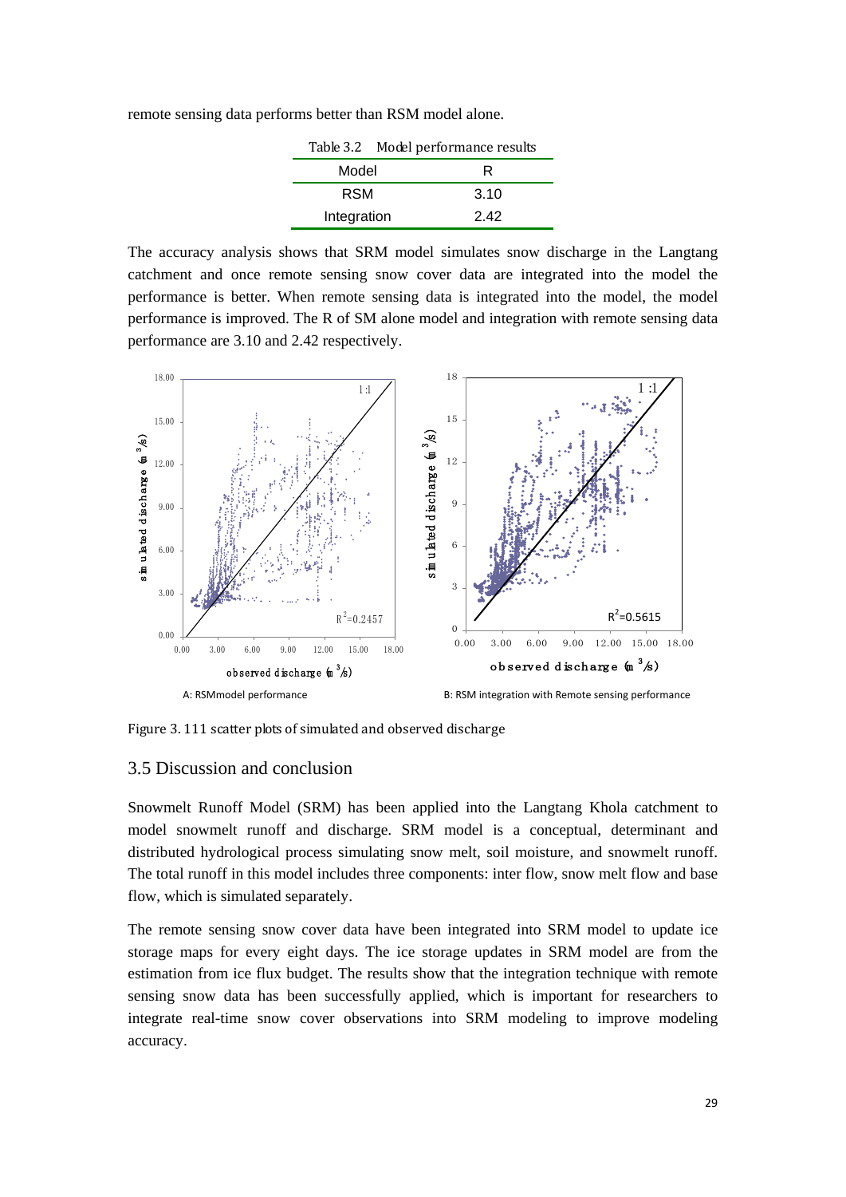remote sensing data performs better than RSM model alone.

Table 3.2 Model performance results

| Model | R |
|---|---|
| RSM | 3.10 |
| Integration | 2.42 |

The accuracy analysis shows that SRM model simulates snow discharge in the Langtang catchment and once remote sensing snow cover data are integrated into the model the performance is better. When remote sensing data is integrated into the model, the model performance is improved. The R of SM alone model and integration with remote sensing data performance are 3.10 and 2.42 respectively.

A: RSMmodel performance

B: RSM integration with Remote sensing performance

Figure 3. 111 scatter plots of simulated and observed discharge

## 3.5 Discussion and conclusion

Snowmelt Runoff Model (SRM) has been applied into the Langtang Khola catchment to model snowmelt runoff and discharge. SRM model is a conceptual, determinant and distributed hydrological process simulating snow melt, soil moisture, and snowmelt runoff. The total runoff in this model includes three components: inter flow, snow melt flow and base flow, which is simulated separately.

The remote sensing snow cover data have been integrated into SRM model to update ice storage maps for every eight days. The ice storage updates in SRM model are from the estimation from ice flux budget. The results show that the integration technique with remote sensing snow data has been successfully applied, which is important for researchers to integrate real-time snow cover observations into SRM modeling to improve modeling accuracy.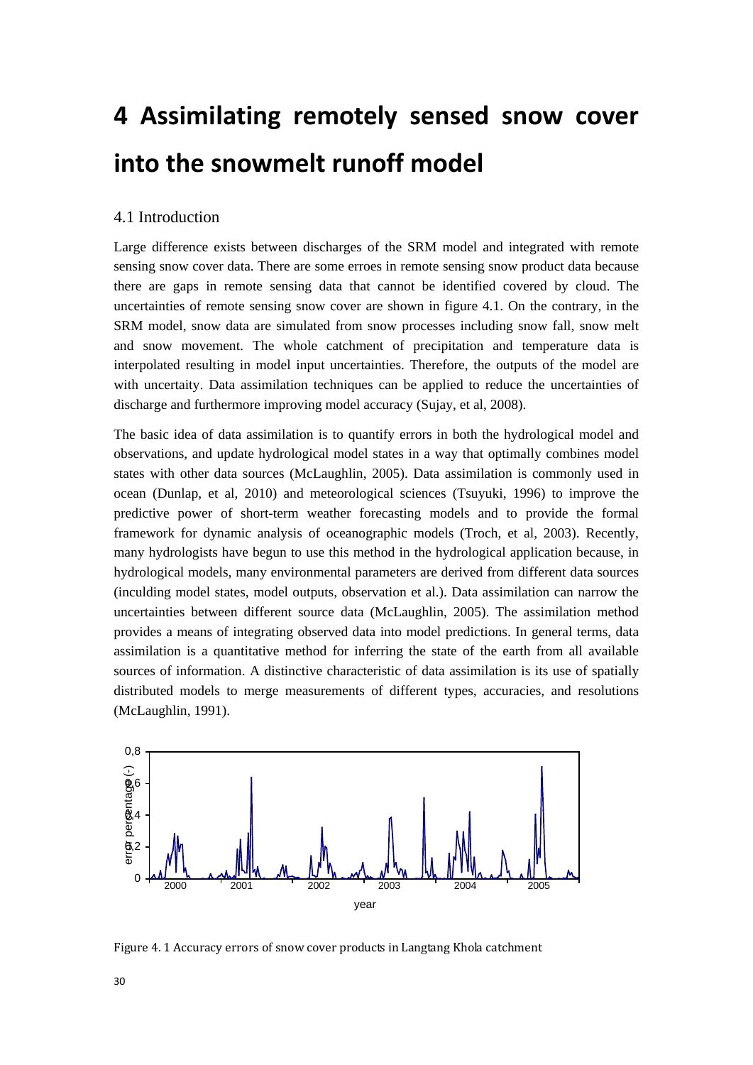# 4 Assimilating remotely sensed snow cover into the snowmelt runoff model

## 4.1 Introduction

Large difference exists between discharges of the SRM model and integrated with remote sensing snow cover data. There are some erroes in remote sensing snow product data because there are gaps in remote sensing data that cannot be identified covered by cloud. The uncertainties of remote sensing snow cover are shown in figure 4.1. On the contrary, in the SRM model, snow data are simulated from snow processes including snow fall, snow melt and snow movement. The whole catchment of precipitation and temperature data is interpolated resulting in model input uncertainties. Therefore, the outputs of the model are with uncertaity. Data assimilation techniques can be applied to reduce the uncertainties of discharge and furthermore improving model accuracy (Sujay, et al, 2008).

The basic idea of data assimilation is to quantify errors in both the hydrological model and observations, and update hydrological model states in a way that optimally combines model states with other data sources (McLaughlin, 2005). Data assimilation is commonly used in ocean (Dunlap, et al, 2010) and meteorological sciences (Tsuyuki, 1996) to improve the predictive power of short-term weather forecasting models and to provide the formal framework for dynamic analysis of oceanographic models (Troch, et al, 2003). Recently, many hydrologists have begun to use this method in the hydrological application because, in hydrological models, many environmental parameters are derived from different data sources (inculding model states, model outputs, observation et al.). Data assimilation can narrow the uncertainties between different source data (McLaughlin, 2005). The assimilation method provides a means of integrating observed data into model predictions. In general terms, data assimilation is a quantitative method for inferring the state of the earth from all available sources of information. A distinctive characteristic of data assimilation is its use of spatially distributed models to merge measurements of different types, accuracies, and resolutions (McLaughlin, 1991).

Figure 4. 1 Accuracy errors of snow cover products in Langtang Khola catchment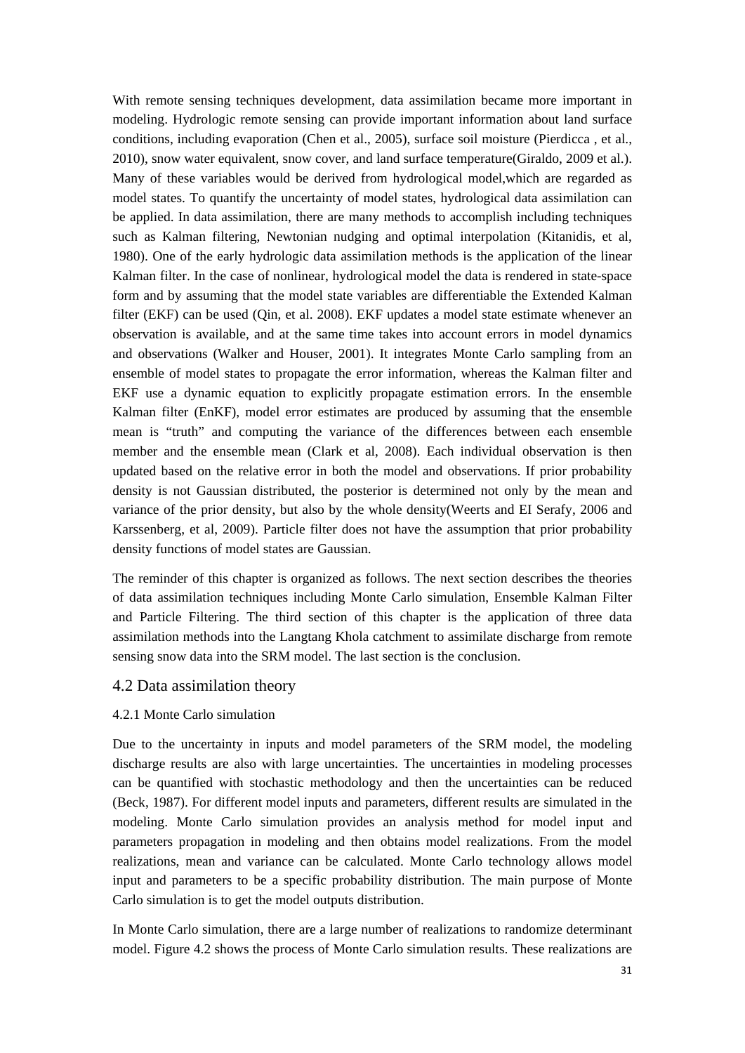With remote sensing techniques development, data assimilation became more important in modeling. Hydrologic remote sensing can provide important information about land surface conditions, including evaporation (Chen et al., 2005), surface soil moisture (Pierdicca , et al., 2010), snow water equivalent, snow cover, and land surface temperature(Giraldo, 2009 et al.). Many of these variables would be derived from hydrological model,which are regarded as model states. To quantify the uncertainty of model states, hydrological data assimilation can be applied. In data assimilation, there are many methods to accomplish including techniques such as Kalman filtering, Newtonian nudging and optimal interpolation (Kitanidis, et al, 1980). One of the early hydrologic data assimilation methods is the application of the linear Kalman filter. In the case of nonlinear, hydrological model the data is rendered in state-space form and by assuming that the model state variables are differentiable the Extended Kalman filter (EKF) can be used (Qin, et al. 2008). EKF updates a model state estimate whenever an observation is available, and at the same time takes into account errors in model dynamics and observations (Walker and Houser, 2001). It integrates Monte Carlo sampling from an ensemble of model states to propagate the error information, whereas the Kalman filter and EKF use a dynamic equation to explicitly propagate estimation errors. In the ensemble Kalman filter (EnKF), model error estimates are produced by assuming that the ensemble mean is "truth" and computing the variance of the differences between each ensemble member and the ensemble mean (Clark et al, 2008). Each individual observation is then updated based on the relative error in both the model and observations. If prior probability density is not Gaussian distributed, the posterior is determined not only by the mean and variance of the prior density, but also by the whole density(Weerts and EI Serafy, 2006 and Karssenberg, et al, 2009). Particle filter does not have the assumption that prior probability density functions of model states are Gaussian.

The reminder of this chapter is organized as follows. The next section describes the theories of data assimilation techniques including Monte Carlo simulation, Ensemble Kalman Filter and Particle Filtering. The third section of this chapter is the application of three data assimilation methods into the Langtang Khola catchment to assimilate discharge from remote sensing snow data into the SRM model. The last section is the conclusion.

## 4.2 Data assimilation theory

### 4.2.1 Monte Carlo simulation

Due to the uncertainty in inputs and model parameters of the SRM model, the modeling discharge results are also with large uncertainties. The uncertainties in modeling processes can be quantified with stochastic methodology and then the uncertainties can be reduced (Beck, 1987). For different model inputs and parameters, different results are simulated in the modeling. Monte Carlo simulation provides an analysis method for model input and parameters propagation in modeling and then obtains model realizations. From the model realizations, mean and variance can be calculated. Monte Carlo technology allows model input and parameters to be a specific probability distribution. The main purpose of Monte Carlo simulation is to get the model outputs distribution.

In Monte Carlo simulation, there are a large number of realizations to randomize determinant model. Figure 4.2 shows the process of Monte Carlo simulation results. These realizations are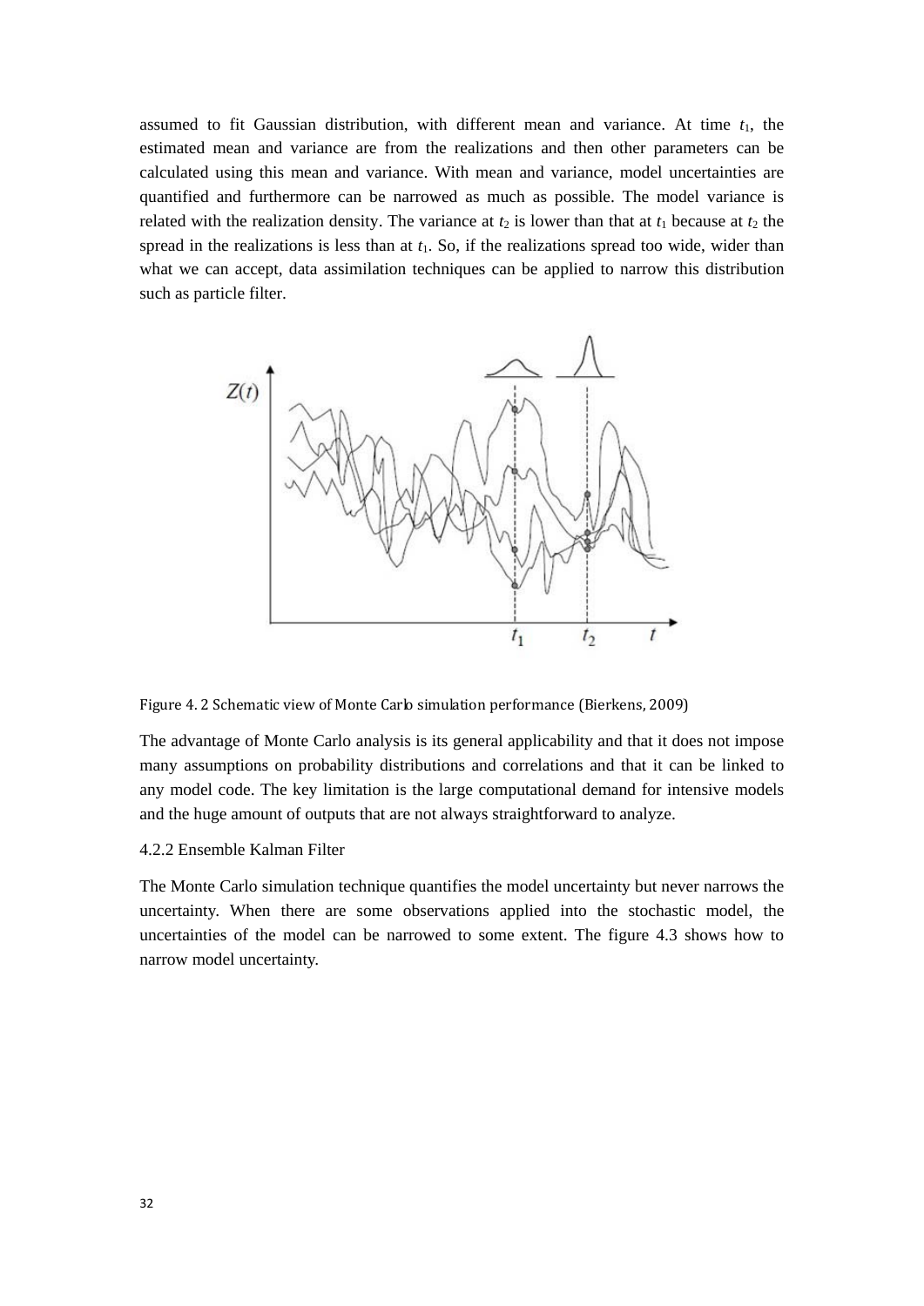assumed to fit Gaussian distribution, with different mean and variance. At time $t_1$, the estimated mean and variance are from the realizations and then other parameters can be calculated using this mean and variance. With mean and variance, model uncertainties are quantified and furthermore can be narrowed as much as possible. The model variance is related with the realization density. The variance at $t_2$ is lower than that at $t_1$ because at $t_2$ the spread in the realizations is less than at $t_1$. So, if the realizations spread too wide, wider than what we can accept, data assimilation techniques can be applied to narrow this distribution such as particle filter.

Figure 4. 2 Schematic view of Monte Carlo simulation performance (Bierkens, 2009)

The advantage of Monte Carlo analysis is its general applicability and that it does not impose many assumptions on probability distributions and correlations and that it can be linked to any model code. The key limitation is the large computational demand for intensive models and the huge amount of outputs that are not always straightforward to analyze.

### 4.2.2 Ensemble Kalman Filter

The Monte Carlo simulation technique quantifies the model uncertainty but never narrows the uncertainty. When there are some observations applied into the stochastic model, the uncertainties of the model can be narrowed to some extent. The figure 4.3 shows how to narrow model uncertainty.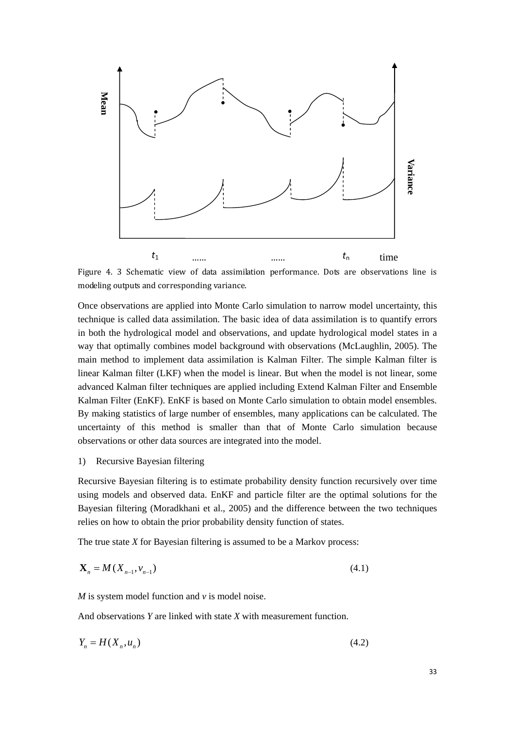Figure 4. 3 Schematic view of data assimilation performance. Dots are observations line is modeling outputs and corresponding variance.

Once observations are applied into Monte Carlo simulation to narrow model uncertainty, this technique is called data assimilation. The basic idea of data assimilation is to quantify errors in both the hydrological model and observations, and update hydrological model states in a way that optimally combines model background with observations (McLaughlin, 2005). The main method to implement data assimilation is Kalman Filter. The simple Kalman filter is linear Kalman filter (LKF) when the model is linear. But when the model is not linear, some advanced Kalman filter techniques are applied including Extend Kalman Filter and Ensemble Kalman Filter (EnKF). EnKF is based on Monte Carlo simulation to obtain model ensembles. By making statistics of large number of ensembles, many applications can be calculated. The uncertainty of this method is smaller than that of Monte Carlo simulation because observations or other data sources are integrated into the model.

1) Recursive Bayesian filtering

Recursive Bayesian filtering is to estimate probability density function recursively over time using models and observed data. EnKF and particle filter are the optimal solutions for the Bayesian filtering (Moradkhani et al., 2005) and the difference between the two techniques relies on how to obtain the prior probability density function of states.

The true state *X* for Bayesian filtering is assumed to be a Markov process:

$$\mathbf{X}_n = M(X_{n-1}, v_{n-1}) \tag{4.1}$$

*M* is system model function and *v* is model noise.

And observations *Y* are linked with state *X* with measurement function.

$$Y_n = H(X_n, u_n) \tag{4.2}$$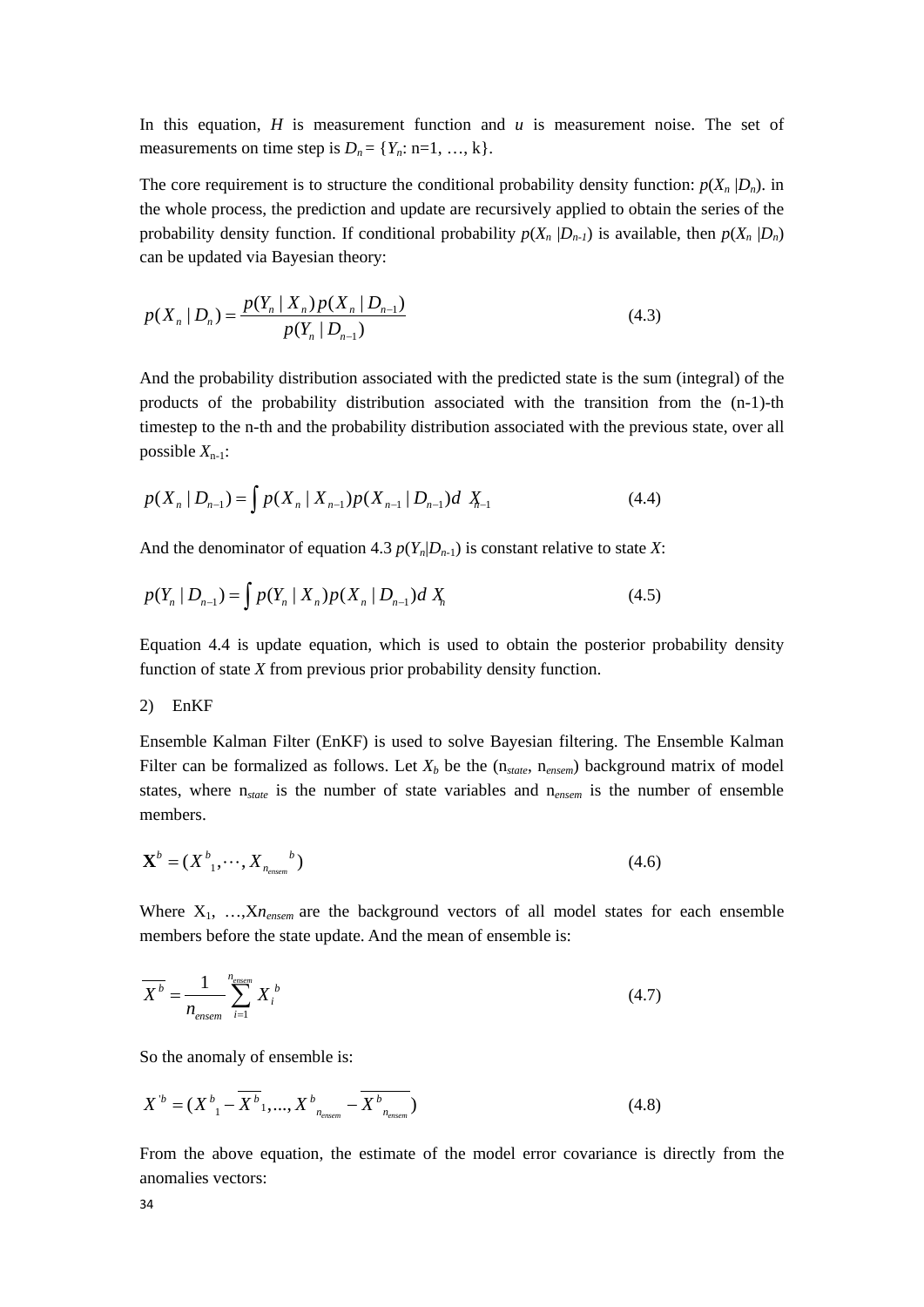In this equation, $H$ is measurement function and $u$ is measurement noise. The set of measurements on time step is $D_n = \{Y_n$: n=1, …, k}.

The core requirement is to structure the conditional probability density function: $p(X_n | D_n)$. in the whole process, the prediction and update are recursively applied to obtain the series of the probability density function. If conditional probability $p(X_n | D_{n-1})$ is available, then $p(X_n | D_n)$ can be updated via Bayesian theory:

$$p(X_n | D_n) = \frac{p(Y_n | X_n) p(X_n | D_{n-1})}{p(Y_n | D_{n-1})} \tag{4.3}$$

And the probability distribution associated with the predicted state is the sum (integral) of the products of the probability distribution associated with the transition from the (n-1)-th timestep to the n-th and the probability distribution associated with the previous state, over all possible $X_{n-1}$:

$$p(X_n | D_{n-1}) = \int p(X_n | X_{n-1}) p(X_{n-1} | D_{n-1}) d\, X_{n-1} \tag{4.4}$$

And the denominator of equation 4.3 $p(Y_n|D_{n-1})$ is constant relative to state $X$:

$$p(Y_n | D_{n-1}) = \int p(Y_n | X_n) p(X_n | D_{n-1}) d\, X_n \tag{4.5}$$

Equation 4.4 is update equation, which is used to obtain the posterior probability density function of state $X$ from previous prior probability density function.

2) EnKF

Ensemble Kalman Filter (EnKF) is used to solve Bayesian filtering. The Ensemble Kalman Filter can be formalized as follows. Let $X_b$ be the ($n_{state}$, $n_{ensem}$) background matrix of model states, where $n_{state}$ is the number of state variables and $n_{ensem}$ is the number of ensemble members.

$$\mathbf{X}^b = (X^b{}_1, \cdots, X_{n_{ensem}}{}^b) \tag{4.6}$$

Where $X_1$, …,$X_{n_{ensem}}$ are the background vectors of all model states for each ensemble members before the state update. And the mean of ensemble is:

$$\overline{X^b} = \frac{1}{n_{ensem}} \sum_{i=1}^{n_{ensem}} X_i^{\,b} \tag{4.7}$$

So the anomaly of ensemble is:

$$X'^b = (X^b{}_1 - \overline{X^b}_1, ..., X^b{}_{n_{ensem}} - \overline{X^b{}_{n_{ensem}}}) \tag{4.8}$$

From the above equation, the estimate of the model error covariance is directly from the anomalies vectors: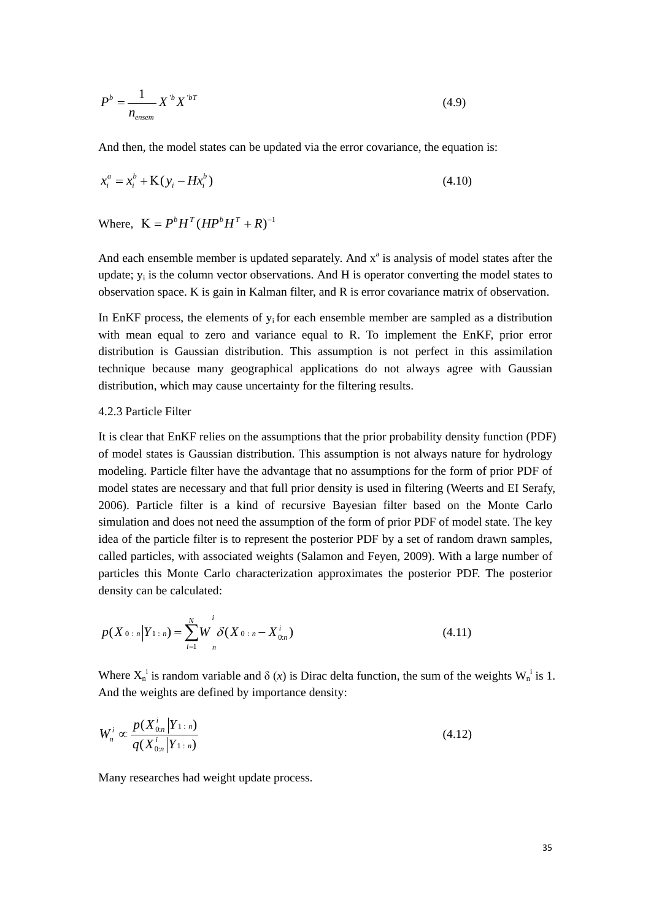$$P^b = \frac{1}{n_{ensem}} X'^b X'^{bT} \tag{4.9}$$

And then, the model states can be updated via the error covariance, the equation is:

$$x_i^a = x_i^b + \mathrm{K}(y_i - Hx_i^b) \tag{4.10}$$

Where, $\mathrm{K} = P^b H^T (HP^b H^T + R)^{-1}$

And each ensemble member is updated separately. And $x^a$ is analysis of model states after the update; $y_i$ is the column vector observations. And H is operator converting the model states to observation space. K is gain in Kalman filter, and R is error covariance matrix of observation.

In EnKF process, the elements of $y_i$ for each ensemble member are sampled as a distribution with mean equal to zero and variance equal to R. To implement the EnKF, prior error distribution is Gaussian distribution. This assumption is not perfect in this assimilation technique because many geographical applications do not always agree with Gaussian distribution, which may cause uncertainty for the filtering results.

4.2.3 Particle Filter

It is clear that EnKF relies on the assumptions that the prior probability density function (PDF) of model states is Gaussian distribution. This assumption is not always nature for hydrology modeling. Particle filter have the advantage that no assumptions for the form of prior PDF of model states are necessary and that full prior density is used in filtering (Weerts and EI Serafy, 2006). Particle filter is a kind of recursive Bayesian filter based on the Monte Carlo simulation and does not need the assumption of the form of prior PDF of model state. The key idea of the particle filter is to represent the posterior PDF by a set of random drawn samples, called particles, with associated weights (Salamon and Feyen, 2009). With a large number of particles this Monte Carlo characterization approximates the posterior PDF. The posterior density can be calculated:

$$p(X_{0:n} | Y_{1:n}) = \sum_{i=1}^{N} W_n^i \delta(X_{0:n} - X_{0:n}^i) \tag{4.11}$$

Where $X_n^i$ is random variable and $\delta(x)$ is Dirac delta function, the sum of the weights $W_n^i$ is 1. And the weights are defined by importance density:

$$W_n^i \propto \frac{p(X_{0:n}^i | Y_{1:n})}{q(X_{0:n}^i | Y_{1:n})} \tag{4.12}$$

Many researches had weight update process.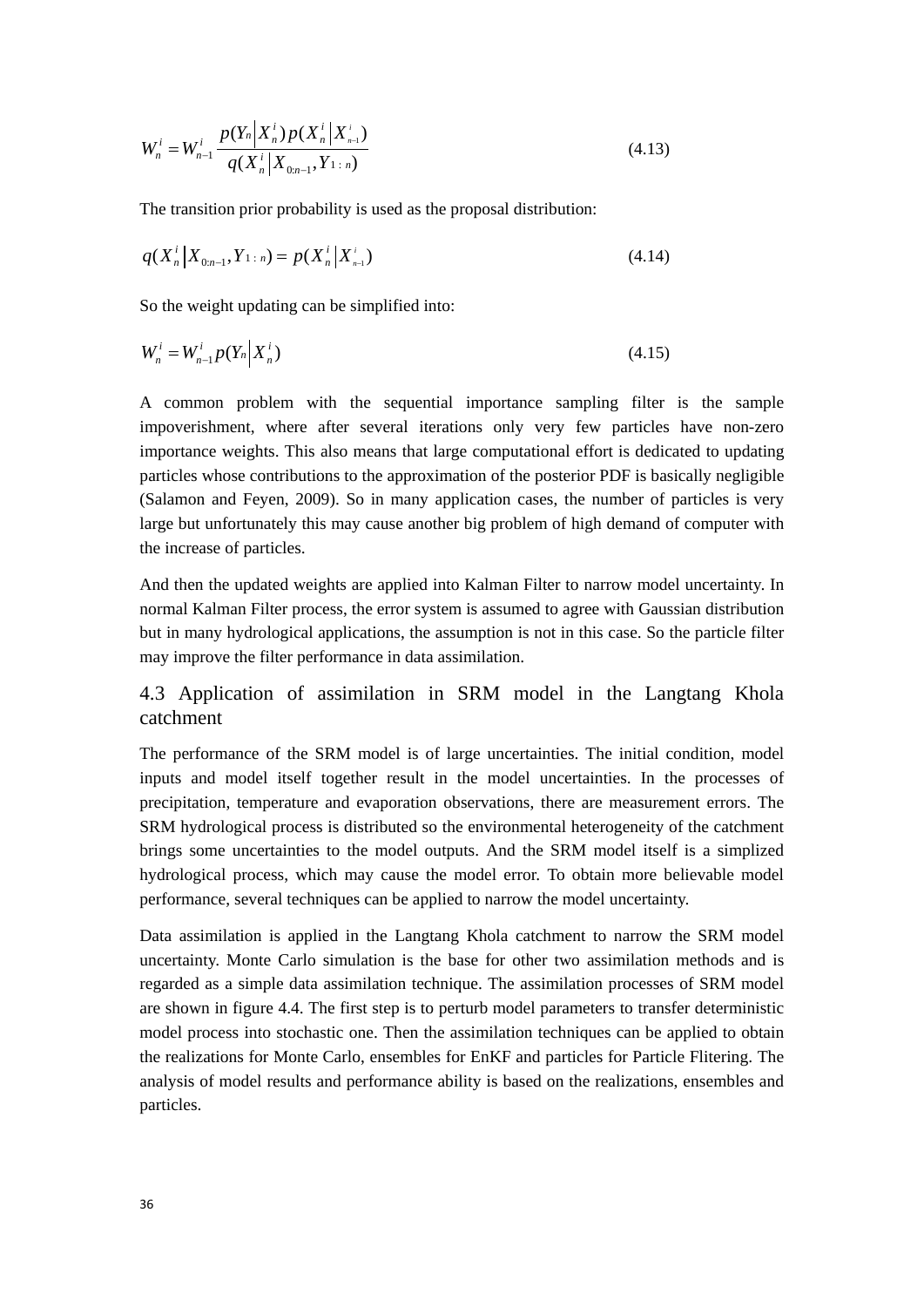$$W_n^i = W_{n-1}^i \frac{p(Y_n \mid X_n^i)\, p(X_n^i \mid X_{n-1}^i)}{q(X_n^i \mid X_{0:n-1}, Y_{1:n})} \tag{4.13}$$

The transition prior probability is used as the proposal distribution:

$$q(X_n^i \mid X_{0:n-1}, Y_{1:n}) = p(X_n^i \mid X_{n-1}^i) \tag{4.14}$$

So the weight updating can be simplified into:

$$W_n^i = W_{n-1}^i p(Y_n \mid X_n^i) \tag{4.15}$$

A common problem with the sequential importance sampling filter is the sample impoverishment, where after several iterations only very few particles have non-zero importance weights. This also means that large computational effort is dedicated to updating particles whose contributions to the approximation of the posterior PDF is basically negligible (Salamon and Feyen, 2009). So in many application cases, the number of particles is very large but unfortunately this may cause another big problem of high demand of computer with the increase of particles.

And then the updated weights are applied into Kalman Filter to narrow model uncertainty. In normal Kalman Filter process, the error system is assumed to agree with Gaussian distribution but in many hydrological applications, the assumption is not in this case. So the particle filter may improve the filter performance in data assimilation.

## 4.3 Application of assimilation in SRM model in the Langtang Khola catchment

The performance of the SRM model is of large uncertainties. The initial condition, model inputs and model itself together result in the model uncertainties. In the processes of precipitation, temperature and evaporation observations, there are measurement errors. The SRM hydrological process is distributed so the environmental heterogeneity of the catchment brings some uncertainties to the model outputs. And the SRM model itself is a simplized hydrological process, which may cause the model error. To obtain more believable model performance, several techniques can be applied to narrow the model uncertainty.

Data assimilation is applied in the Langtang Khola catchment to narrow the SRM model uncertainty. Monte Carlo simulation is the base for other two assimilation methods and is regarded as a simple data assimilation technique. The assimilation processes of SRM model are shown in figure 4.4. The first step is to perturb model parameters to transfer deterministic model process into stochastic one. Then the assimilation techniques can be applied to obtain the realizations for Monte Carlo, ensembles for EnKF and particles for Particle Flitering. The analysis of model results and performance ability is based on the realizations, ensembles and particles.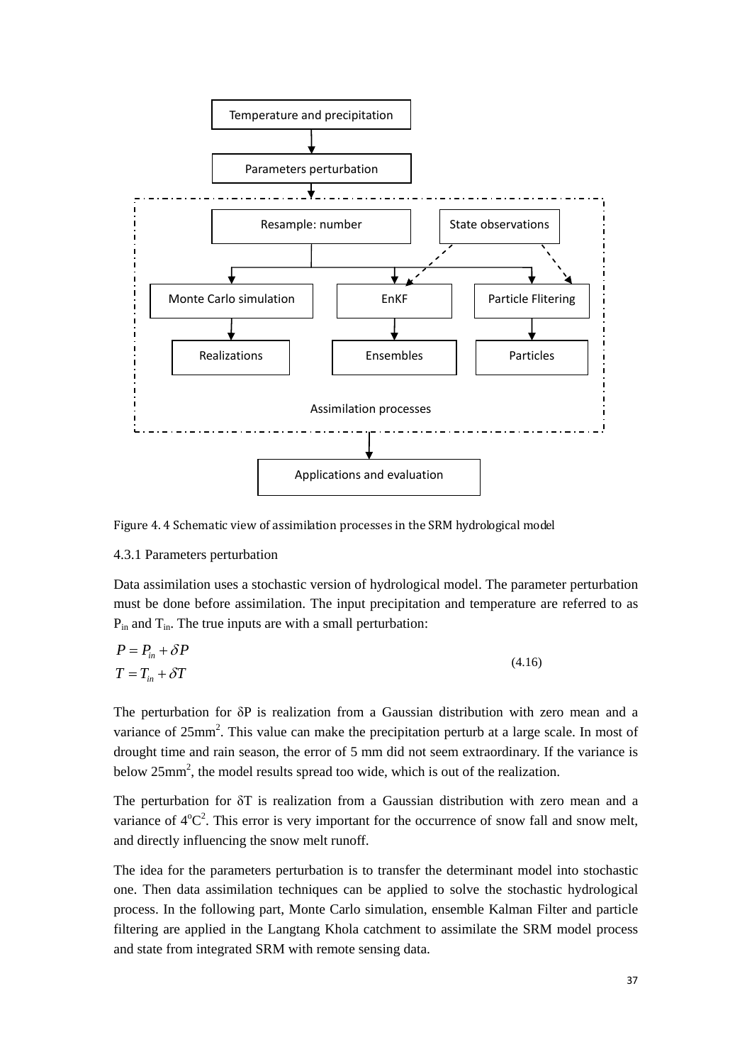Figure 4. 4 Schematic view of assimilation processes in the SRM hydrological model

### 4.3.1 Parameters perturbation

Data assimilation uses a stochastic version of hydrological model. The parameter perturbation must be done before assimilation. The input precipitation and temperature are referred to as $P_{in}$ and $T_{in}$. The true inputs are with a small perturbation:

$$
\begin{aligned}
P &= P_{in} + \delta P \\
T &= T_{in} + \delta T
\end{aligned}
\tag{4.16}
$$

The perturbation for δP is realization from a Gaussian distribution with zero mean and a variance of 25mm$^2$. This value can make the precipitation perturb at a large scale. In most of drought time and rain season, the error of 5 mm did not seem extraordinary. If the variance is below 25mm$^2$, the model results spread too wide, which is out of the realization.

The perturbation for δT is realization from a Gaussian distribution with zero mean and a variance of $4^{o}C^2$. This error is very important for the occurrence of snow fall and snow melt, and directly influencing the snow melt runoff.

The idea for the parameters perturbation is to transfer the determinant model into stochastic one. Then data assimilation techniques can be applied to solve the stochastic hydrological process. In the following part, Monte Carlo simulation, ensemble Kalman Filter and particle filtering are applied in the Langtang Khola catchment to assimilate the SRM model process and state from integrated SRM with remote sensing data.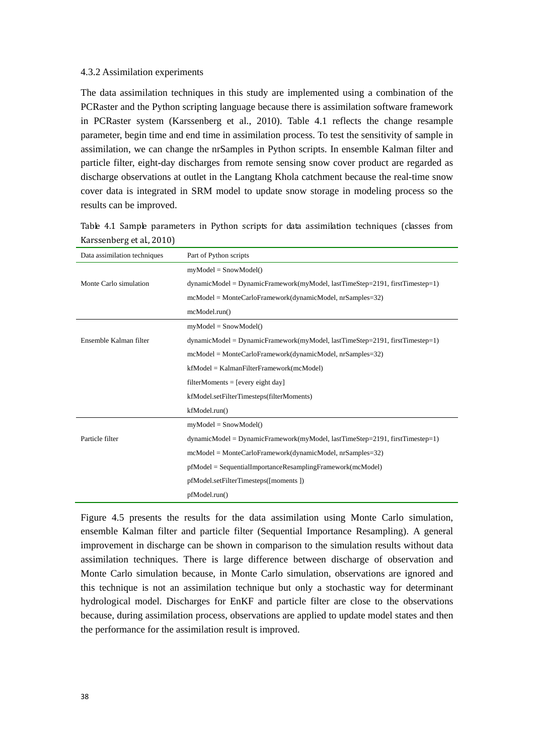### 4.3.2 Assimilation experiments

The data assimilation techniques in this study are implemented using a combination of the PCRaster and the Python scripting language because there is assimilation software framework in PCRaster system (Karssenberg et al., 2010). Table 4.1 reflects the change resample parameter, begin time and end time in assimilation process. To test the sensitivity of sample in assimilation, we can change the nrSamples in Python scripts. In ensemble Kalman filter and particle filter, eight-day discharges from remote sensing snow cover product are regarded as discharge observations at outlet in the Langtang Khola catchment because the real-time snow cover data is integrated in SRM model to update snow storage in modeling process so the results can be improved.

Table 4.1 Sample parameters in Python scripts for data assimilation techniques (classes from Karssenberg et al., 2010)

| Data assimilation techniques | Part of Python scripts |
|---|---|
| Monte Carlo simulation | myModel = SnowModel() |
| | dynamicModel = DynamicFramework(myModel, lastTimeStep=2191, firstTimestep=1) |
| | mcModel = MonteCarloFramework(dynamicModel, nrSamples=32) |
| | mcModel.run() |
| Ensemble Kalman filter | myModel = SnowModel() |
| | dynamicModel = DynamicFramework(myModel, lastTimeStep=2191, firstTimestep=1) |
| | mcModel = MonteCarloFramework(dynamicModel, nrSamples=32) |
| | kfModel = KalmanFilterFramework(mcModel) |
| | filterMoments = [every eight day] |
| | kfModel.setFilterTimesteps(filterMoments) |
| | kfModel.run() |
| Particle filter | myModel = SnowModel() |
| | dynamicModel = DynamicFramework(myModel, lastTimeStep=2191, firstTimestep=1) |
| | mcModel = MonteCarloFramework(dynamicModel, nrSamples=32) |
| | pfModel = SequentialImportanceResamplingFramework(mcModel) |
| | pfModel.setFilterTimesteps([moments ]) |
| | pfModel.run() |

Figure 4.5 presents the results for the data assimilation using Monte Carlo simulation, ensemble Kalman filter and particle filter (Sequential Importance Resampling). A general improvement in discharge can be shown in comparison to the simulation results without data assimilation techniques. There is large difference between discharge of observation and Monte Carlo simulation because, in Monte Carlo simulation, observations are ignored and this technique is not an assimilation technique but only a stochastic way for determinant hydrological model. Discharges for EnKF and particle filter are close to the observations because, during assimilation process, observations are applied to update model states and then the performance for the assimilation result is improved.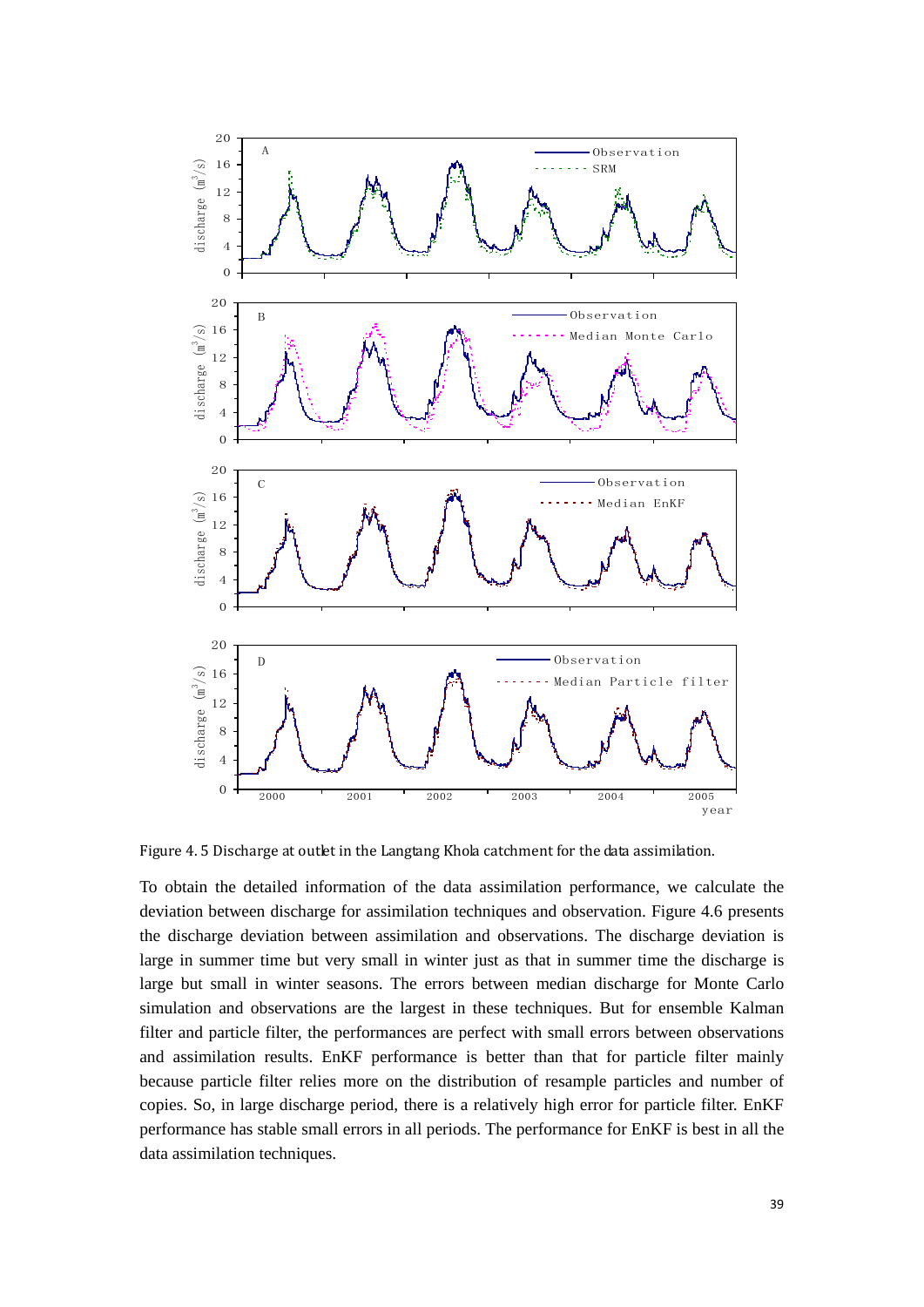Figure 4. 5 Discharge at outlet in the Langtang Khola catchment for the data assimilation.

To obtain the detailed information of the data assimilation performance, we calculate the deviation between discharge for assimilation techniques and observation. Figure 4.6 presents the discharge deviation between assimilation and observations. The discharge deviation is large in summer time but very small in winter just as that in summer time the discharge is large but small in winter seasons. The errors between median discharge for Monte Carlo simulation and observations are the largest in these techniques. But for ensemble Kalman filter and particle filter, the performances are perfect with small errors between observations and assimilation results. EnKF performance is better than that for particle filter mainly because particle filter relies more on the distribution of resample particles and number of copies. So, in large discharge period, there is a relatively high error for particle filter. EnKF performance has stable small errors in all periods. The performance for EnKF is best in all the data assimilation techniques.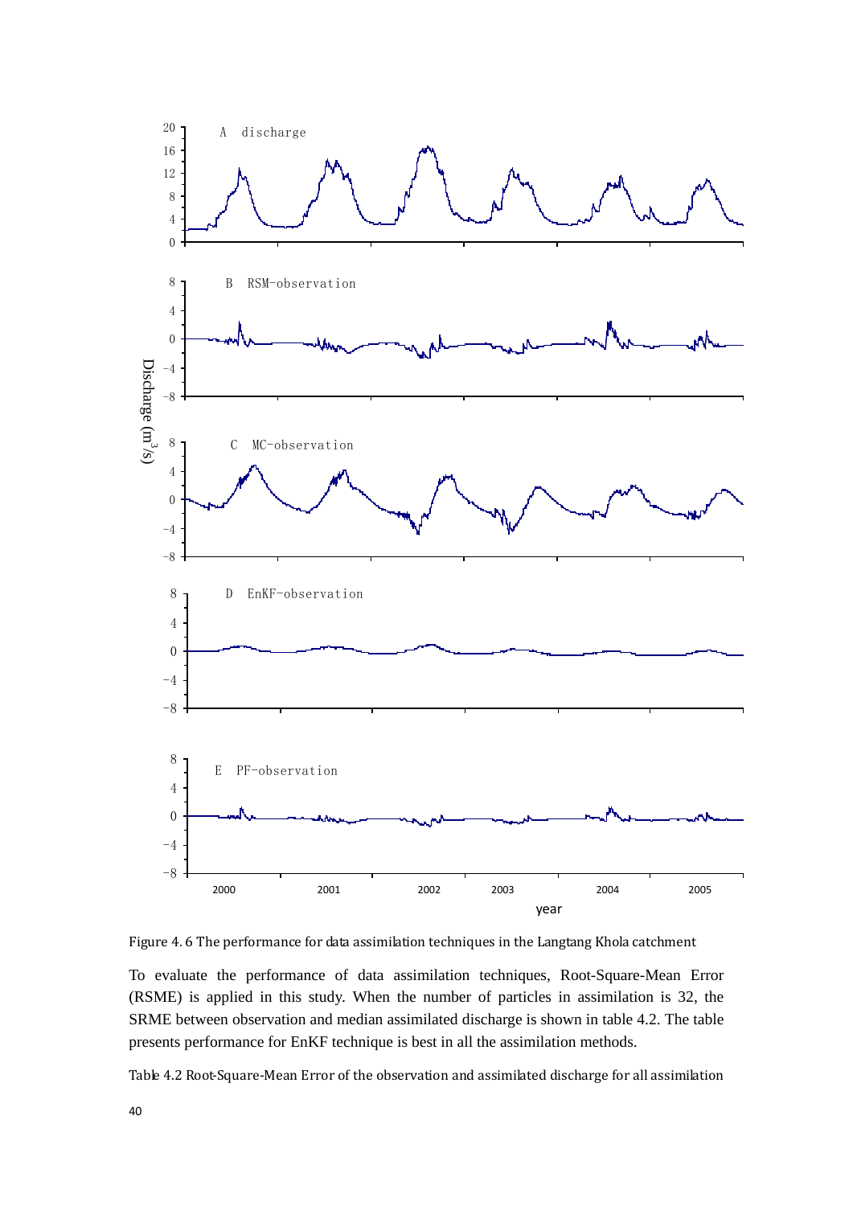Figure 4. 6 The performance for data assimilation techniques in the Langtang Khola catchment

To evaluate the performance of data assimilation techniques, Root-Square-Mean Error (RSME) is applied in this study. When the number of particles in assimilation is 32, the SRME between observation and median assimilated discharge is shown in table 4.2. The table presents performance for EnKF technique is best in all the assimilation methods.

Table 4.2 Root-Square-Mean Error of the observation and assimilated discharge for all assimilation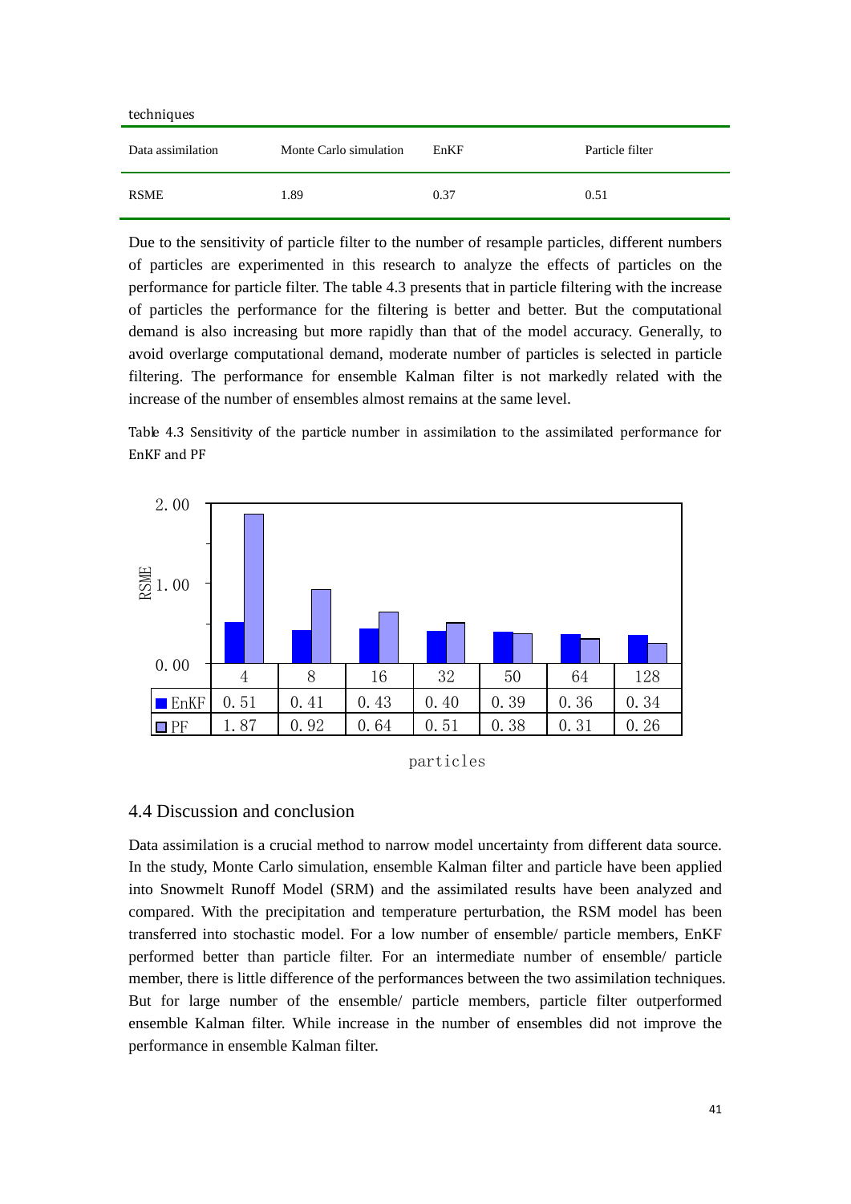techniques

| Data assimilation | Monte Carlo simulation | EnKF | Particle filter |
|---|---|---|---|
| RSME | 1.89 | 0.37 | 0.51 |

Due to the sensitivity of particle filter to the number of resample particles, different numbers of particles are experimented in this research to analyze the effects of particles on the performance for particle filter. The table 4.3 presents that in particle filtering with the increase of particles the performance for the filtering is better and better. But the computational demand is also increasing but more rapidly than that of the model accuracy. Generally, to avoid overlarge computational demand, moderate number of particles is selected in particle filtering. The performance for ensemble Kalman filter is not markedly related with the increase of the number of ensembles almost remains at the same level.

Table 4.3 Sensitivity of the particle number in assimilation to the assimilated performance for EnKF and PF

| particles | 4 | 8 | 16 | 32 | 50 | 64 | 128 |
|---|---|---|---|---|---|---|---|
| EnKF | 0.51 | 0.41 | 0.43 | 0.40 | 0.39 | 0.36 | 0.34 |
| PF | 1.87 | 0.92 | 0.64 | 0.51 | 0.38 | 0.31 | 0.26 |

## 4.4 Discussion and conclusion

Data assimilation is a crucial method to narrow model uncertainty from different data source. In the study, Monte Carlo simulation, ensemble Kalman filter and particle have been applied into Snowmelt Runoff Model (SRM) and the assimilated results have been analyzed and compared. With the precipitation and temperature perturbation, the RSM model has been transferred into stochastic model. For a low number of ensemble/ particle members, EnKF performed better than particle filter. For an intermediate number of ensemble/ particle member, there is little difference of the performances between the two assimilation techniques. But for large number of the ensemble/ particle members, particle filter outperformed ensemble Kalman filter. While increase in the number of ensembles did not improve the performance in ensemble Kalman filter.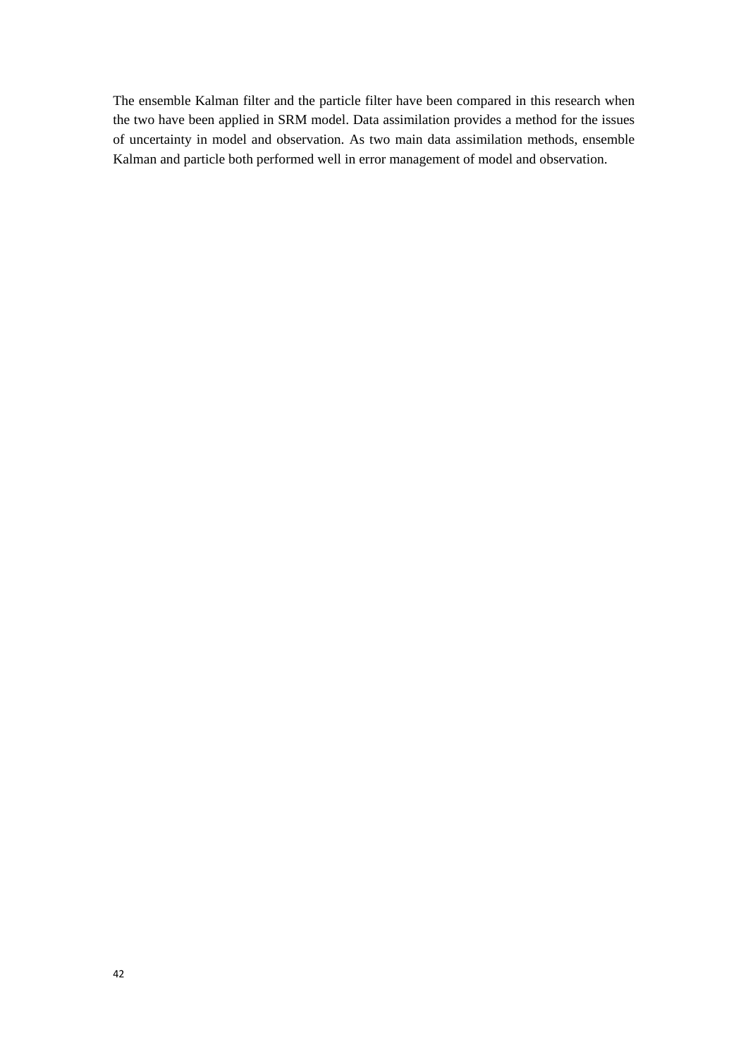The ensemble Kalman filter and the particle filter have been compared in this research when the two have been applied in SRM model. Data assimilation provides a method for the issues of uncertainty in model and observation. As two main data assimilation methods, ensemble Kalman and particle both performed well in error management of model and observation.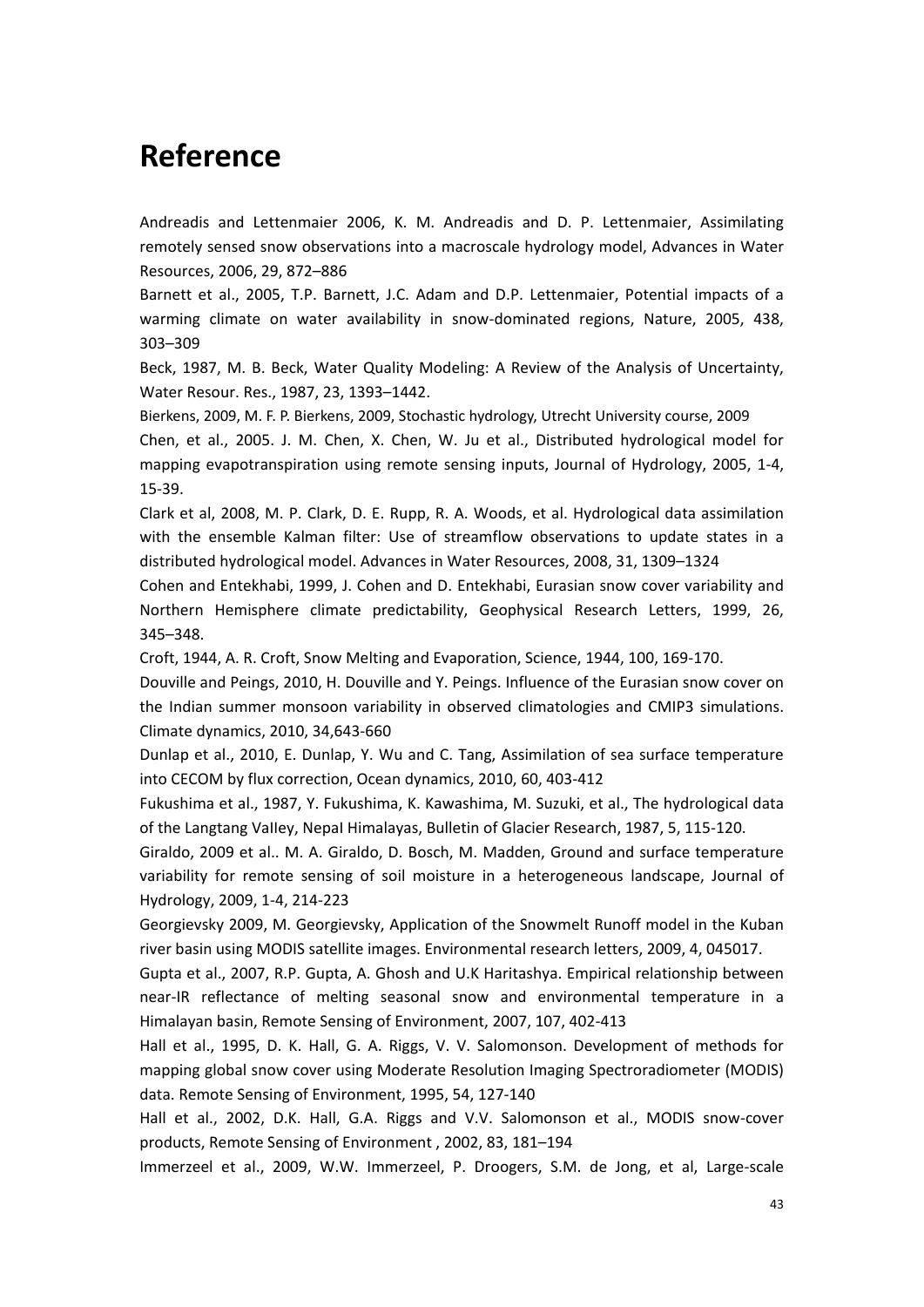# Reference

Andreadis and Lettenmaier 2006, K. M. Andreadis and D. P. Lettenmaier, Assimilating remotely sensed snow observations into a macroscale hydrology model, Advances in Water Resources, 2006, 29, 872–886

Barnett et al., 2005, T.P. Barnett, J.C. Adam and D.P. Lettenmaier, Potential impacts of a warming climate on water availability in snow-dominated regions, Nature, 2005, 438, 303–309

Beck, 1987, M. B. Beck, Water Quality Modeling: A Review of the Analysis of Uncertainty, Water Resour. Res., 1987, 23, 1393–1442.

Bierkens, 2009, M. F. P. Bierkens, 2009, Stochastic hydrology, Utrecht University course, 2009

Chen, et al., 2005. J. M. Chen, X. Chen, W. Ju et al., Distributed hydrological model for mapping evapotranspiration using remote sensing inputs, Journal of Hydrology, 2005, 1-4, 15-39.

Clark et al, 2008, M. P. Clark, D. E. Rupp, R. A. Woods, et al. Hydrological data assimilation with the ensemble Kalman filter: Use of streamflow observations to update states in a distributed hydrological model. Advances in Water Resources, 2008, 31, 1309–1324

Cohen and Entekhabi, 1999, J. Cohen and D. Entekhabi, Eurasian snow cover variability and Northern Hemisphere climate predictability, Geophysical Research Letters, 1999, 26, 345–348.

Croft, 1944, A. R. Croft, Snow Melting and Evaporation, Science, 1944, 100, 169-170.

Douville and Peings, 2010, H. Douville and Y. Peings. Influence of the Eurasian snow cover on the Indian summer monsoon variability in observed climatologies and CMIP3 simulations. Climate dynamics, 2010, 34,643-660

Dunlap et al., 2010, E. Dunlap, Y. Wu and C. Tang, Assimilation of sea surface temperature into CECOM by flux correction, Ocean dynamics, 2010, 60, 403-412

Fukushima et al., 1987, Y. Fukushima, K. Kawashima, M. Suzuki, et al., The hydrological data of the Langtang VaIley, NepaI Himalayas, Bulletin of Glacier Research, 1987, 5, 115-120.

Giraldo, 2009 et al.. M. A. Giraldo, D. Bosch, M. Madden, Ground and surface temperature variability for remote sensing of soil moisture in a heterogeneous landscape, Journal of Hydrology, 2009, 1-4, 214-223

Georgievsky 2009, M. Georgievsky, Application of the Snowmelt Runoff model in the Kuban river basin using MODIS satellite images. Environmental research letters, 2009, 4, 045017.

Gupta et al., 2007, R.P. Gupta, A. Ghosh and U.K Haritashya. Empirical relationship between near-IR reflectance of melting seasonal snow and environmental temperature in a Himalayan basin, Remote Sensing of Environment, 2007, 107, 402-413

Hall et al., 1995, D. K. Hall, G. A. Riggs, V. V. Salomonson. Development of methods for mapping global snow cover using Moderate Resolution Imaging Spectroradiometer (MODIS) data. Remote Sensing of Environment, 1995, 54, 127-140

Hall et al., 2002, D.K. Hall, G.A. Riggs and V.V. Salomonson et al., MODIS snow-cover products, Remote Sensing of Environment , 2002, 83, 181–194

Immerzeel et al., 2009, W.W. Immerzeel, P. Droogers, S.M. de Jong, et al, Large-scale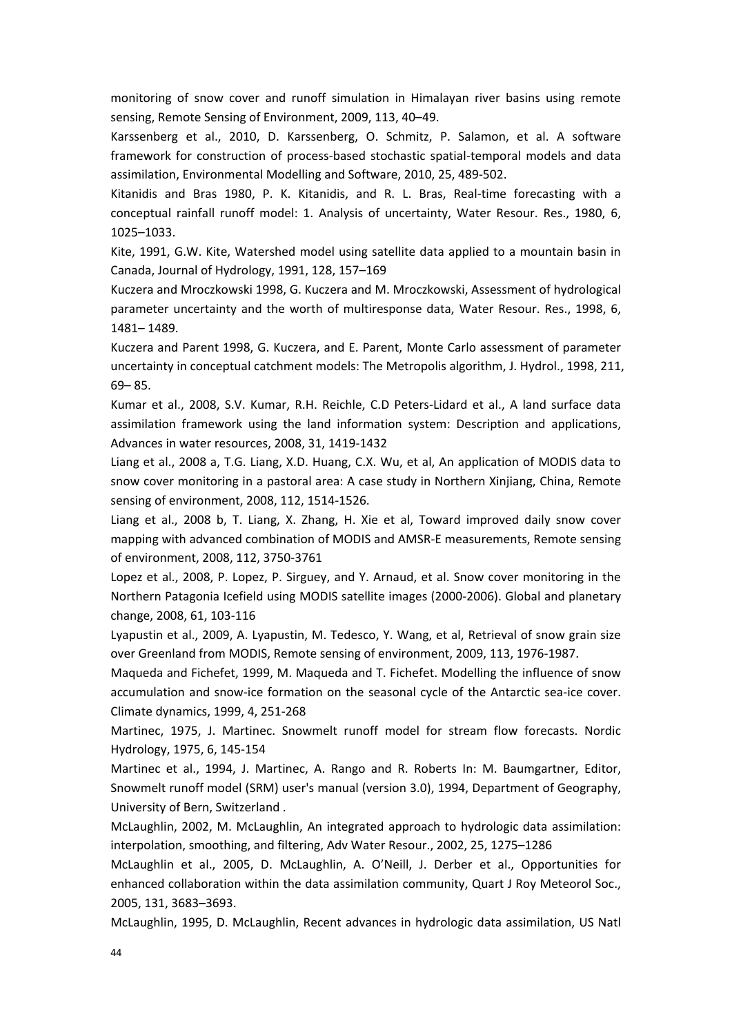monitoring of snow cover and runoff simulation in Himalayan river basins using remote sensing, Remote Sensing of Environment, 2009, 113, 40–49.

Karssenberg et al., 2010, D. Karssenberg, O. Schmitz, P. Salamon, et al. A software framework for construction of process-based stochastic spatial-temporal models and data assimilation, Environmental Modelling and Software, 2010, 25, 489-502.

Kitanidis and Bras 1980, P. K. Kitanidis, and R. L. Bras, Real-time forecasting with a conceptual rainfall runoff model: 1. Analysis of uncertainty, Water Resour. Res., 1980, 6, 1025–1033.

Kite, 1991, G.W. Kite, Watershed model using satellite data applied to a mountain basin in Canada, Journal of Hydrology, 1991, 128, 157–169

Kuczera and Mroczkowski 1998, G. Kuczera and M. Mroczkowski, Assessment of hydrological parameter uncertainty and the worth of multiresponse data, Water Resour. Res., 1998, 6, 1481– 1489.

Kuczera and Parent 1998, G. Kuczera, and E. Parent, Monte Carlo assessment of parameter uncertainty in conceptual catchment models: The Metropolis algorithm, J. Hydrol., 1998, 211, 69– 85.

Kumar et al., 2008, S.V. Kumar, R.H. Reichle, C.D Peters-Lidard et al., A land surface data assimilation framework using the land information system: Description and applications, Advances in water resources, 2008, 31, 1419-1432

Liang et al., 2008 a, T.G. Liang, X.D. Huang, C.X. Wu, et al, An application of MODIS data to snow cover monitoring in a pastoral area: A case study in Northern Xinjiang, China, Remote sensing of environment, 2008, 112, 1514-1526.

Liang et al., 2008 b, T. Liang, X. Zhang, H. Xie et al, Toward improved daily snow cover mapping with advanced combination of MODIS and AMSR-E measurements, Remote sensing of environment, 2008, 112, 3750-3761

Lopez et al., 2008, P. Lopez, P. Sirguey, and Y. Arnaud, et al. Snow cover monitoring in the Northern Patagonia Icefield using MODIS satellite images (2000-2006). Global and planetary change, 2008, 61, 103-116

Lyapustin et al., 2009, A. Lyapustin, M. Tedesco, Y. Wang, et al, Retrieval of snow grain size over Greenland from MODIS, Remote sensing of environment, 2009, 113, 1976-1987.

Maqueda and Fichefet, 1999, M. Maqueda and T. Fichefet. Modelling the influence of snow accumulation and snow-ice formation on the seasonal cycle of the Antarctic sea-ice cover. Climate dynamics, 1999, 4, 251-268

Martinec, 1975, J. Martinec. Snowmelt runoff model for stream flow forecasts. Nordic Hydrology, 1975, 6, 145-154

Martinec et al., 1994, J. Martinec, A. Rango and R. Roberts In: M. Baumgartner, Editor, Snowmelt runoff model (SRM) user's manual (version 3.0), 1994, Department of Geography, University of Bern, Switzerland .

McLaughlin, 2002, M. McLaughlin, An integrated approach to hydrologic data assimilation: interpolation, smoothing, and filtering, Adv Water Resour., 2002, 25, 1275–1286

McLaughlin et al., 2005, D. McLaughlin, A. O'Neill, J. Derber et al., Opportunities for enhanced collaboration within the data assimilation community, Quart J Roy Meteorol Soc., 2005, 131, 3683–3693.

McLaughlin, 1995, D. McLaughlin, Recent advances in hydrologic data assimilation, US Natl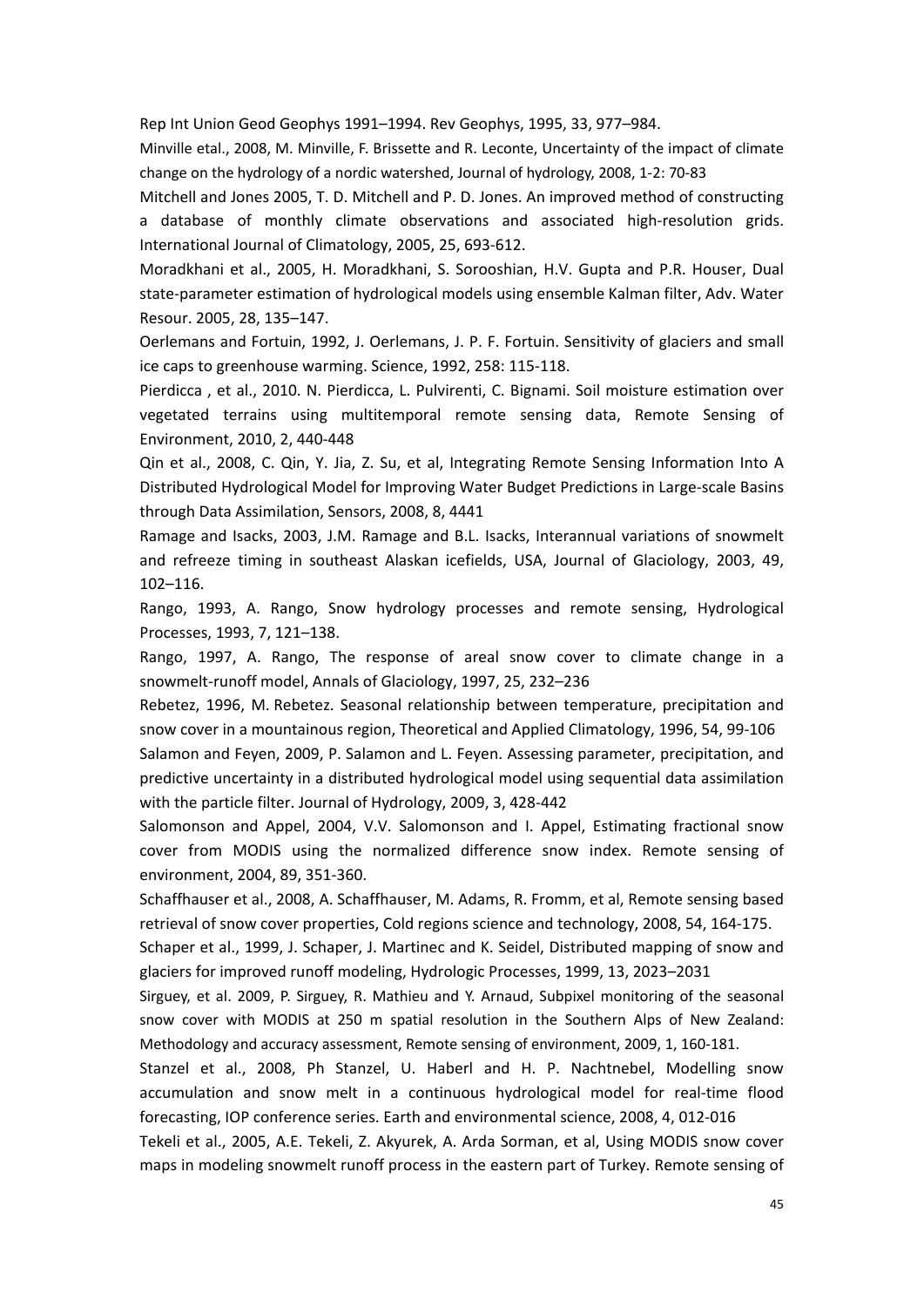Rep Int Union Geod Geophys 1991–1994. Rev Geophys, 1995, 33, 977–984.

Minville etal., 2008, M. Minville, F. Brissette and R. Leconte, Uncertainty of the impact of climate change on the hydrology of a nordic watershed, Journal of hydrology, 2008, 1-2: 70-83

Mitchell and Jones 2005, T. D. Mitchell and P. D. Jones. An improved method of constructing a database of monthly climate observations and associated high-resolution grids. International Journal of Climatology, 2005, 25, 693-612.

Moradkhani et al., 2005, H. Moradkhani, S. Sorooshian, H.V. Gupta and P.R. Houser, Dual state-parameter estimation of hydrological models using ensemble Kalman filter, Adv. Water Resour. 2005, 28, 135–147.

Oerlemans and Fortuin, 1992, J. Oerlemans, J. P. F. Fortuin. Sensitivity of glaciers and small ice caps to greenhouse warming. Science, 1992, 258: 115-118.

Pierdicca , et al., 2010. N. Pierdicca, L. Pulvirenti, C. Bignami. Soil moisture estimation over vegetated terrains using multitemporal remote sensing data, Remote Sensing of Environment, 2010, 2, 440-448

Qin et al., 2008, C. Qin, Y. Jia, Z. Su, et al, Integrating Remote Sensing Information Into A Distributed Hydrological Model for Improving Water Budget Predictions in Large-scale Basins through Data Assimilation, Sensors, 2008, 8, 4441

Ramage and Isacks, 2003, J.M. Ramage and B.L. Isacks, Interannual variations of snowmelt and refreeze timing in southeast Alaskan icefields, USA, Journal of Glaciology, 2003, 49, 102–116.

Rango, 1993, A. Rango, Snow hydrology processes and remote sensing, Hydrological Processes, 1993, 7, 121–138.

Rango, 1997, A. Rango, The response of areal snow cover to climate change in a snowmelt-runoff model, Annals of Glaciology, 1997, 25, 232–236

Rebetez, 1996, M. Rebetez. Seasonal relationship between temperature, precipitation and snow cover in a mountainous region, Theoretical and Applied Climatology, 1996, 54, 99-106

Salamon and Feyen, 2009, P. Salamon and L. Feyen. Assessing parameter, precipitation, and predictive uncertainty in a distributed hydrological model using sequential data assimilation with the particle filter. Journal of Hydrology, 2009, 3, 428-442

Salomonson and Appel, 2004, V.V. Salomonson and I. Appel, Estimating fractional snow cover from MODIS using the normalized difference snow index. Remote sensing of environment, 2004, 89, 351-360.

Schaffhauser et al., 2008, A. Schaffhauser, M. Adams, R. Fromm, et al, Remote sensing based retrieval of snow cover properties, Cold regions science and technology, 2008, 54, 164-175.

Schaper et al., 1999, J. Schaper, J. Martinec and K. Seidel, Distributed mapping of snow and glaciers for improved runoff modeling, Hydrologic Processes, 1999, 13, 2023–2031

Sirguey, et al. 2009, P. Sirguey, R. Mathieu and Y. Arnaud, Subpixel monitoring of the seasonal snow cover with MODIS at 250 m spatial resolution in the Southern Alps of New Zealand: Methodology and accuracy assessment, Remote sensing of environment, 2009, 1, 160-181.

Stanzel et al., 2008, Ph Stanzel, U. Haberl and H. P. Nachtnebel, Modelling snow accumulation and snow melt in a continuous hydrological model for real-time flood forecasting, IOP conference series. Earth and environmental science, 2008, 4, 012-016

Tekeli et al., 2005, A.E. Tekeli, Z. Akyurek, A. Arda Sorman, et al, Using MODIS snow cover maps in modeling snowmelt runoff process in the eastern part of Turkey. Remote sensing of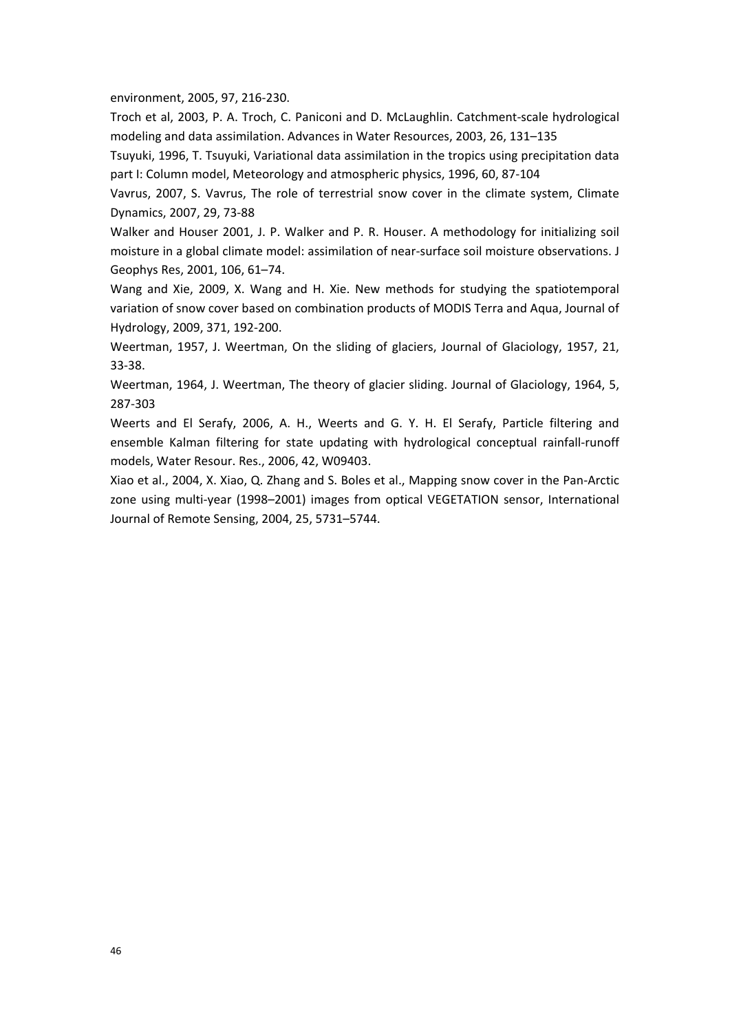environment, 2005, 97, 216-230.

Troch et al, 2003, P. A. Troch, C. Paniconi and D. McLaughlin. Catchment-scale hydrological modeling and data assimilation. Advances in Water Resources, 2003, 26, 131–135

Tsuyuki, 1996, T. Tsuyuki, Variational data assimilation in the tropics using precipitation data part I: Column model, Meteorology and atmospheric physics, 1996, 60, 87-104

Vavrus, 2007, S. Vavrus, The role of terrestrial snow cover in the climate system, Climate Dynamics, 2007, 29, 73-88

Walker and Houser 2001, J. P. Walker and P. R. Houser. A methodology for initializing soil moisture in a global climate model: assimilation of near-surface soil moisture observations. J Geophys Res, 2001, 106, 61–74.

Wang and Xie, 2009, X. Wang and H. Xie. New methods for studying the spatiotemporal variation of snow cover based on combination products of MODIS Terra and Aqua, Journal of Hydrology, 2009, 371, 192-200.

Weertman, 1957, J. Weertman, On the sliding of glaciers, Journal of Glaciology, 1957, 21, 33-38.

Weertman, 1964, J. Weertman, The theory of glacier sliding. Journal of Glaciology, 1964, 5, 287-303

Weerts and El Serafy, 2006, A. H., Weerts and G. Y. H. El Serafy, Particle filtering and ensemble Kalman filtering for state updating with hydrological conceptual rainfall-runoff models, Water Resour. Res., 2006, 42, W09403.

Xiao et al., 2004, X. Xiao, Q. Zhang and S. Boles et al., Mapping snow cover in the Pan-Arctic zone using multi-year (1998–2001) images from optical VEGETATION sensor, International Journal of Remote Sensing, 2004, 25, 5731–5744.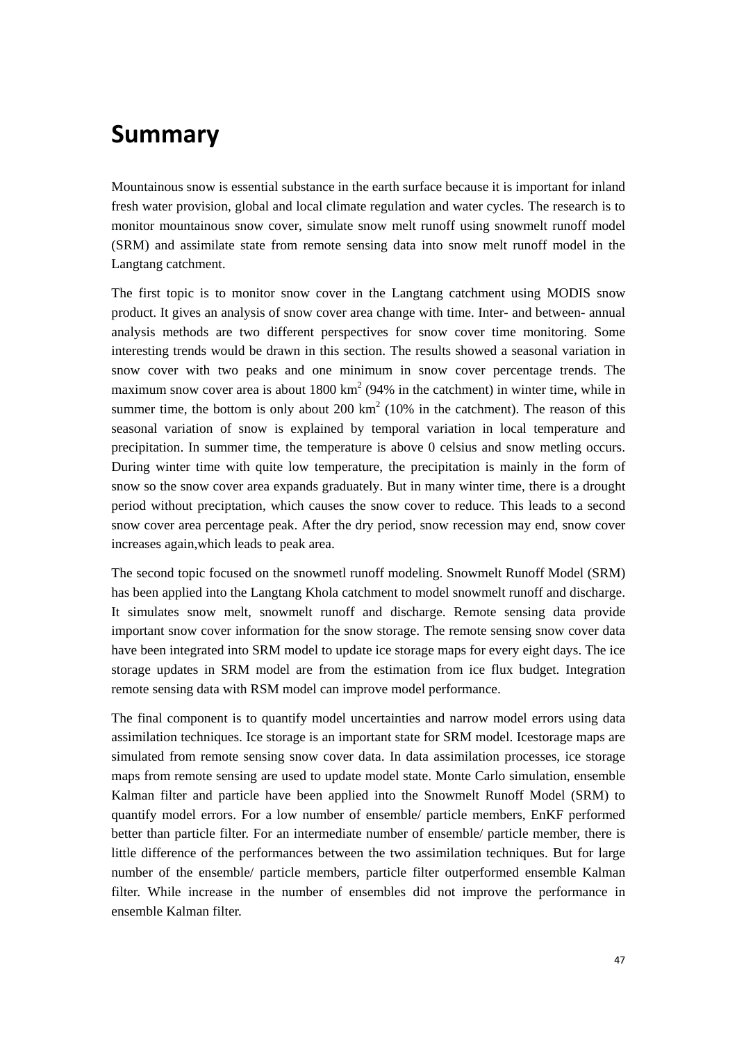# Summary

Mountainous snow is essential substance in the earth surface because it is important for inland fresh water provision, global and local climate regulation and water cycles. The research is to monitor mountainous snow cover, simulate snow melt runoff using snowmelt runoff model (SRM) and assimilate state from remote sensing data into snow melt runoff model in the Langtang catchment.

The first topic is to monitor snow cover in the Langtang catchment using MODIS snow product. It gives an analysis of snow cover area change with time. Inter- and between- annual analysis methods are two different perspectives for snow cover time monitoring. Some interesting trends would be drawn in this section. The results showed a seasonal variation in snow cover with two peaks and one minimum in snow cover percentage trends. The maximum snow cover area is about 1800 $km^2$ (94% in the catchment) in winter time, while in summer time, the bottom is only about 200 $km^2$ (10% in the catchment). The reason of this seasonal variation of snow is explained by temporal variation in local temperature and precipitation. In summer time, the temperature is above 0 celsius and snow metling occurs. During winter time with quite low temperature, the precipitation is mainly in the form of snow so the snow cover area expands graduately. But in many winter time, there is a drought period without preciptation, which causes the snow cover to reduce. This leads to a second snow cover area percentage peak. After the dry period, snow recession may end, snow cover increases again,which leads to peak area.

The second topic focused on the snowmetl runoff modeling. Snowmelt Runoff Model (SRM) has been applied into the Langtang Khola catchment to model snowmelt runoff and discharge. It simulates snow melt, snowmelt runoff and discharge. Remote sensing data provide important snow cover information for the snow storage. The remote sensing snow cover data have been integrated into SRM model to update ice storage maps for every eight days. The ice storage updates in SRM model are from the estimation from ice flux budget. Integration remote sensing data with RSM model can improve model performance.

The final component is to quantify model uncertainties and narrow model errors using data assimilation techniques. Ice storage is an important state for SRM model. Icestorage maps are simulated from remote sensing snow cover data. In data assimilation processes, ice storage maps from remote sensing are used to update model state. Monte Carlo simulation, ensemble Kalman filter and particle have been applied into the Snowmelt Runoff Model (SRM) to quantify model errors. For a low number of ensemble/ particle members, EnKF performed better than particle filter. For an intermediate number of ensemble/ particle member, there is little difference of the performances between the two assimilation techniques. But for large number of the ensemble/ particle members, particle filter outperformed ensemble Kalman filter. While increase in the number of ensembles did not improve the performance in ensemble Kalman filter.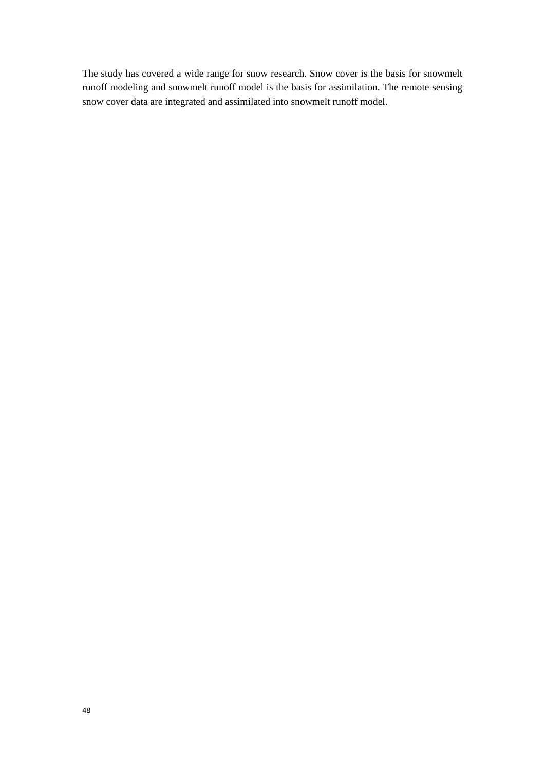The study has covered a wide range for snow research. Snow cover is the basis for snowmelt runoff modeling and snowmelt runoff model is the basis for assimilation. The remote sensing snow cover data are integrated and assimilated into snowmelt runoff model.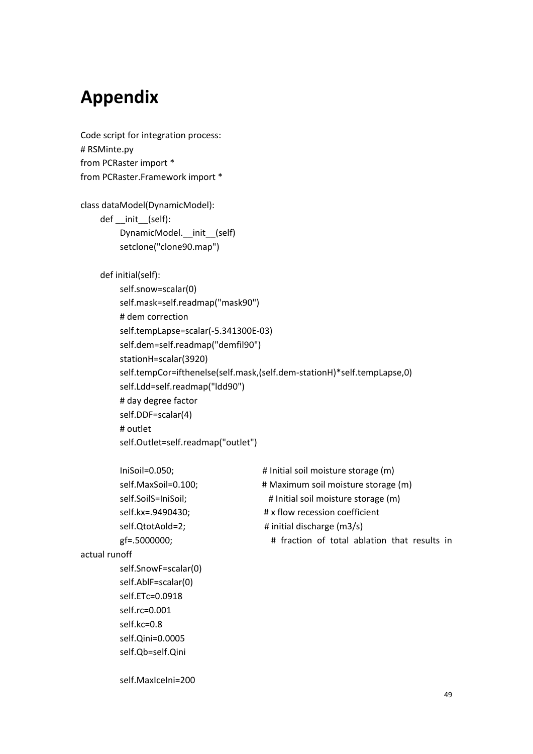# Appendix

Code script for integration process:

```
# RSMinte.py
from PCRaster import *
from PCRaster.Framework import *

class dataModel(DynamicModel):
    def __init__(self):
        DynamicModel.__init__(self)
        setclone("clone90.map")

    def initial(self):
        self.snow=scalar(0)
        self.mask=self.readmap("mask90")
        # dem correction
        self.tempLapse=scalar(-5.341300E-03)
        self.dem=self.readmap("demfil90")
        stationH=scalar(3920)
        self.tempCor=ifthenelse(self.mask,(self.dem-stationH)*self.tempLapse,0)
        self.Ldd=self.readmap("ldd90")
        # day degree factor
        self.DDF=scalar(4)
        # outlet
        self.Outlet=self.readmap("outlet")

        IniSoil=0.050;                  # Initial soil moisture storage (m)
        self.MaxSoil=0.100;             # Maximum soil moisture storage (m)
        self.SoilS=IniSoil;             # Initial soil moisture storage (m)
        self.kx=.9490430;               # x flow recession coefficient
        self.QtotAold=2;                # initial discharge (m3/s)
        gf=.5000000;                    # fraction of total ablation that results in
actual runoff
        self.SnowF=scalar(0)
        self.AblF=scalar(0)
        self.ETc=0.0918
        self.rc=0.001
        self.kc=0.8
        self.Qini=0.0005
        self.Qb=self.Qini

        self.MaxIceIni=200
```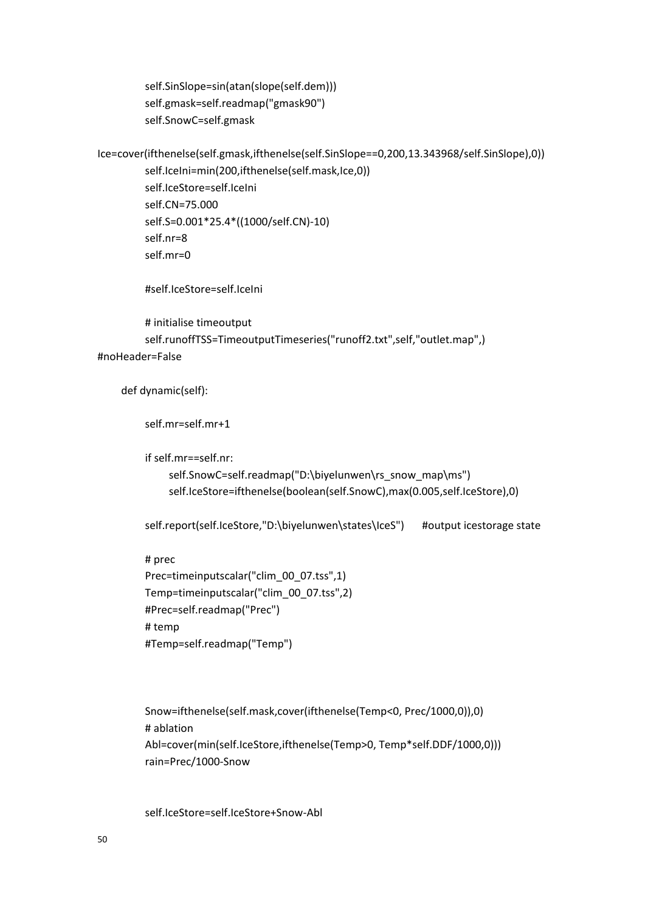```
        self.SinSlope=sin(atan(slope(self.dem)))
        self.gmask=self.readmap("gmask90")
        self.SnowC=self.gmask

Ice=cover(ifthenelse(self.gmask,ifthenelse(self.SinSlope==0,200,13.343968/self.SinSlope),0))
        self.IceIni=min(200,ifthenelse(self.mask,Ice,0))
        self.IceStore=self.IceIni
        self.CN=75.000
        self.S=0.001*25.4*((1000/self.CN)-10)
        self.nr=8
        self.mr=0

        #self.IceStore=self.IceIni

        # initialise timeoutput
        self.runoffTSS=TimeoutputTimeseries("runoff2.txt",self,"outlet.map",)
#noHeader=False

    def dynamic(self):

        self.mr=self.mr+1

        if self.mr==self.nr:
            self.SnowC=self.readmap("D:\biyelunwen\rs_snow_map\ms")
            self.IceStore=ifthenelse(boolean(self.SnowC),max(0.005,self.IceStore),0)

        self.report(self.IceStore,"D:\biyelunwen\states\IceS")      #output icestorage state

        # prec
        Prec=timeinputscalar("clim_00_07.tss",1)
        Temp=timeinputscalar("clim_00_07.tss",2)
        #Prec=self.readmap("Prec")
        # temp
        #Temp=self.readmap("Temp")



        Snow=ifthenelse(self.mask,cover(ifthenelse(Temp<0, Prec/1000,0)),0)
        # ablation
        Abl=cover(min(self.IceStore,ifthenelse(Temp>0, Temp*self.DDF/1000,0)))
        rain=Prec/1000-Snow


        self.IceStore=self.IceStore+Snow-Abl
```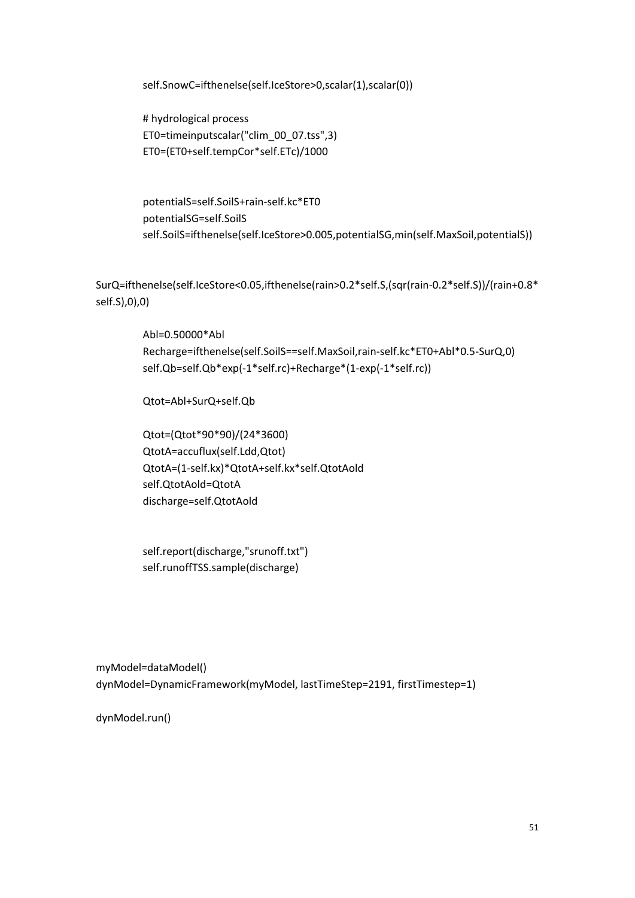```
        self.SnowC=ifthenelse(self.IceStore>0,scalar(1),scalar(0))

        # hydrological process
        ET0=timeinputscalar("clim_00_07.tss",3)
        ET0=(ET0+self.tempCor*self.ETc)/1000


        potentialS=self.SoilS+rain-self.kc*ET0
        potentialSG=self.SoilS
        self.SoilS=ifthenelse(self.IceStore>0.005,potentialSG,min(self.MaxSoil,potentialS))


SurQ=ifthenelse(self.IceStore<0.05,ifthenelse(rain>0.2*self.S,(sqr(rain-0.2*self.S))/(rain+0.8*
self.S),0),0)

        Abl=0.50000*Abl
        Recharge=ifthenelse(self.SoilS==self.MaxSoil,rain-self.kc*ET0+Abl*0.5-SurQ,0)
        self.Qb=self.Qb*exp(-1*self.rc)+Recharge*(1-exp(-1*self.rc))

        Qtot=Abl+SurQ+self.Qb

        Qtot=(Qtot*90*90)/(24*3600)
        QtotA=accuflux(self.Ldd,Qtot)
        QtotA=(1-self.kx)*QtotA+self.kx*self.QtotAold
        self.QtotAold=QtotA
        discharge=self.QtotAold


        self.report(discharge,"srunoff.txt")
        self.runoffTSS.sample(discharge)




myModel=dataModel()
dynModel=DynamicFramework(myModel, lastTimeStep=2191, firstTimestep=1)

dynModel.run()
```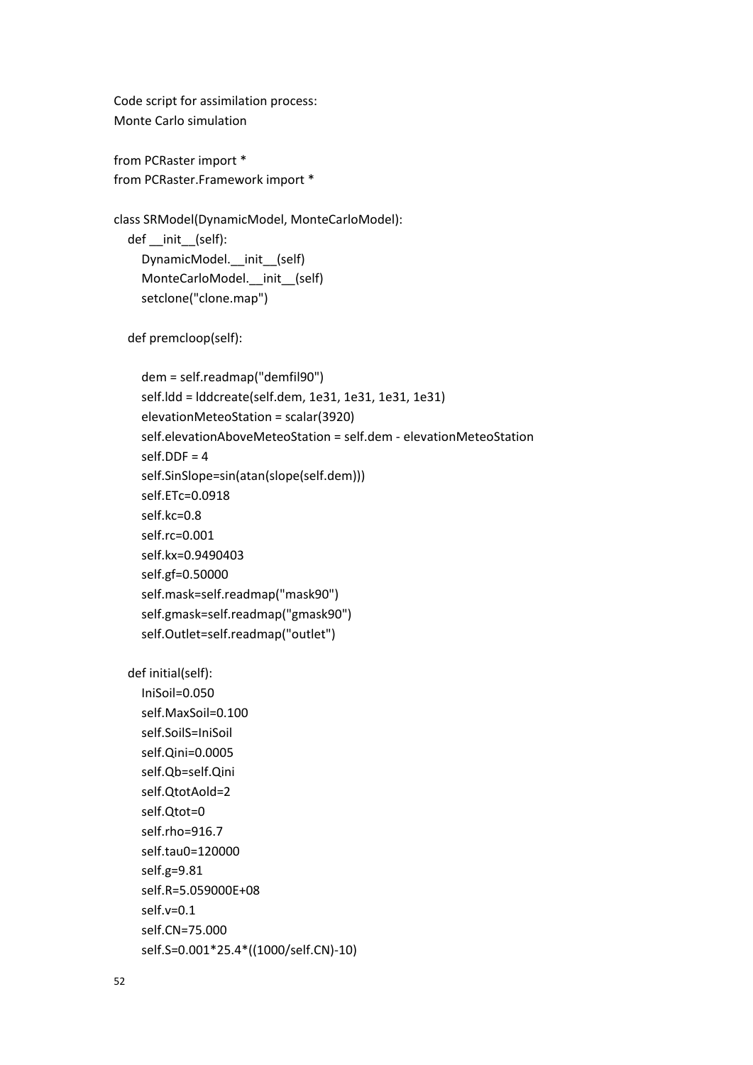Code script for assimilation process:
Monte Carlo simulation

```
from PCRaster import *
from PCRaster.Framework import *

class SRModel(DynamicModel, MonteCarloModel):
   def __init__(self):
      DynamicModel.__init__(self)
      MonteCarloModel.__init__(self)
      setclone("clone.map")

   def premcloop(self):

      dem = self.readmap("demfil90")
      self.ldd = lddcreate(self.dem, 1e31, 1e31, 1e31, 1e31)
      elevationMeteoStation = scalar(3920)
      self.elevationAboveMeteoStation = self.dem - elevationMeteoStation
      self.DDF = 4
      self.SinSlope=sin(atan(slope(self.dem)))
      self.ETc=0.0918
      self.kc=0.8
      self.rc=0.001
      self.kx=0.9490403
      self.gf=0.50000
      self.mask=self.readmap("mask90")
      self.gmask=self.readmap("gmask90")
      self.Outlet=self.readmap("outlet")

   def initial(self):
      IniSoil=0.050
      self.MaxSoil=0.100
      self.SoilS=IniSoil
      self.Qini=0.0005
      self.Qb=self.Qini
      self.QtotAold=2
      self.Qtot=0
      self.rho=916.7
      self.tau0=120000
      self.g=9.81
      self.R=5.059000E+08
      self.v=0.1
      self.CN=75.000
      self.S=0.001*25.4*((1000/self.CN)-10)
```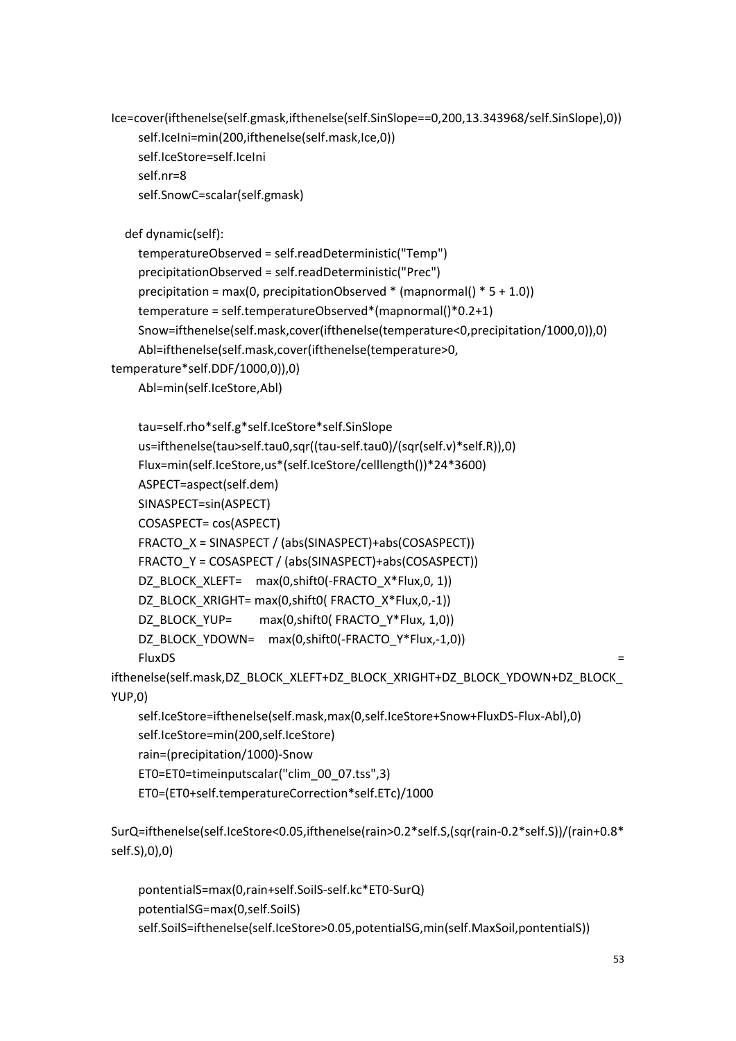```
Ice=cover(ifthenelse(self.gmask,ifthenelse(self.SinSlope==0,200,13.343968/self.SinSlope),0))
      self.IceIni=min(200,ifthenelse(self.mask,Ice,0))
      self.IceStore=self.IceIni
      self.nr=8
      self.SnowC=scalar(self.gmask)

   def dynamic(self):
      temperatureObserved = self.readDeterministic("Temp")
      precipitationObserved = self.readDeterministic("Prec")
      precipitation = max(0, precipitationObserved * (mapnormal() * 5 + 1.0))
      temperature = self.temperatureObserved*(mapnormal()*0.2+1)
      Snow=ifthenelse(self.mask,cover(ifthenelse(temperature<0,precipitation/1000,0)),0)
      Abl=ifthenelse(self.mask,cover(ifthenelse(temperature>0,
temperature*self.DDF/1000,0)),0)
      Abl=min(self.IceStore,Abl)

      tau=self.rho*self.g*self.IceStore*self.SinSlope
      us=ifthenelse(tau>self.tau0,sqr((tau-self.tau0)/(sqr(self.v)*self.R)),0)
      Flux=min(self.IceStore,us*(self.IceStore/celllength())*24*3600)
      ASPECT=aspect(self.dem)
      SINASPECT=sin(ASPECT)
      COSASPECT= cos(ASPECT)
      FRACTO_X = SINASPECT / (abs(SINASPECT)+abs(COSASPECT))
      FRACTO_Y = COSASPECT / (abs(SINASPECT)+abs(COSASPECT))
      DZ_BLOCK_XLEFT=    max(0,shift0(-FRACTO_X*Flux,0, 1))
      DZ_BLOCK_XRIGHT= max(0,shift0( FRACTO_X*Flux,0,-1))
      DZ_BLOCK_YUP=        max(0,shift0( FRACTO_Y*Flux, 1,0))
      DZ_BLOCK_YDOWN=    max(0,shift0(-FRACTO_Y*Flux,-1,0))
      FluxDS                                                                                   =
ifthenelse(self.mask,DZ_BLOCK_XLEFT+DZ_BLOCK_XRIGHT+DZ_BLOCK_YDOWN+DZ_BLOCK_
YUP,0)
      self.IceStore=ifthenelse(self.mask,max(0,self.IceStore+Snow+FluxDS-Flux-Abl),0)
      self.IceStore=min(200,self.IceStore)
      rain=(precipitation/1000)-Snow
      ET0=ET0=timeinputscalar("clim_00_07.tss",3)
      ET0=(ET0+self.temperatureCorrection*self.ETc)/1000

SurQ=ifthenelse(self.IceStore<0.05,ifthenelse(rain>0.2*self.S,(sqr(rain-0.2*self.S))/(rain+0.8*
self.S),0),0)

      pontentialS=max(0,rain+self.SoilS-self.kc*ET0-SurQ)
      potentialSG=max(0,self.SoilS)
      self.SoilS=ifthenelse(self.IceStore>0.05,potentialSG,min(self.MaxSoil,pontentialS))
```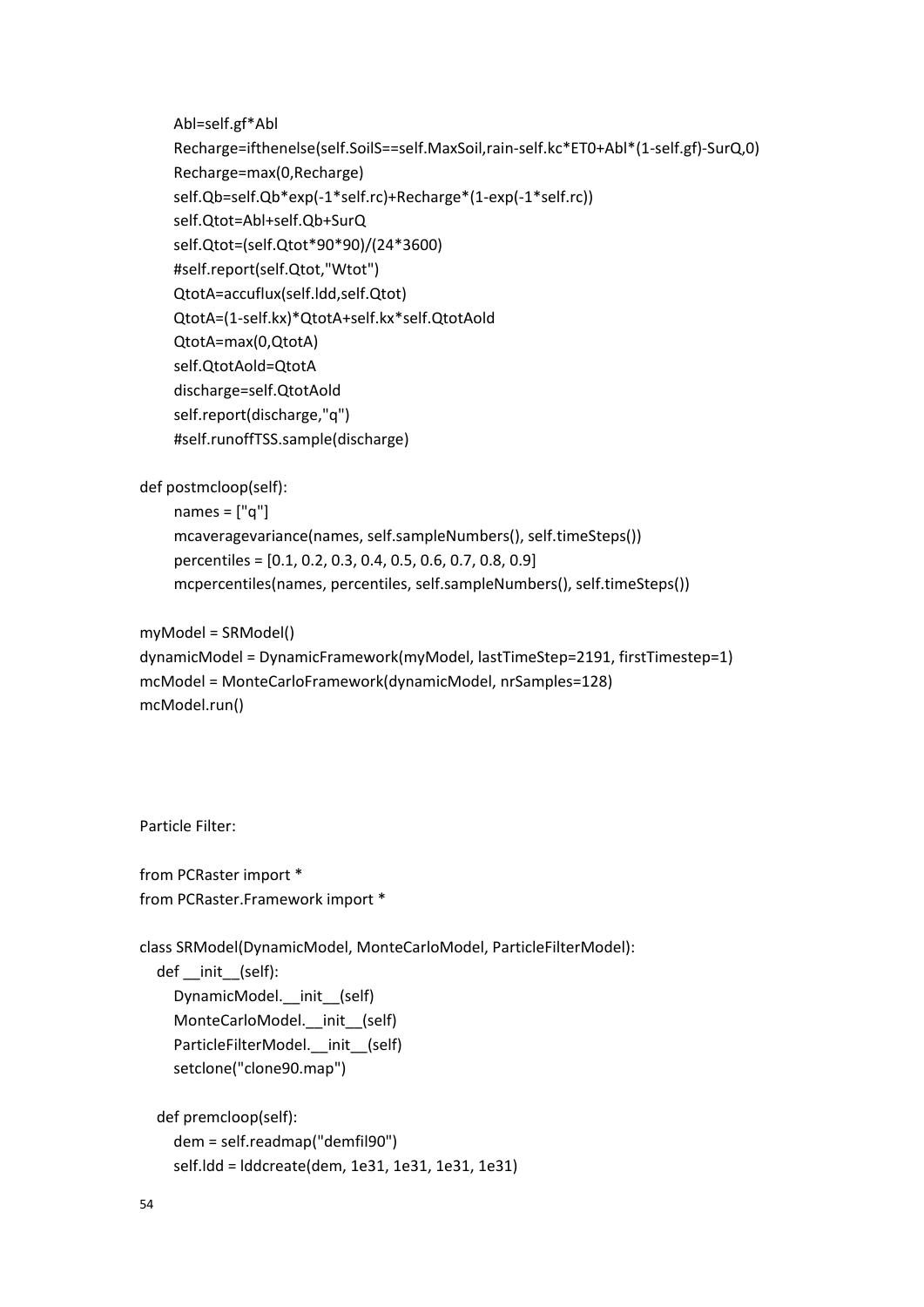```
        Abl=self.gf*Abl
        Recharge=ifthenelse(self.SoilS==self.MaxSoil,rain-self.kc*ET0+Abl*(1-self.gf)-SurQ,0)
        Recharge=max(0,Recharge)
        self.Qb=self.Qb*exp(-1*self.rc)+Recharge*(1-exp(-1*self.rc))
        self.Qtot=Abl+self.Qb+SurQ
        self.Qtot=(self.Qtot*90*90)/(24*3600)
        #self.report(self.Qtot,"Wtot")
        QtotA=accuflux(self.ldd,self.Qtot)
        QtotA=(1-self.kx)*QtotA+self.kx*self.QtotAold
        QtotA=max(0,QtotA)
        self.QtotAold=QtotA
        discharge=self.QtotAold
        self.report(discharge,"q")
        #self.runoffTSS.sample(discharge)

    def postmcloop(self):
        names = ["q"]
        mcaveragevariance(names, self.sampleNumbers(), self.timeSteps())
        percentiles = [0.1, 0.2, 0.3, 0.4, 0.5, 0.6, 0.7, 0.8, 0.9]
        mcpercentiles(names, percentiles, self.sampleNumbers(), self.timeSteps())

myModel = SRModel()
dynamicModel = DynamicFramework(myModel, lastTimeStep=2191, firstTimestep=1)
mcModel = MonteCarloFramework(dynamicModel, nrSamples=128)
mcModel.run()
```

Particle Filter:

```
from PCRaster import *
from PCRaster.Framework import *

class SRModel(DynamicModel, MonteCarloModel, ParticleFilterModel):
    def __init__(self):
        DynamicModel.__init__(self)
        MonteCarloModel.__init__(self)
        ParticleFilterModel.__init__(self)
        setclone("clone90.map")

    def premcloop(self):
        dem = self.readmap("demfil90")
        self.ldd = lddcreate(dem, 1e31, 1e31, 1e31, 1e31)
```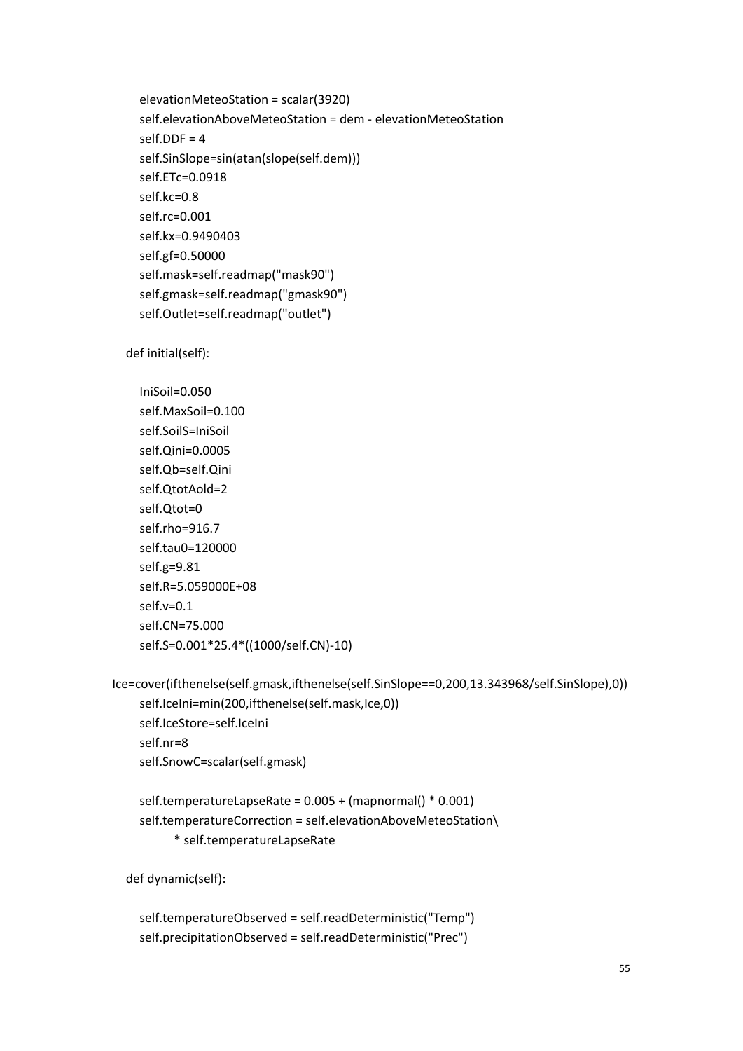```
        elevationMeteoStation = scalar(3920)
        self.elevationAboveMeteoStation = dem - elevationMeteoStation
        self.DDF = 4
        self.SinSlope=sin(atan(slope(self.dem)))
        self.ETc=0.0918
        self.kc=0.8
        self.rc=0.001
        self.kx=0.9490403
        self.gf=0.50000
        self.mask=self.readmap("mask90")
        self.gmask=self.readmap("gmask90")
        self.Outlet=self.readmap("outlet")

    def initial(self):

        IniSoil=0.050
        self.MaxSoil=0.100
        self.SoilS=IniSoil
        self.Qini=0.0005
        self.Qb=self.Qini
        self.QtotAold=2
        self.Qtot=0
        self.rho=916.7
        self.tau0=120000
        self.g=9.81
        self.R=5.059000E+08
        self.v=0.1
        self.CN=75.000
        self.S=0.001*25.4*((1000/self.CN)-10)

Ice=cover(ifthenelse(self.gmask,ifthenelse(self.SinSlope==0,200,13.343968/self.SinSlope),0))
        self.IceIni=min(200,ifthenelse(self.mask,Ice,0))
        self.IceStore=self.IceIni
        self.nr=8
        self.SnowC=scalar(self.gmask)

        self.temperatureLapseRate = 0.005 + (mapnormal() * 0.001)
        self.temperatureCorrection = self.elevationAboveMeteoStation\
                * self.temperatureLapseRate

    def dynamic(self):

        self.temperatureObserved = self.readDeterministic("Temp")
        self.precipitationObserved = self.readDeterministic("Prec")
```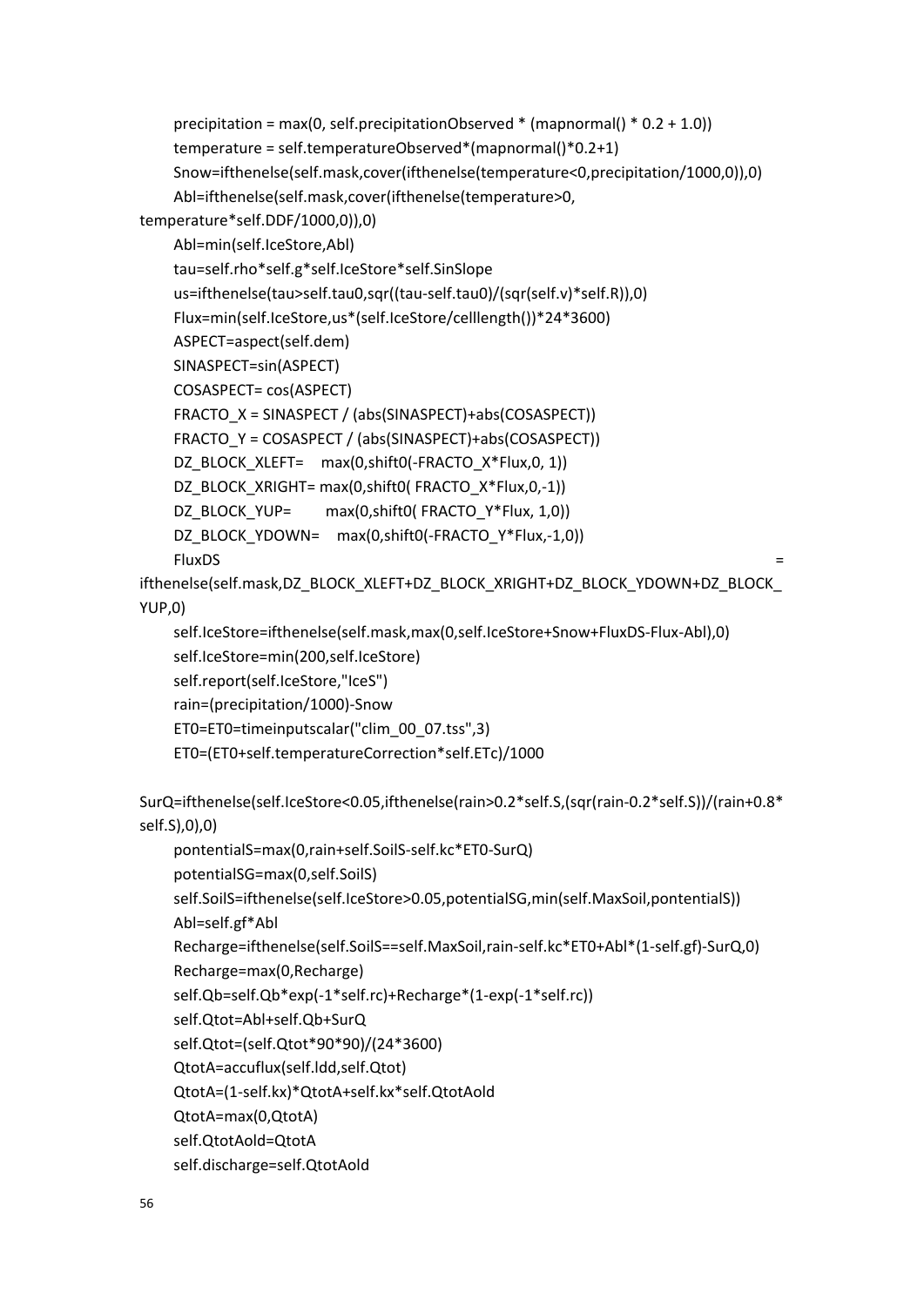```
precipitation = max(0, self.precipitationObserved * (mapnormal() * 0.2 + 1.0))
temperature = self.temperatureObserved*(mapnormal()*0.2+1)
Snow=ifthenelse(self.mask,cover(ifthenelse(temperature<0,precipitation/1000,0)),0)
Abl=ifthenelse(self.mask,cover(ifthenelse(temperature>0,
temperature*self.DDF/1000,0)),0)
Abl=min(self.IceStore,Abl)
tau=self.rho*self.g*self.IceStore*self.SinSlope
us=ifthenelse(tau>self.tau0,sqr((tau-self.tau0)/(sqr(self.v)*self.R)),0)
Flux=min(self.IceStore,us*(self.IceStore/celllength())*24*3600)
ASPECT=aspect(self.dem)
SINASPECT=sin(ASPECT)
COSASPECT= cos(ASPECT)
FRACTO_X = SINASPECT / (abs(SINASPECT)+abs(COSASPECT))
FRACTO_Y = COSASPECT / (abs(SINASPECT)+abs(COSASPECT))
DZ_BLOCK_XLEFT=    max(0,shift0(-FRACTO_X*Flux,0, 1))
DZ_BLOCK_XRIGHT= max(0,shift0( FRACTO_X*Flux,0,-1))
DZ_BLOCK_YUP=        max(0,shift0( FRACTO_Y*Flux, 1,0))
DZ_BLOCK_YDOWN=    max(0,shift0(-FRACTO_Y*Flux,-1,0))
FluxDS                                                                                    =
ifthenelse(self.mask,DZ_BLOCK_XLEFT+DZ_BLOCK_XRIGHT+DZ_BLOCK_YDOWN+DZ_BLOCK_
YUP,0)
self.IceStore=ifthenelse(self.mask,max(0,self.IceStore+Snow+FluxDS-Flux-Abl),0)
self.IceStore=min(200,self.IceStore)
self.report(self.IceStore,"IceS")
rain=(precipitation/1000)-Snow
ET0=ET0=timeinputscalar("clim_00_07.tss",3)
ET0=(ET0+self.temperatureCorrection*self.ETc)/1000

SurQ=ifthenelse(self.IceStore<0.05,ifthenelse(rain>0.2*self.S,(sqr(rain-0.2*self.S))/(rain+0.8*
self.S),0),0)
pontentialS=max(0,rain+self.SoilS-self.kc*ET0-SurQ)
potentialSG=max(0,self.SoilS)
self.SoilS=ifthenelse(self.IceStore>0.05,potentialSG,min(self.MaxSoil,pontentialS))
Abl=self.gf*Abl
Recharge=ifthenelse(self.SoilS==self.MaxSoil,rain-self.kc*ET0+Abl*(1-self.gf)-SurQ,0)
Recharge=max(0,Recharge)
self.Qb=self.Qb*exp(-1*self.rc)+Recharge*(1-exp(-1*self.rc))
self.Qtot=Abl+self.Qb+SurQ
self.Qtot=(self.Qtot*90*90)/(24*3600)
QtotA=accuflux(self.ldd,self.Qtot)
QtotA=(1-self.kx)*QtotA+self.kx*self.QtotAold
QtotA=max(0,QtotA)
self.QtotAold=QtotA
self.discharge=self.QtotAold
```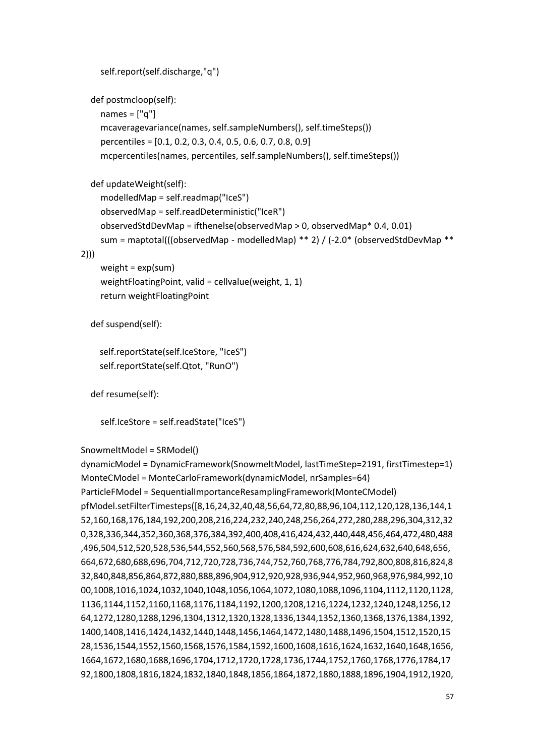```
        self.report(self.discharge,"q")

    def postmcloop(self):
        names = ["q"]
        mcaveragevariance(names, self.sampleNumbers(), self.timeSteps())
        percentiles = [0.1, 0.2, 0.3, 0.4, 0.5, 0.6, 0.7, 0.8, 0.9]
        mcpercentiles(names, percentiles, self.sampleNumbers(), self.timeSteps())

    def updateWeight(self):
        modelledMap = self.readmap("IceS")
        observedMap = self.readDeterministic("IceR")
        observedStdDevMap = ifthenelse(observedMap > 0, observedMap* 0.4, 0.01)
        sum = maptotal(((observedMap - modelledMap) ** 2) / (-2.0* (observedStdDevMap **
2)))
        weight = exp(sum)
        weightFloatingPoint, valid = cellvalue(weight, 1, 1)
        return weightFloatingPoint

    def suspend(self):

        self.reportState(self.IceStore, "IceS")
        self.reportState(self.Qtot, "RunO")

    def resume(self):

        self.IceStore = self.readState("IceS")

SnowmeltModel = SRModel()
dynamicModel = DynamicFramework(SnowmeltModel, lastTimeStep=2191, firstTimestep=1)
MonteCModel = MonteCarloFramework(dynamicModel, nrSamples=64)
ParticleFModel = SequentialImportanceResamplingFramework(MonteCModel)
pfModel.setFilterTimesteps([8,16,24,32,40,48,56,64,72,80,88,96,104,112,120,128,136,144,1
52,160,168,176,184,192,200,208,216,224,232,240,248,256,264,272,280,288,296,304,312,32
0,328,336,344,352,360,368,376,384,392,400,408,416,424,432,440,448,456,464,472,480,488
,496,504,512,520,528,536,544,552,560,568,576,584,592,600,608,616,624,632,640,648,656,
664,672,680,688,696,704,712,720,728,736,744,752,760,768,776,784,792,800,808,816,824,8
32,840,848,856,864,872,880,888,896,904,912,920,928,936,944,952,960,968,976,984,992,10
00,1008,1016,1024,1032,1040,1048,1056,1064,1072,1080,1088,1096,1104,1112,1120,1128,
1136,1144,1152,1160,1168,1176,1184,1192,1200,1208,1216,1224,1232,1240,1248,1256,12
64,1272,1280,1288,1296,1304,1312,1320,1328,1336,1344,1352,1360,1368,1376,1384,1392,
1400,1408,1416,1424,1432,1440,1448,1456,1464,1472,1480,1488,1496,1504,1512,1520,15
28,1536,1544,1552,1560,1568,1576,1584,1592,1600,1608,1616,1624,1632,1640,1648,1656,
1664,1672,1680,1688,1696,1704,1712,1720,1728,1736,1744,1752,1760,1768,1776,1784,17
92,1800,1808,1816,1824,1832,1840,1848,1856,1864,1872,1880,1888,1896,1904,1912,1920,
```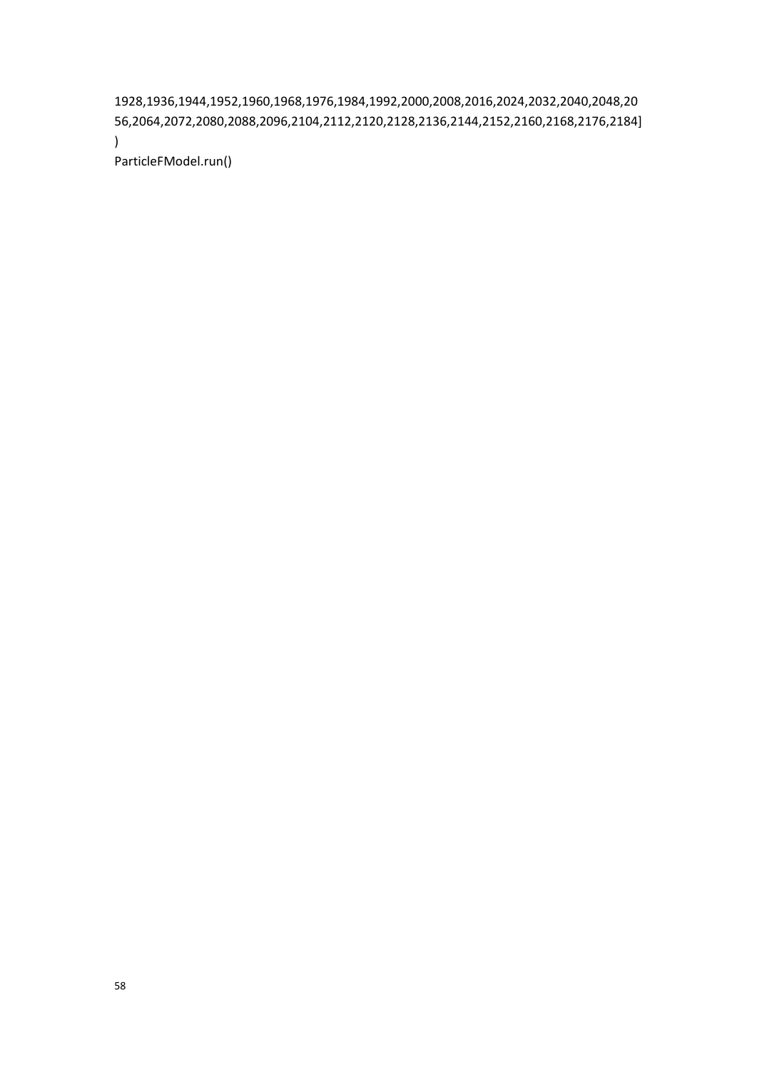```
1928,1936,1944,1952,1960,1968,1976,1984,1992,2000,2008,2016,2024,2032,2040,2048,20
56,2064,2072,2080,2088,2096,2104,2112,2120,2128,2136,2144,2152,2160,2168,2176,2184]
)
ParticleFModel.run()
```